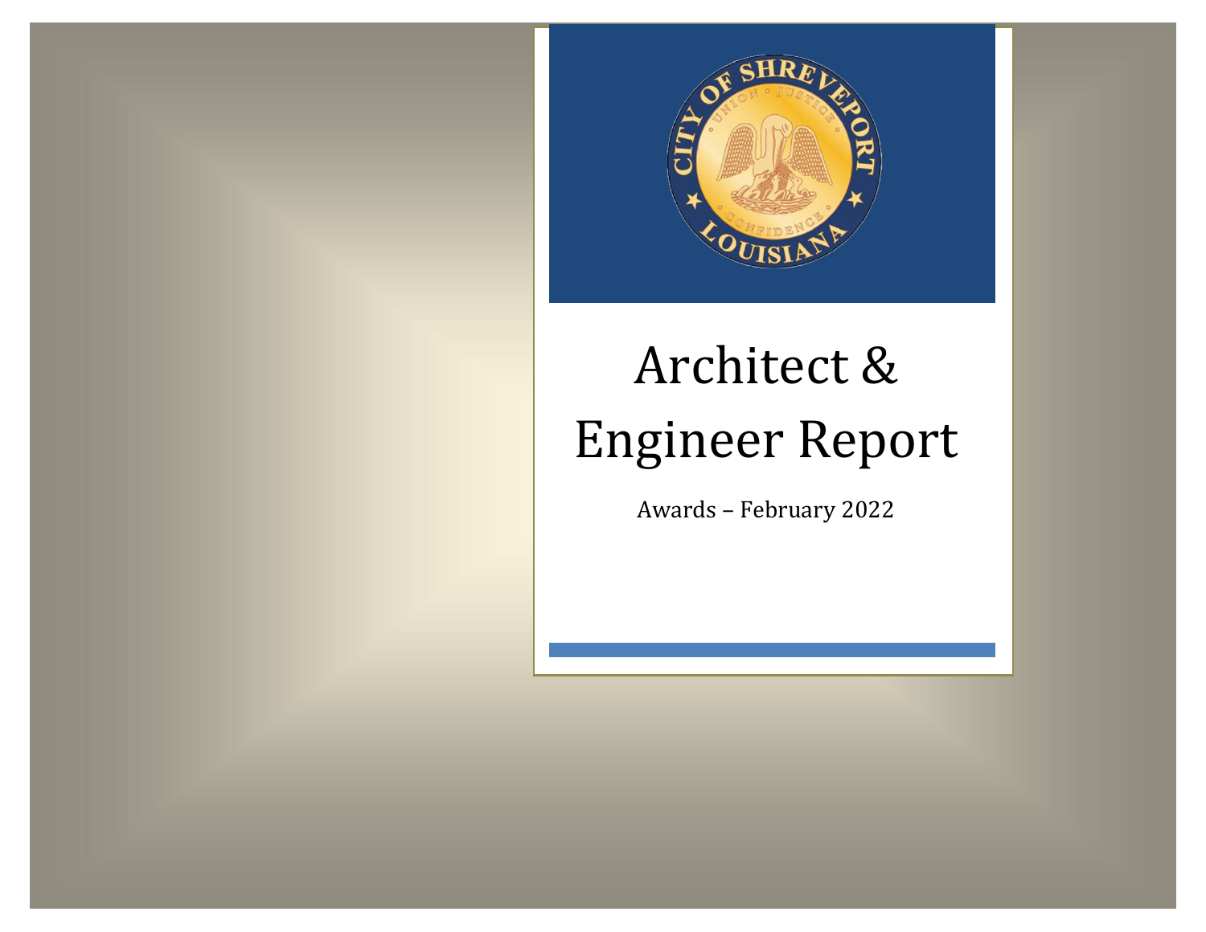# Architect & Engineer Report

Awards – February 2022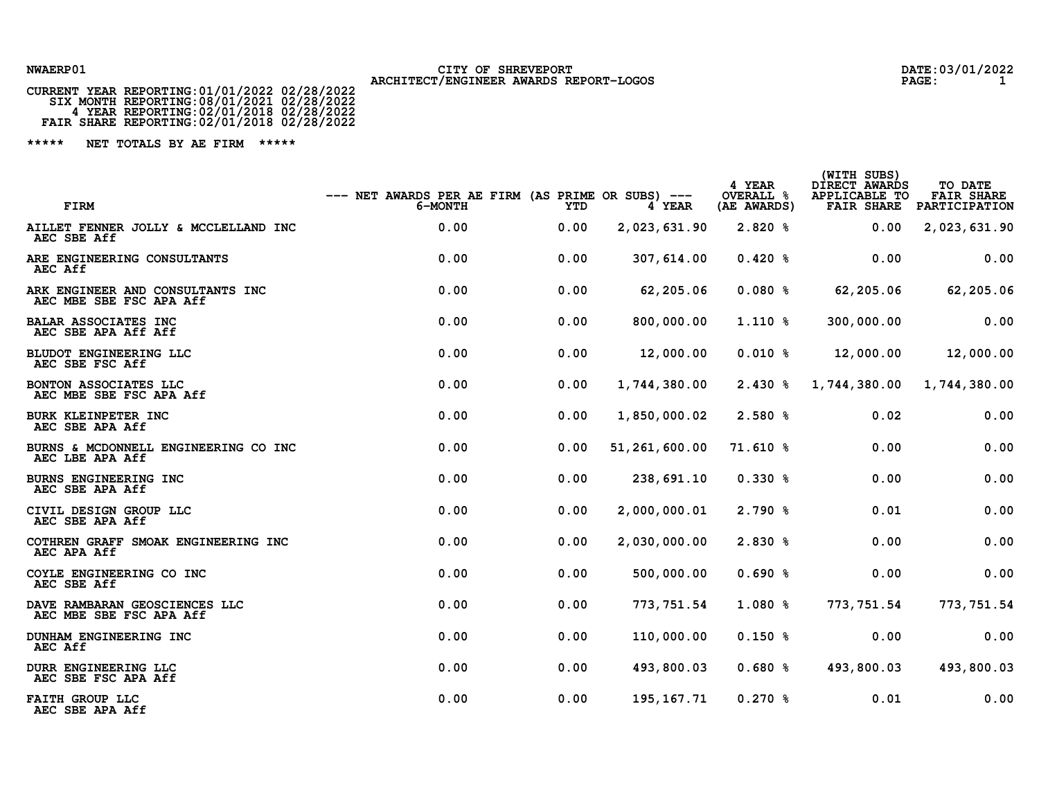NWAERP01

CITY OF SHREVEPORT
ARCHITECT/ENGINEER AWARDS REPORT-LOGOS

DATE:03/01/2022

CURRENT YEAR REPORTING:01/01/2022 02/28/2022
SIX MONTH REPORTING:08/01/2021 02/28/2022
4 YEAR REPORTING:02/01/2018 02/28/2022
FAIR SHARE REPORTING:02/01/2018 02/28/2022

***** NET TOTALS BY AE FIRM *****

| FIRM | --- NET AWARDS PER AE FIRM (AS PRIME OR SUBS) --- 6-MONTH | YTD | 4 YEAR | 4 YEAR OVERALL % (AE AWARDS) | (WITH SUBS) DIRECT AWARDS APPLICABLE TO FAIR SHARE | TO DATE FAIR SHARE PARTICIPATION |
|---|---|---|---|---|---|---|
| AILLET FENNER JOLLY & MCCLELLAND INC<br>AEC SBE Aff | 0.00 | 0.00 | 2,023,631.90 | 2.820 % | 0.00 | 2,023,631.90 |
| ARE ENGINEERING CONSULTANTS<br>AEC Aff | 0.00 | 0.00 | 307,614.00 | 0.420 % | 0.00 | 0.00 |
| ARK ENGINEER AND CONSULTANTS INC<br>AEC MBE SBE FSC APA Aff | 0.00 | 0.00 | 62,205.06 | 0.080 % | 62,205.06 | 62,205.06 |
| BALAR ASSOCIATES INC<br>AEC SBE APA Aff Aff | 0.00 | 0.00 | 800,000.00 | 1.110 % | 300,000.00 | 0.00 |
| BLUDOT ENGINEERING LLC<br>AEC SBE FSC Aff | 0.00 | 0.00 | 12,000.00 | 0.010 % | 12,000.00 | 12,000.00 |
| BONTON ASSOCIATES LLC<br>AEC MBE SBE FSC APA Aff | 0.00 | 0.00 | 1,744,380.00 | 2.430 % | 1,744,380.00 | 1,744,380.00 |
| BURK KLEINPETER INC<br>AEC SBE APA Aff | 0.00 | 0.00 | 1,850,000.02 | 2.580 % | 0.02 | 0.00 |
| BURNS & MCDONNELL ENGINEERING CO INC<br>AEC LBE APA Aff | 0.00 | 0.00 | 51,261,600.00 | 71.610 % | 0.00 | 0.00 |
| BURNS ENGINEERING INC<br>AEC SBE APA Aff | 0.00 | 0.00 | 238,691.10 | 0.330 % | 0.00 | 0.00 |
| CIVIL DESIGN GROUP LLC<br>AEC SBE APA Aff | 0.00 | 0.00 | 2,000,000.01 | 2.790 % | 0.01 | 0.00 |
| COTHREN GRAFF SMOAK ENGINEERING INC<br>AEC APA Aff | 0.00 | 0.00 | 2,030,000.00 | 2.830 % | 0.00 | 0.00 |
| COYLE ENGINEERING CO INC<br>AEC SBE Aff | 0.00 | 0.00 | 500,000.00 | 0.690 % | 0.00 | 0.00 |
| DAVE RAMBARAN GEOSCIENCES LLC<br>AEC MBE SBE FSC APA Aff | 0.00 | 0.00 | 773,751.54 | 1.080 % | 773,751.54 | 773,751.54 |
| DUNHAM ENGINEERING INC<br>AEC Aff | 0.00 | 0.00 | 110,000.00 | 0.150 % | 0.00 | 0.00 |
| DURR ENGINEERING LLC<br>AEC SBE FSC APA Aff | 0.00 | 0.00 | 493,800.03 | 0.680 % | 493,800.03 | 493,800.03 |
| FAITH GROUP LLC<br>AEC SBE APA Aff | 0.00 | 0.00 | 195,167.71 | 0.270 % | 0.01 | 0.00 |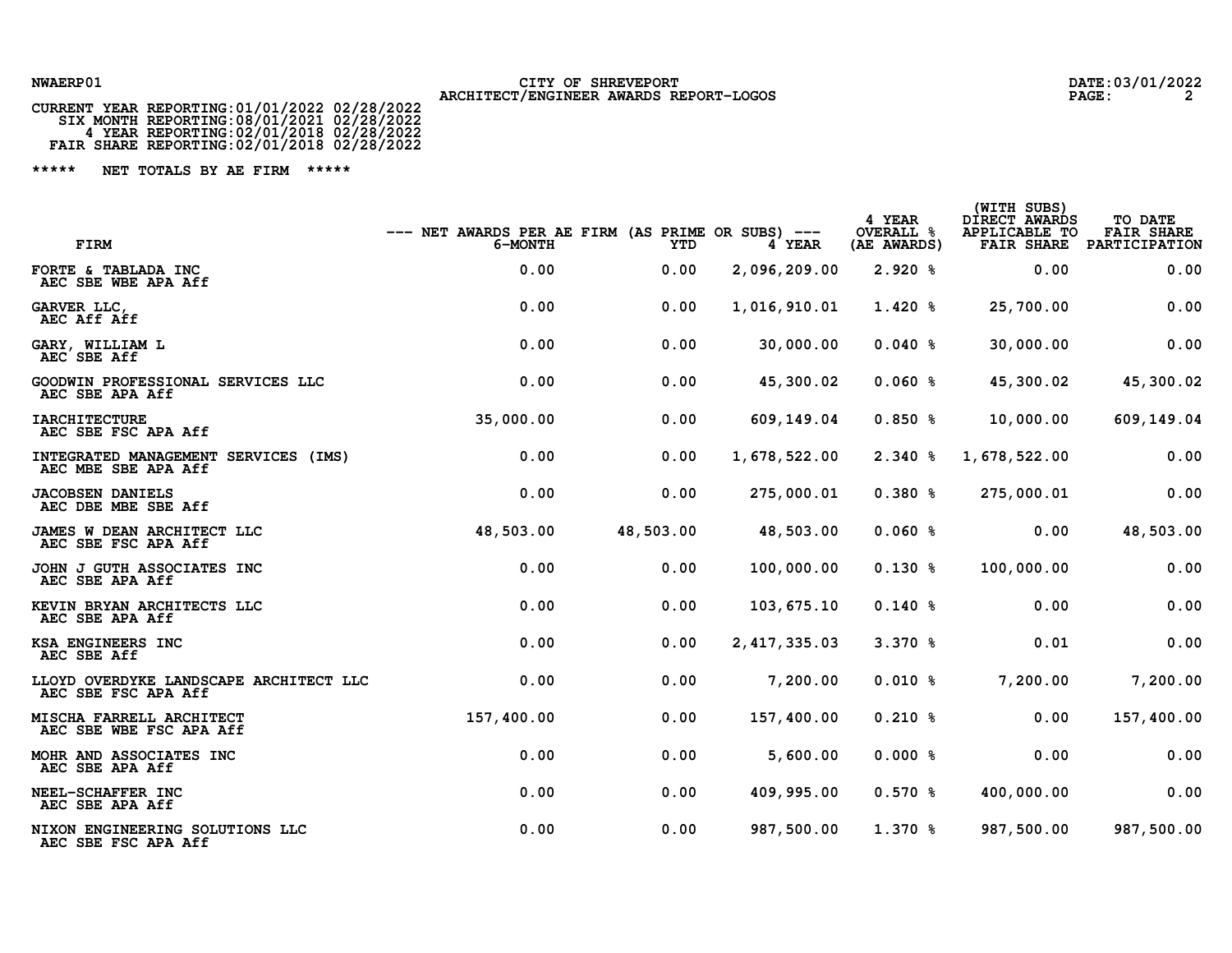CITY OF SHREVEPORT
ARCHITECT/ENGINEER AWARDS REPORT-LOGOS

NWAERP01

DATE:03/01/2022

CURRENT YEAR REPORTING:01/01/2022 02/28/2022
SIX MONTH REPORTING:08/01/2021 02/28/2022
4 YEAR REPORTING:02/01/2018 02/28/2022
FAIR SHARE REPORTING:02/01/2018 02/28/2022

***** NET TOTALS BY AE FIRM *****

| FIRM | --- NET AWARDS PER AE FIRM (AS PRIME OR SUBS) --- 6-MONTH | YTD | 4 YEAR | 4 YEAR OVERALL % (AE AWARDS) | (WITH SUBS) DIRECT AWARDS APPLICABLE TO FAIR SHARE | TO DATE FAIR SHARE PARTICIPATION |
|---|---|---|---|---|---|---|
| FORTE & TABLADA INC<br>AEC SBE WBE APA Aff | 0.00 | 0.00 | 2,096,209.00 | 2.920 % | 0.00 | 0.00 |
| GARVER LLC,<br>AEC Aff Aff | 0.00 | 0.00 | 1,016,910.01 | 1.420 % | 25,700.00 | 0.00 |
| GARY, WILLIAM L<br>AEC SBE Aff | 0.00 | 0.00 | 30,000.00 | 0.040 % | 30,000.00 | 0.00 |
| GOODWIN PROFESSIONAL SERVICES LLC<br>AEC SBE APA Aff | 0.00 | 0.00 | 45,300.02 | 0.060 % | 45,300.02 | 45,300.02 |
| IARCHITECTURE<br>AEC SBE FSC APA Aff | 35,000.00 | 0.00 | 609,149.04 | 0.850 % | 10,000.00 | 609,149.04 |
| INTEGRATED MANAGEMENT SERVICES (IMS)<br>AEC MBE SBE APA Aff | 0.00 | 0.00 | 1,678,522.00 | 2.340 % | 1,678,522.00 | 0.00 |
| JACOBSEN DANIELS<br>AEC DBE MBE SBE Aff | 0.00 | 0.00 | 275,000.01 | 0.380 % | 275,000.01 | 0.00 |
| JAMES W DEAN ARCHITECT LLC<br>AEC SBE FSC APA Aff | 48,503.00 | 48,503.00 | 48,503.00 | 0.060 % | 0.00 | 48,503.00 |
| JOHN J GUTH ASSOCIATES INC<br>AEC SBE APA Aff | 0.00 | 0.00 | 100,000.00 | 0.130 % | 100,000.00 | 0.00 |
| KEVIN BRYAN ARCHITECTS LLC<br>AEC SBE APA Aff | 0.00 | 0.00 | 103,675.10 | 0.140 % | 0.00 | 0.00 |
| KSA ENGINEERS INC<br>AEC SBE Aff | 0.00 | 0.00 | 2,417,335.03 | 3.370 % | 0.01 | 0.00 |
| LLOYD OVERDYKE LANDSCAPE ARCHITECT LLC<br>AEC SBE FSC APA Aff | 0.00 | 0.00 | 7,200.00 | 0.010 % | 7,200.00 | 7,200.00 |
| MISCHA FARRELL ARCHITECT<br>AEC SBE WBE FSC APA Aff | 157,400.00 | 0.00 | 157,400.00 | 0.210 % | 0.00 | 157,400.00 |
| MOHR AND ASSOCIATES INC<br>AEC SBE APA Aff | 0.00 | 0.00 | 5,600.00 | 0.000 % | 0.00 | 0.00 |
| NEEL-SCHAFFER INC<br>AEC SBE APA Aff | 0.00 | 0.00 | 409,995.00 | 0.570 % | 400,000.00 | 0.00 |
| NIXON ENGINEERING SOLUTIONS LLC<br>AEC SBE FSC APA Aff | 0.00 | 0.00 | 987,500.00 | 1.370 % | 987,500.00 | 987,500.00 |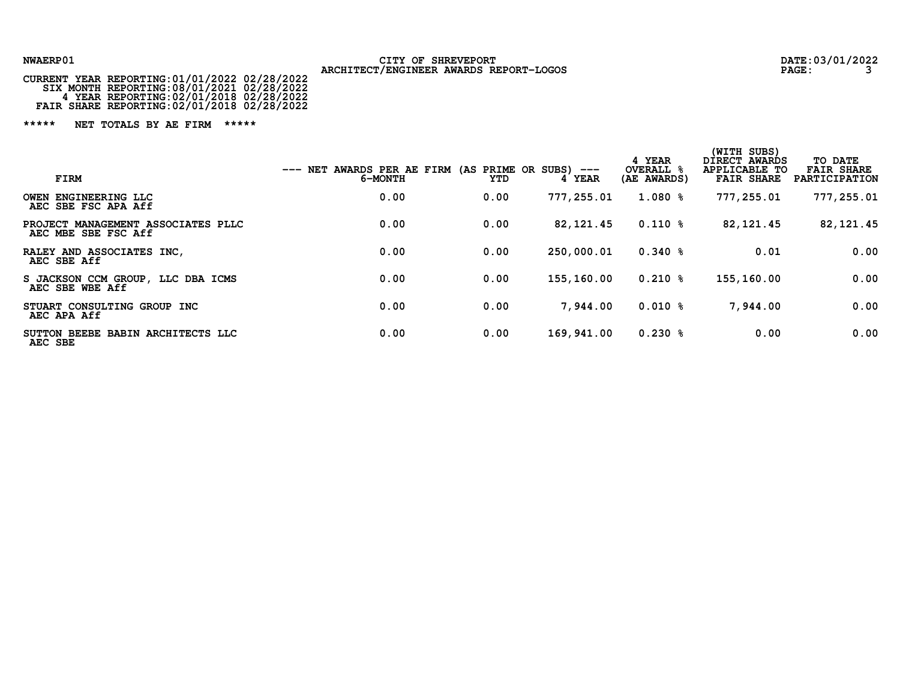NWAERP01

CITY OF SHREVEPORT
ARCHITECT/ENGINEER AWARDS REPORT-LOGOS

DATE:03/01/2022

CURRENT YEAR REPORTING:01/01/2022 02/28/2022
SIX MONTH REPORTING:08/01/2021 02/28/2022
4 YEAR REPORTING:02/01/2018 02/28/2022
FAIR SHARE REPORTING:02/01/2018 02/28/2022

***** NET TOTALS BY AE FIRM *****

| FIRM | --- NET AWARDS PER AE FIRM (AS PRIME OR SUBS) --- 6-MONTH | YTD | 4 YEAR | 4 YEAR OVERALL % (AE AWARDS) | (WITH SUBS) DIRECT AWARDS APPLICABLE TO FAIR SHARE | TO DATE FAIR SHARE PARTICIPATION |
|---|---|---|---|---|---|---|
| OWEN ENGINEERING LLC<br>AEC SBE FSC APA Aff | 0.00 | 0.00 | 777,255.01 | 1.080 % | 777,255.01 | 777,255.01 |
| PROJECT MANAGEMENT ASSOCIATES PLLC<br>AEC MBE SBE FSC Aff | 0.00 | 0.00 | 82,121.45 | 0.110 % | 82,121.45 | 82,121.45 |
| RALEY AND ASSOCIATES INC,<br>AEC SBE Aff | 0.00 | 0.00 | 250,000.01 | 0.340 % | 0.01 | 0.00 |
| S JACKSON CCM GROUP, LLC DBA ICMS<br>AEC SBE WBE Aff | 0.00 | 0.00 | 155,160.00 | 0.210 % | 155,160.00 | 0.00 |
| STUART CONSULTING GROUP INC<br>AEC APA Aff | 0.00 | 0.00 | 7,944.00 | 0.010 % | 7,944.00 | 0.00 |
| SUTTON BEEBE BABIN ARCHITECTS LLC<br>AEC SBE | 0.00 | 0.00 | 169,941.00 | 0.230 % | 0.00 | 0.00 |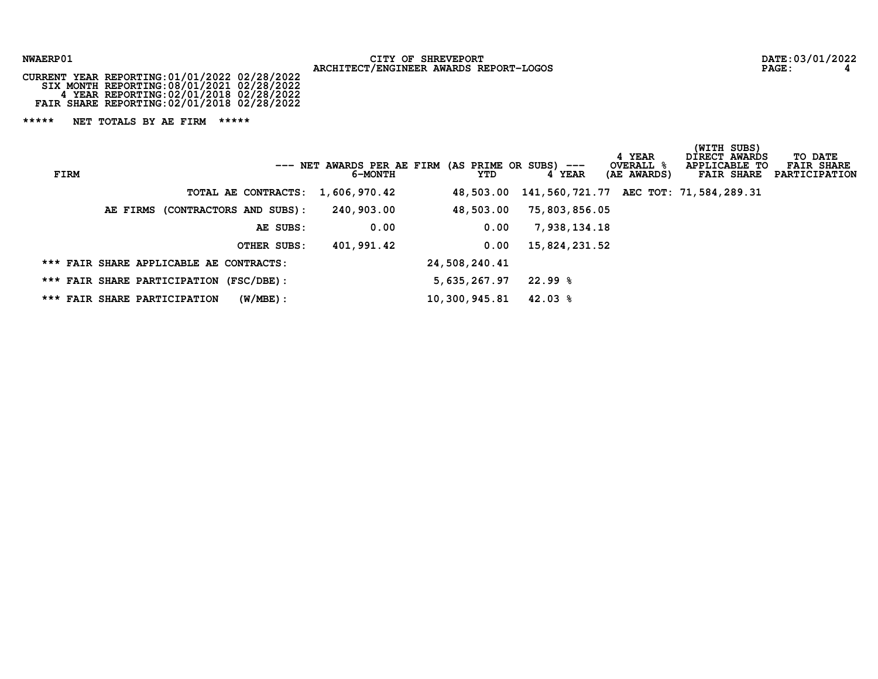NWAERP01

CITY OF SHREVEPORT
ARCHITECT/ENGINEER AWARDS REPORT-LOGOS

DATE:03/01/2022

CURRENT YEAR REPORTING:01/01/2022 02/28/2022
SIX MONTH REPORTING:08/01/2021 02/28/2022
4 YEAR REPORTING:02/01/2018 02/28/2022
FAIR SHARE REPORTING:02/01/2018 02/28/2022

***** NET TOTALS BY AE FIRM *****

| FIRM | --- NET AWARDS PER AE FIRM (AS PRIME OR SUBS) --- 6-MONTH | YTD | 4 YEAR | 4 YEAR OVERALL % (AE AWARDS) | (WITH SUBS) DIRECT AWARDS APPLICABLE TO FAIR SHARE | TO DATE FAIR SHARE PARTICIPATION |
|---|---|---|---|---|---|---|
| TOTAL AE CONTRACTS: | 1,606,970.42 | 48,503.00 | 141,560,721.77 | AEC TOT: | 71,584,289.31 | |
| AE FIRMS (CONTRACTORS AND SUBS): | 240,903.00 | 48,503.00 | 75,803,856.05 | | | |
| AE SUBS: | 0.00 | 0.00 | 7,938,134.18 | | | |
| OTHER SUBS: | 401,991.42 | 0.00 | 15,824,231.52 | | | |
| *** FAIR SHARE APPLICABLE AE CONTRACTS: | | 24,508,240.41 | | | | |
| *** FAIR SHARE PARTICIPATION (FSC/DBE): | | 5,635,267.97 | 22.99 % | | | |
| *** FAIR SHARE PARTICIPATION (W/MBE): | | 10,300,945.81 | 42.03 % | | | |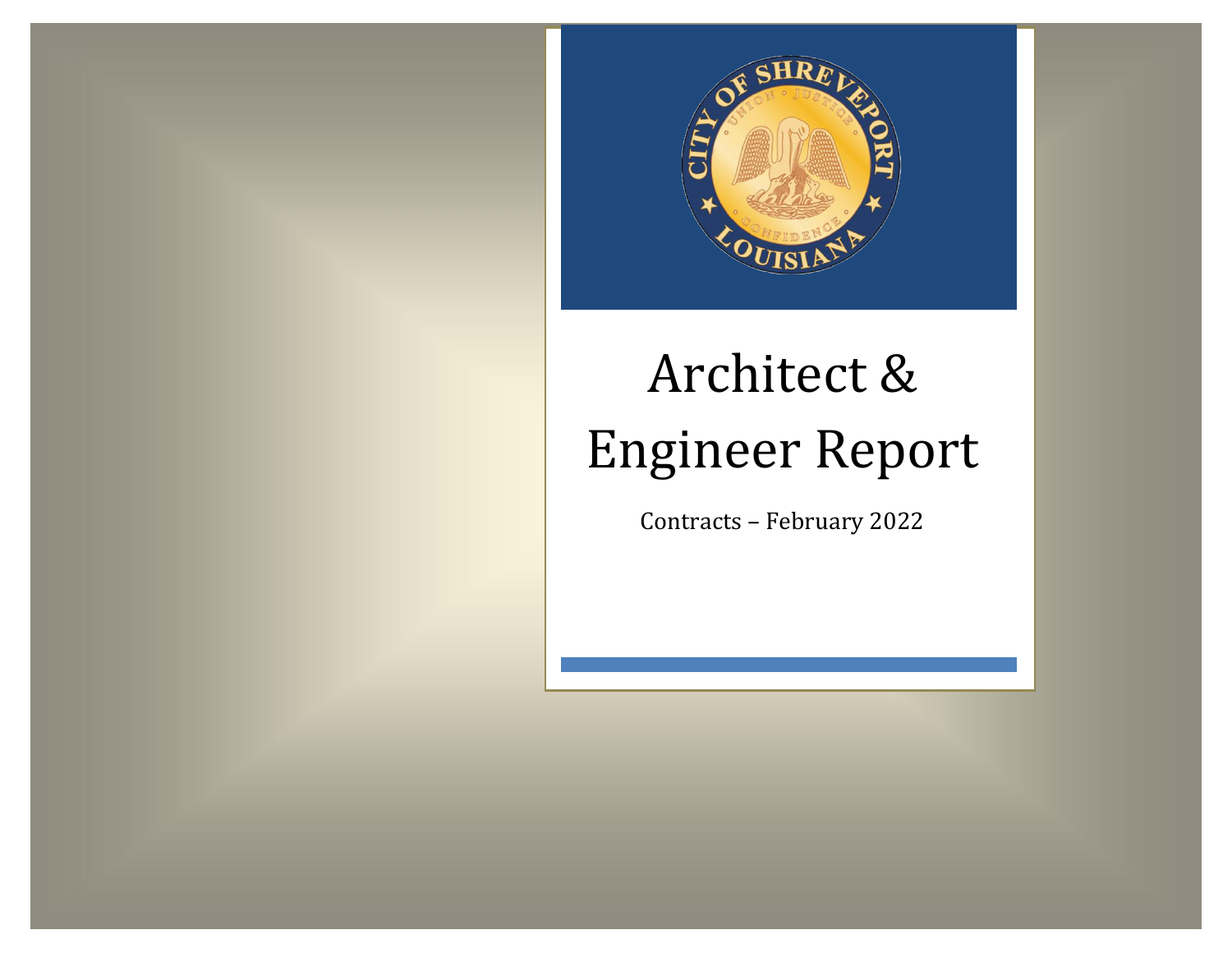# Architect & Engineer Report

Contracts – February 2022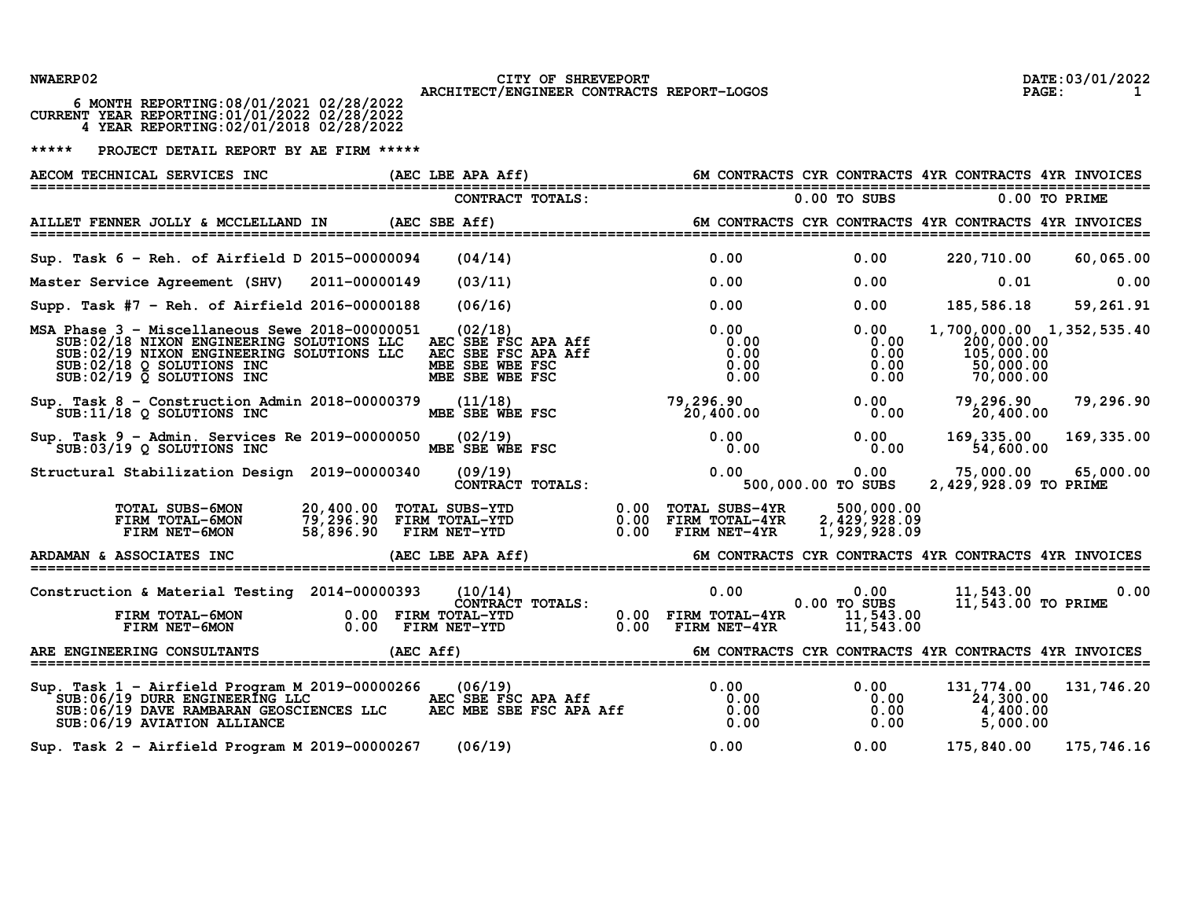NWAERP02 — CITY OF SHREVEPORT — ARCHITECT/ENGINEER CONTRACTS REPORT-LOGOS — DATE:03/01/2022

6 MONTH REPORTING:08/01/2021 02/28/2022
CURRENT YEAR REPORTING:01/01/2022 02/28/2022
4 YEAR REPORTING:02/01/2018 02/28/2022

***** PROJECT DETAIL REPORT BY AE FIRM *****

## AECOM TECHNICAL SERVICES INC (AEC LBE APA Aff)

| Project | Contract No. | Date / Codes | 6M CONTRACTS | CYR CONTRACTS | 4YR CONTRACTS | 4YR INVOICES |
|---|---|---|---|---|---|---|
| | | CONTRACT TOTALS: | | 0.00 TO SUBS | | 0.00 TO PRIME |

## AILLET FENNER JOLLY & MCCLELLAND IN (AEC SBE Aff)

| Project | Contract No. | Date / Codes | 6M CONTRACTS | CYR CONTRACTS | 4YR CONTRACTS | 4YR INVOICES |
|---|---|---|---|---|---|---|
| Sup. Task 6 - Reh. of Airfield D | 2015-00000094 | (04/14) | 0.00 | 0.00 | 220,710.00 | 60,065.00 |
| Master Service Agreement (SHV) | 2011-00000149 | (03/11) | 0.00 | 0.00 | 0.01 | 0.00 |
| Supp. Task #7 - Reh. of Airfield | 2016-00000188 | (06/16) | 0.00 | 0.00 | 185,586.18 | 59,261.91 |
| MSA Phase 3 - Miscellaneous Sewe | 2018-00000051 | (02/18) | 0.00 | 0.00 | 1,700,000.00 | 1,352,535.40 |
| SUB:02/18 NIXON ENGINEERING SOLUTIONS LLC | | AEC SBE FSC APA Aff | 0.00 | 0.00 | 200,000.00 | |
| SUB:02/19 NIXON ENGINEERING SOLUTIONS LLC | | AEC SBE FSC APA Aff | 0.00 | 0.00 | 105,000.00 | |
| SUB:02/18 Q SOLUTIONS INC | | MBE SBE WBE FSC | 0.00 | 0.00 | 50,000.00 | |
| SUB:02/19 Q SOLUTIONS INC | | MBE SBE WBE FSC | 0.00 | 0.00 | 70,000.00 | |
| Sup. Task 8 - Construction Admin | 2018-00000379 | (11/18) | 79,296.90 | 0.00 | 79,296.90 | 79,296.90 |
| SUB:11/18 Q SOLUTIONS INC | | MBE SBE WBE FSC | 20,400.00 | 0.00 | 20,400.00 | |
| Sup. Task 9 - Admin. Services Re | 2019-00000050 | (02/19) | 0.00 | 0.00 | 169,335.00 | 169,335.00 |
| SUB:03/19 Q SOLUTIONS INC | | MBE SBE WBE FSC | 0.00 | 0.00 | 54,600.00 | |
| Structural Stabilization Design | 2019-00000340 | (09/19) | 0.00 | 0.00 | 75,000.00 | 65,000.00 |
| | | CONTRACT TOTALS: | | 500,000.00 TO SUBS | 2,429,928.09 TO PRIME | |

| | | | | | |
|---|---|---|---|---|---|
| TOTAL SUBS-6MON | 20,400.00 | TOTAL SUBS-YTD | 0.00 | TOTAL SUBS-4YR | 500,000.00 |
| FIRM TOTAL-6MON | 79,296.90 | FIRM TOTAL-YTD | 0.00 | FIRM TOTAL-4YR | 2,429,928.09 |
| FIRM NET-6MON | 58,896.90 | FIRM NET-YTD | 0.00 | FIRM NET-4YR | 1,929,928.09 |

## ARDAMAN & ASSOCIATES INC (AEC LBE APA Aff)

| Project | Contract No. | Date / Codes | 6M CONTRACTS | CYR CONTRACTS | 4YR CONTRACTS | 4YR INVOICES |
|---|---|---|---|---|---|---|
| Construction & Material Testing | 2014-00000393 | (10/14) | 0.00 | 0.00 | 11,543.00 | 0.00 |
| | | CONTRACT TOTALS: | | 0.00 TO SUBS | 11,543.00 TO PRIME | |

| | | | | | |
|---|---|---|---|---|---|
| FIRM TOTAL-6MON | 0.00 | FIRM TOTAL-YTD | 0.00 | FIRM TOTAL-4YR | 11,543.00 |
| FIRM NET-6MON | 0.00 | FIRM NET-YTD | 0.00 | FIRM NET-4YR | 11,543.00 |

## ARE ENGINEERING CONSULTANTS (AEC Aff)

| Project | Contract No. | Date / Codes | 6M CONTRACTS | CYR CONTRACTS | 4YR CONTRACTS | 4YR INVOICES |
|---|---|---|---|---|---|---|
| Sup. Task 1 - Airfield Program M | 2019-00000266 | (06/19) | 0.00 | 0.00 | 131,774.00 | 131,746.20 |
| SUB:06/19 DURR ENGINEERING LLC | | AEC SBE FSC APA Aff | 0.00 | 0.00 | 24,300.00 | |
| SUB:06/19 DAVE RAMBARAN GEOSCIENCES LLC | | AEC MBE SBE FSC APA Aff | 0.00 | 0.00 | 4,400.00 | |
| SUB:06/19 AVIATION ALLIANCE | | | 0.00 | 0.00 | 5,000.00 | |
| Sup. Task 2 - Airfield Program M | 2019-00000267 | (06/19) | 0.00 | 0.00 | 175,840.00 | 175,746.16 |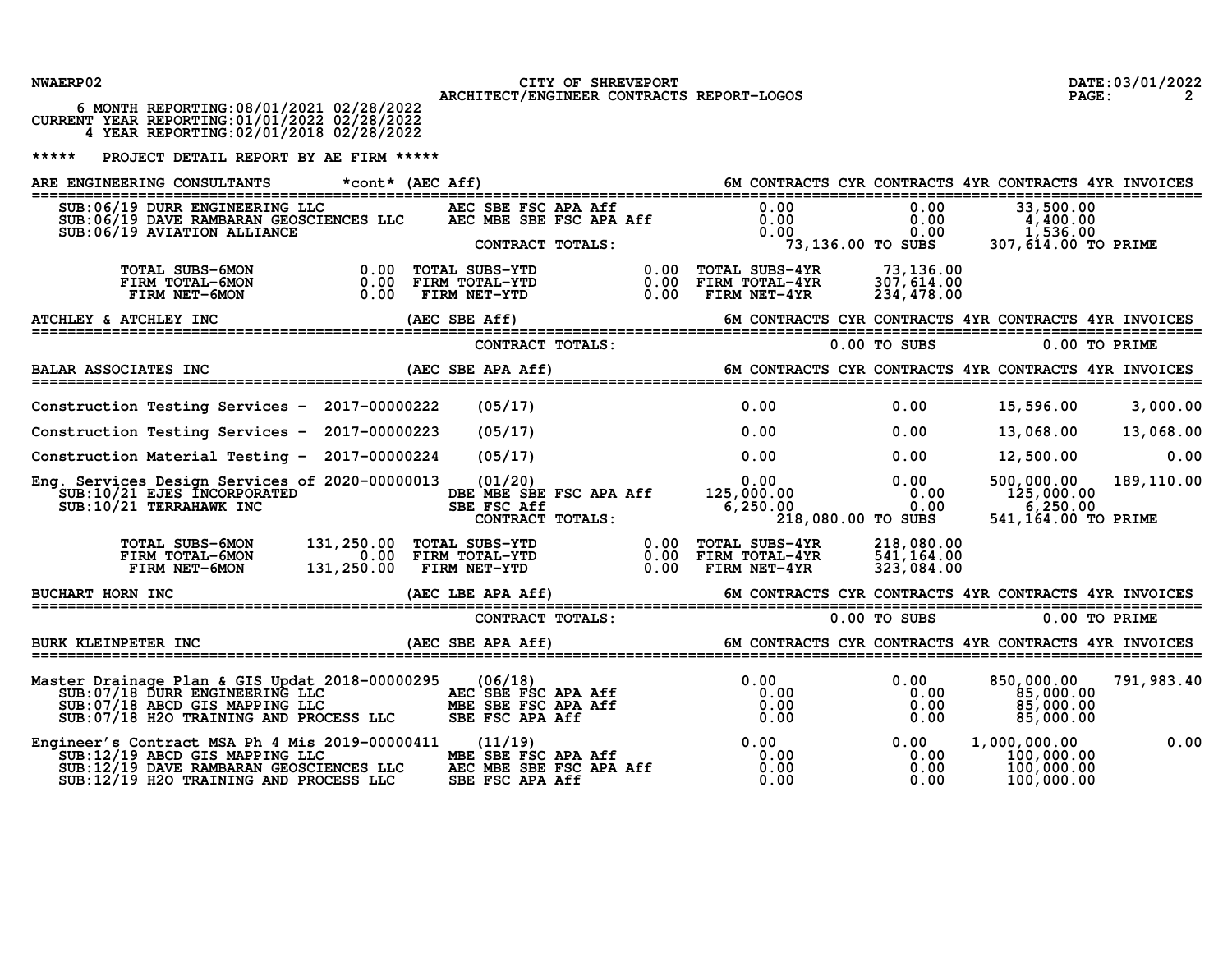NWAERP02

**CITY OF SHREVEPORT**
**ARCHITECT/ENGINEER CONTRACTS REPORT-LOGOS**

DATE:03/01/2022

6 MONTH REPORTING:08/01/2021 02/28/2022
CURRENT YEAR REPORTING:01/01/2022 02/28/2022
4 YEAR REPORTING:02/01/2018 02/28/2022

## ***** PROJECT DETAIL REPORT BY AE FIRM *****

### ARE ENGINEERING CONSULTANTS *cont* (AEC Aff)

| Project / Sub | | Date | Certifications | 6M CONTRACTS | CYR CONTRACTS | 4YR CONTRACTS | 4YR INVOICES |
|---|---|---|---|---|---|---|---|
| SUB:06/19 DURR ENGINEERING LLC | | | AEC SBE FSC APA Aff | 0.00 | 0.00 | 33,500.00 | |
| SUB:06/19 DAVE RAMBARAN GEOSCIENCES LLC | | | AEC MBE SBE FSC APA Aff | 0.00 | 0.00 | 4,400.00 | |
| SUB:06/19 AVIATION ALLIANCE | | | | 0.00 | 0.00 | 1,536.00 | |
| | | | CONTRACT TOTALS: | | 73,136.00 TO SUBS | 307,614.00 TO PRIME | |

| | | | | | |
|---|---|---|---|---|---|
| TOTAL SUBS-6MON | 0.00 | TOTAL SUBS-YTD | 0.00 | TOTAL SUBS-4YR | 73,136.00 |
| FIRM TOTAL-6MON | 0.00 | FIRM TOTAL-YTD | 0.00 | FIRM TOTAL-4YR | 307,614.00 |
| FIRM NET-6MON | 0.00 | FIRM NET-YTD | 0.00 | FIRM NET-4YR | 234,478.00 |

### ATCHLEY & ATCHLEY INC (AEC SBE Aff)

| | 6M CONTRACTS | CYR CONTRACTS | 4YR CONTRACTS | 4YR INVOICES |
|---|---|---|---|---|
| CONTRACT TOTALS: | | 0.00 TO SUBS | 0.00 TO PRIME | |

### BALAR ASSOCIATES INC (AEC SBE APA Aff)

| Project / Sub | Project No. | Date | Certifications | 6M CONTRACTS | CYR CONTRACTS | 4YR CONTRACTS | 4YR INVOICES |
|---|---|---|---|---|---|---|---|
| Construction Testing Services - | 2017-00000222 | (05/17) | | 0.00 | 0.00 | 15,596.00 | 3,000.00 |
| Construction Testing Services - | 2017-00000223 | (05/17) | | 0.00 | 0.00 | 13,068.00 | 13,068.00 |
| Construction Material Testing - | 2017-00000224 | (05/17) | | 0.00 | 0.00 | 12,500.00 | 0.00 |
| Eng. Services Design Services of | 2020-00000013 | (01/20) | | 0.00 | 0.00 | 500,000.00 | 189,110.00 |
| SUB:10/21 EJES INCORPORATED | | | DBE MBE SBE FSC APA Aff | 125,000.00 | 0.00 | 125,000.00 | |
| SUB:10/21 TERRAHAWK INC | | | SBE FSC Aff | 6,250.00 | 0.00 | 6,250.00 | |
| | | | CONTRACT TOTALS: | | 218,080.00 TO SUBS | 541,164.00 TO PRIME | |

| | | | | | |
|---|---|---|---|---|---|
| TOTAL SUBS-6MON | 131,250.00 | TOTAL SUBS-YTD | 0.00 | TOTAL SUBS-4YR | 218,080.00 |
| FIRM TOTAL-6MON | 0.00 | FIRM TOTAL-YTD | 0.00 | FIRM TOTAL-4YR | 541,164.00 |
| FIRM NET-6MON | 131,250.00 | FIRM NET-YTD | 0.00 | FIRM NET-4YR | 323,084.00 |

### BUCHART HORN INC (AEC LBE APA Aff)

| | 6M CONTRACTS | CYR CONTRACTS | 4YR CONTRACTS | 4YR INVOICES |
|---|---|---|---|---|
| CONTRACT TOTALS: | | 0.00 TO SUBS | 0.00 TO PRIME | |

### BURK KLEINPETER INC (AEC SBE APA Aff)

| Project / Sub | Project No. | Date | Certifications | 6M CONTRACTS | CYR CONTRACTS | 4YR CONTRACTS | 4YR INVOICES |
|---|---|---|---|---|---|---|---|
| Master Drainage Plan & GIS Updat | 2018-00000295 | (06/18) | | 0.00 | 0.00 | 850,000.00 | 791,983.40 |
| SUB:07/18 DURR ENGINEERING LLC | | | AEC SBE FSC APA Aff | 0.00 | 0.00 | 85,000.00 | |
| SUB:07/18 ABCD GIS MAPPING LLC | | | MBE SBE FSC APA Aff | 0.00 | 0.00 | 85,000.00 | |
| SUB:07/18 H2O TRAINING AND PROCESS LLC | | | SBE FSC APA Aff | 0.00 | 0.00 | 85,000.00 | |
| Engineer's Contract MSA Ph 4 Mis | 2019-00000411 | (11/19) | | 0.00 | 0.00 | 1,000,000.00 | 0.00 |
| SUB:12/19 ABCD GIS MAPPING LLC | | | MBE SBE FSC APA Aff | 0.00 | 0.00 | 100,000.00 | |
| SUB:12/19 DAVE RAMBARAN GEOSCIENCES LLC | | | AEC MBE SBE FSC APA Aff | 0.00 | 0.00 | 100,000.00 | |
| SUB:12/19 H2O TRAINING AND PROCESS LLC | | | SBE FSC APA Aff | 0.00 | 0.00 | 100,000.00 | |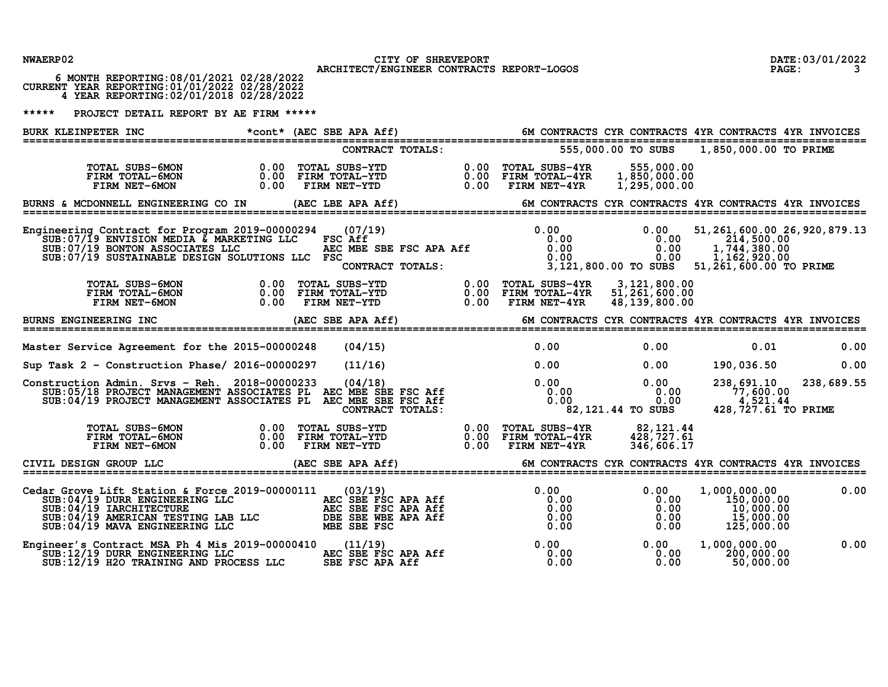NWAERP02 CITY OF SHREVEPORT DATE:03/01/2022

ARCHITECT/ENGINEER CONTRACTS REPORT-LOGOS

6 MONTH REPORTING:08/01/2021 02/28/2022
CURRENT YEAR REPORTING:01/01/2022 02/28/2022
4 YEAR REPORTING:02/01/2018 02/28/2022

***** PROJECT DETAIL REPORT BY AE FIRM *****

## BURK KLEINPETER INC *cont* (AEC SBE APA Aff)

| | | 6M CONTRACTS | CYR CONTRACTS | 4YR CONTRACTS | 4YR INVOICES |
|---|---|---|---|---|---|
| | CONTRACT TOTALS: | | 555,000.00 TO SUBS | 1,850,000.00 TO PRIME | |

| | | | | | |
|---|---|---|---|---|---|
| TOTAL SUBS-6MON | 0.00 | TOTAL SUBS-YTD | 0.00 | TOTAL SUBS-4YR | 555,000.00 |
| FIRM TOTAL-6MON | 0.00 | FIRM TOTAL-YTD | 0.00 | FIRM TOTAL-4YR | 1,850,000.00 |
| FIRM NET-6MON | 0.00 | FIRM NET-YTD | 0.00 | FIRM NET-4YR | 1,295,000.00 |

## BURNS & MCDONNELL ENGINEERING CO IN (AEC LBE APA Aff)

| | | 6M CONTRACTS | CYR CONTRACTS | 4YR CONTRACTS | 4YR INVOICES |
|---|---|---|---|---|---|
| Engineering Contract for Program 2019-00000294 | (07/19) | 0.00 | 0.00 | 51,261,600.00 | 26,920,879.13 |
| SUB:07/19 ENVISION MEDIA & MARKETING LLC | FSC Aff | 0.00 | 0.00 | 214,500.00 | |
| SUB:07/19 BONTON ASSOCIATES LLC | AEC MBE SBE FSC APA Aff | 0.00 | 0.00 | 1,744,380.00 | |
| SUB:07/19 SUSTAINABLE DESIGN SOLUTIONS LLC | FSC | 0.00 | 0.00 | 1,162,920.00 | |
| | CONTRACT TOTALS: | | 3,121,800.00 TO SUBS | 51,261,600.00 TO PRIME | |

| | | | | | |
|---|---|---|---|---|---|
| TOTAL SUBS-6MON | 0.00 | TOTAL SUBS-YTD | 0.00 | TOTAL SUBS-4YR | 3,121,800.00 |
| FIRM TOTAL-6MON | 0.00 | FIRM TOTAL-YTD | 0.00 | FIRM TOTAL-4YR | 51,261,600.00 |
| FIRM NET-6MON | 0.00 | FIRM NET-YTD | 0.00 | FIRM NET-4YR | 48,139,800.00 |

## BURNS ENGINEERING INC (AEC SBE APA Aff)

| | | 6M CONTRACTS | CYR CONTRACTS | 4YR CONTRACTS | 4YR INVOICES |
|---|---|---|---|---|---|
| Master Service Agreement for the 2015-00000248 | (04/15) | 0.00 | 0.00 | 0.01 | 0.00 |
| Sup Task 2 - Construction Phase/ 2016-00000297 | (11/16) | 0.00 | 0.00 | 190,036.50 | 0.00 |
| Construction Admin. Srvs - Reh. 2018-00000233 | (04/18) | 0.00 | 0.00 | 238,691.10 | 238,689.55 |
| SUB:05/18 PROJECT MANAGEMENT ASSOCIATES PL | AEC MBE SBE FSC Aff | 0.00 | 0.00 | 77,600.00 | |
| SUB:04/19 PROJECT MANAGEMENT ASSOCIATES PL | AEC MBE SBE FSC Aff | 0.00 | 0.00 | 4,521.44 | |
| | CONTRACT TOTALS: | | 82,121.44 TO SUBS | 428,727.61 TO PRIME | |

| | | | | | |
|---|---|---|---|---|---|
| TOTAL SUBS-6MON | 0.00 | TOTAL SUBS-YTD | 0.00 | TOTAL SUBS-4YR | 82,121.44 |
| FIRM TOTAL-6MON | 0.00 | FIRM TOTAL-YTD | 0.00 | FIRM TOTAL-4YR | 428,727.61 |
| FIRM NET-6MON | 0.00 | FIRM NET-YTD | 0.00 | FIRM NET-4YR | 346,606.17 |

## CIVIL DESIGN GROUP LLC (AEC SBE APA Aff)

| | | 6M CONTRACTS | CYR CONTRACTS | 4YR CONTRACTS | 4YR INVOICES |
|---|---|---|---|---|---|
| Cedar Grove Lift Station & Force 2019-00000111 | (03/19) | 0.00 | 0.00 | 1,000,000.00 | 0.00 |
| SUB:04/19 DURR ENGINEERING LLC | AEC SBE FSC APA Aff | 0.00 | 0.00 | 150,000.00 | |
| SUB:04/19 IARCHITECTURE | AEC SBE FSC APA Aff | 0.00 | 0.00 | 10,000.00 | |
| SUB:04/19 AMERICAN TESTING LAB LLC | DBE SBE WBE APA Aff | 0.00 | 0.00 | 15,000.00 | |
| SUB:04/19 MAVA ENGINEERING LLC | MBE SBE FSC | 0.00 | 0.00 | 125,000.00 | |
| Engineer's Contract MSA Ph 4 Mis 2019-00000410 | (11/19) | 0.00 | 0.00 | 1,000,000.00 | 0.00 |
| SUB:12/19 DURR ENGINEERING LLC | AEC SBE FSC APA Aff | 0.00 | 0.00 | 200,000.00 | |
| SUB:12/19 H2O TRAINING AND PROCESS LLC | SBE FSC APA Aff | 0.00 | 0.00 | 50,000.00 | |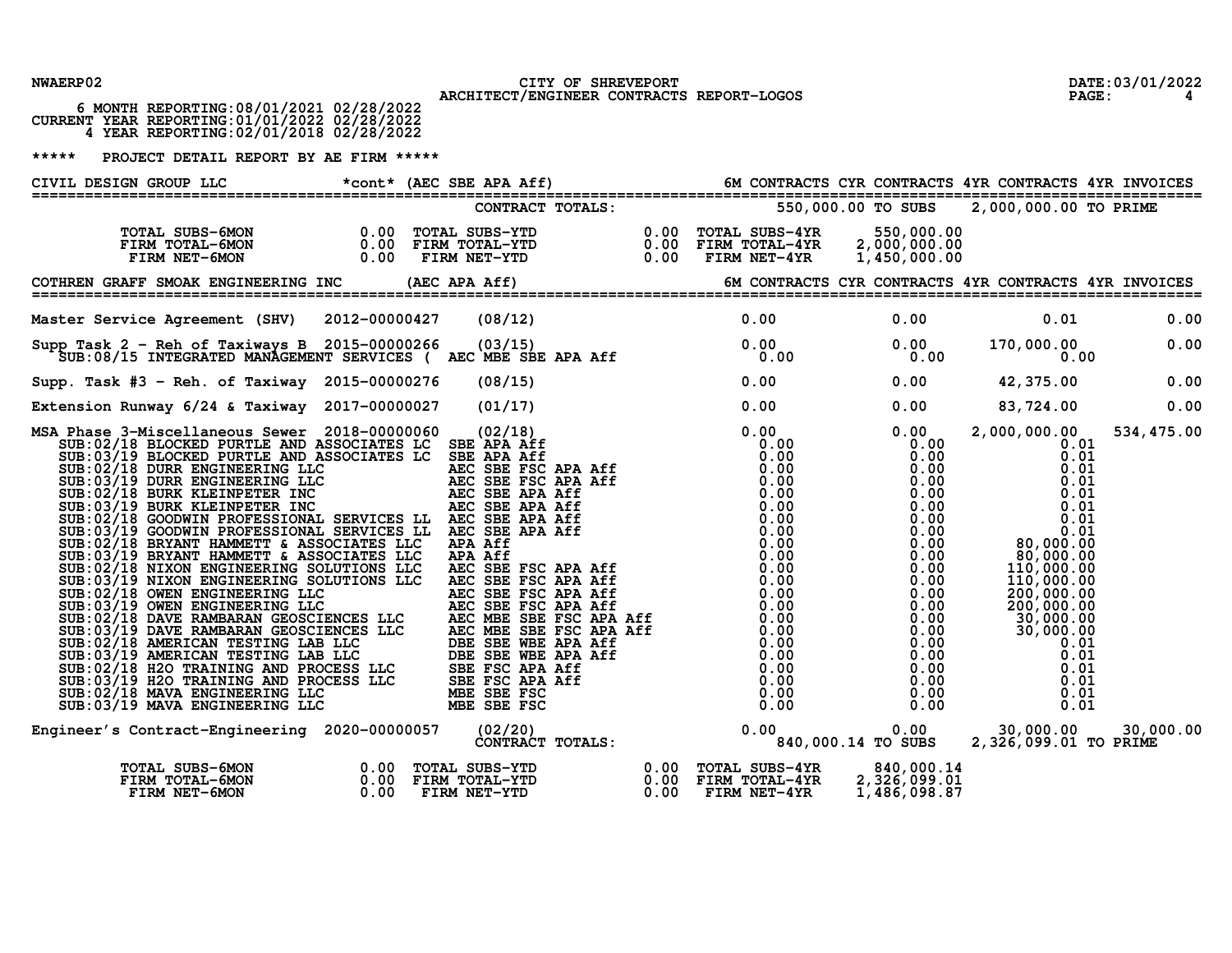CITY OF SHREVEPORT
ARCHITECT/ENGINEER CONTRACTS REPORT-LOGOS

NWAERP02 DATE:03/01/2022

6 MONTH REPORTING:08/01/2021 02/28/2022
CURRENT YEAR REPORTING:01/01/2022 02/28/2022
4 YEAR REPORTING:02/01/2018 02/28/2022

***** PROJECT DETAIL REPORT BY AE FIRM *****

## CIVIL DESIGN GROUP LLC *cont* (AEC SBE APA Aff)

| | | | 6M CONTRACTS | CYR CONTRACTS | 4YR CONTRACTS | 4YR INVOICES |
|---|---|---|---|---|---|---|
| | | CONTRACT TOTALS: | | 550,000.00 TO SUBS | 2,000,000.00 TO PRIME | |

| | | | | | |
|---|---|---|---|---|---|
| TOTAL SUBS-6MON | 0.00 | TOTAL SUBS-YTD | 0.00 | TOTAL SUBS-4YR | 550,000.00 |
| FIRM TOTAL-6MON | 0.00 | FIRM TOTAL-YTD | 0.00 | FIRM TOTAL-4YR | 2,000,000.00 |
| FIRM NET-6MON | 0.00 | FIRM NET-YTD | 0.00 | FIRM NET-4YR | 1,450,000.00 |

## COTHREN GRAFF SMOAK ENGINEERING INC (AEC APA Aff)

| Project | Contract No. | Date / Certifications | 6M CONTRACTS | CYR CONTRACTS | 4YR CONTRACTS | 4YR INVOICES |
|---|---|---|---|---|---|---|
| Master Service Agreement (SHV) | 2012-00000427 | (08/12) | 0.00 | 0.00 | 0.01 | 0.00 |
| Supp Task 2 - Reh of Taxiways B | 2015-00000266 | (03/15) | 0.00 | 0.00 | 170,000.00 | 0.00 |
| SUB:08/15 INTEGRATED MANAGEMENT SERVICES ( | | AEC MBE SBE APA Aff | 0.00 | 0.00 | 0.00 | |
| Supp. Task #3 - Reh. of Taxiway | 2015-00000276 | (08/15) | 0.00 | 0.00 | 42,375.00 | 0.00 |
| Extension Runway 6/24 & Taxiway | 2017-00000027 | (01/17) | 0.00 | 0.00 | 83,724.00 | 0.00 |
| MSA Phase 3-Miscellaneous Sewer | 2018-00000060 | (02/18) | 0.00 | 0.00 | 2,000,000.00 | 534,475.00 |
| SUB:02/18 BLOCKED PURTLE AND ASSOCIATES LC | | SBE APA Aff | 0.00 | 0.00 | 0.01 | |
| SUB:03/19 BLOCKED PURTLE AND ASSOCIATES LC | | SBE APA Aff | 0.00 | 0.00 | 0.01 | |
| SUB:02/18 DURR ENGINEERING LLC | | AEC SBE FSC APA Aff | 0.00 | 0.00 | 0.01 | |
| SUB:03/19 DURR ENGINEERING LLC | | AEC SBE FSC APA Aff | 0.00 | 0.00 | 0.01 | |
| SUB:02/18 BURK KLEINPETER INC | | AEC SBE APA Aff | 0.00 | 0.00 | 0.01 | |
| SUB:03/19 BURK KLEINPETER INC | | AEC SBE APA Aff | 0.00 | 0.00 | 0.01 | |
| SUB:02/18 GOODWIN PROFESSIONAL SERVICES LL | | AEC SBE APA Aff | 0.00 | 0.00 | 0.01 | |
| SUB:03/19 GOODWIN PROFESSIONAL SERVICES LL | | AEC SBE APA Aff | 0.00 | 0.00 | 0.01 | |
| SUB:02/18 BRYANT HAMMETT & ASSOCIATES LLC | | APA Aff | 0.00 | 0.00 | 80,000.00 | |
| SUB:03/19 BRYANT HAMMETT & ASSOCIATES LLC | | APA Aff | 0.00 | 0.00 | 80,000.00 | |
| SUB:02/18 NIXON ENGINEERING SOLUTIONS LLC | | AEC SBE FSC APA Aff | 0.00 | 0.00 | 110,000.00 | |
| SUB:03/19 NIXON ENGINEERING SOLUTIONS LLC | | AEC SBE FSC APA Aff | 0.00 | 0.00 | 110,000.00 | |
| SUB:02/18 OWEN ENGINEERING LLC | | AEC SBE FSC APA Aff | 0.00 | 0.00 | 200,000.00 | |
| SUB:03/19 OWEN ENGINEERING LLC | | AEC SBE FSC APA Aff | 0.00 | 0.00 | 200,000.00 | |
| SUB:02/18 DAVE RAMBARAN GEOSCIENCES LLC | | AEC MBE SBE FSC APA Aff | 0.00 | 0.00 | 30,000.00 | |
| SUB:03/19 DAVE RAMBARAN GEOSCIENCES LLC | | AEC MBE SBE FSC APA Aff | 0.00 | 0.00 | 30,000.00 | |
| SUB:02/18 AMERICAN TESTING LAB LLC | | DBE SBE WBE APA Aff | 0.00 | 0.00 | 0.01 | |
| SUB:03/19 AMERICAN TESTING LAB LLC | | DBE SBE WBE APA Aff | 0.00 | 0.00 | 0.01 | |
| SUB:02/18 H2O TRAINING AND PROCESS LLC | | SBE FSC APA Aff | 0.00 | 0.00 | 0.01 | |
| SUB:03/19 H2O TRAINING AND PROCESS LLC | | SBE FSC APA Aff | 0.00 | 0.00 | 0.01 | |
| SUB:02/18 MAVA ENGINEERING LLC | | MBE SBE FSC | 0.00 | 0.00 | 0.01 | |
| SUB:03/19 MAVA ENGINEERING LLC | | MBE SBE FSC | 0.00 | 0.00 | 0.01 | |
| Engineer's Contract-Engineering | 2020-00000057 | (02/20) | 0.00 | 0.00 | 30,000.00 | 30,000.00 |
| | | CONTRACT TOTALS: | | 840,000.14 TO SUBS | 2,326,099.01 TO PRIME | |

| | | | | | |
|---|---|---|---|---|---|
| TOTAL SUBS-6MON | 0.00 | TOTAL SUBS-YTD | 0.00 | TOTAL SUBS-4YR | 840,000.14 |
| FIRM TOTAL-6MON | 0.00 | FIRM TOTAL-YTD | 0.00 | FIRM TOTAL-4YR | 2,326,099.01 |
| FIRM NET-6MON | 0.00 | FIRM NET-YTD | 0.00 | FIRM NET-4YR | 1,486,098.87 |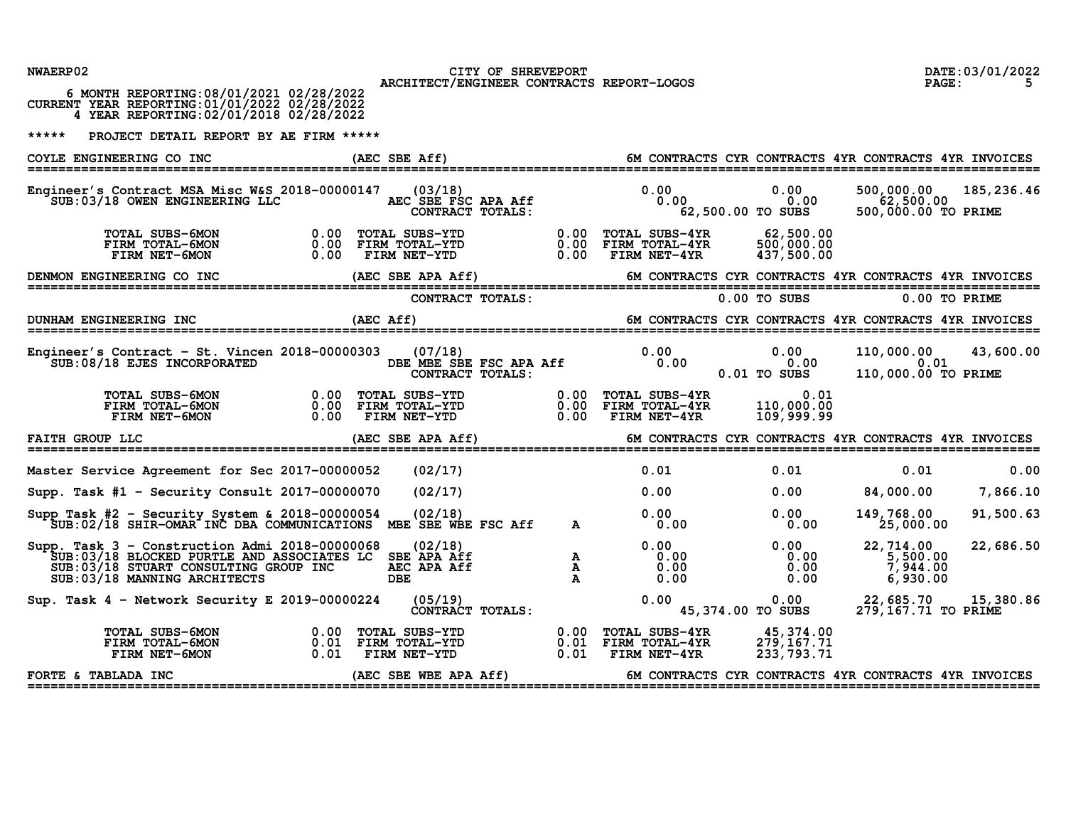CITY OF SHREVEPORT
ARCHITECT/ENGINEER CONTRACTS REPORT-LOGOS

NWAERP02 — DATE:03/01/2022

6 MONTH REPORTING:08/01/2021 02/28/2022
CURRENT YEAR REPORTING:01/01/2022 02/28/2022
4 YEAR REPORTING:02/01/2018 02/28/2022

***** PROJECT DETAIL REPORT BY AE FIRM *****

## COYLE ENGINEERING CO INC (AEC SBE Aff)

| Project | | | 6M CONTRACTS | CYR CONTRACTS | 4YR CONTRACTS | 4YR INVOICES |
|---|---|---|---|---|---|---|
| Engineer's Contract MSA Misc W&S 2018-00000147 | (03/18) | | 0.00 | 0.00 | 500,000.00 | 185,236.46 |
| SUB:03/18 OWEN ENGINEERING LLC | AEC SBE FSC APA Aff | | 0.00 | 0.00 | 62,500.00 | |
| | CONTRACT TOTALS: | | | 62,500.00 TO SUBS | 500,000.00 TO PRIME | |

| | | | | | |
|---|---|---|---|---|---|
| TOTAL SUBS-6MON | 0.00 | TOTAL SUBS-YTD | 0.00 | TOTAL SUBS-4YR | 62,500.00 |
| FIRM TOTAL-6MON | 0.00 | FIRM TOTAL-YTD | 0.00 | FIRM TOTAL-4YR | 500,000.00 |
| FIRM NET-6MON | 0.00 | FIRM NET-YTD | 0.00 | FIRM NET-4YR | 437,500.00 |

## DENMON ENGINEERING CO INC (AEC SBE APA Aff)

| | 6M CONTRACTS | CYR CONTRACTS | 4YR CONTRACTS | 4YR INVOICES |
|---|---|---|---|---|
| CONTRACT TOTALS: | | 0.00 TO SUBS | 0.00 TO PRIME | |

## DUNHAM ENGINEERING INC (AEC Aff)

| Project | | | 6M CONTRACTS | CYR CONTRACTS | 4YR CONTRACTS | 4YR INVOICES |
|---|---|---|---|---|---|---|
| Engineer's Contract - St. Vincen 2018-00000303 | (07/18) | | 0.00 | 0.00 | 110,000.00 | 43,600.00 |
| SUB:08/18 EJES INCORPORATED | DBE MBE SBE FSC APA Aff | | 0.00 | 0.00 | 0.01 | |
| | CONTRACT TOTALS: | | | 0.01 TO SUBS | 110,000.00 TO PRIME | |

| | | | | | |
|---|---|---|---|---|---|
| TOTAL SUBS-6MON | 0.00 | TOTAL SUBS-YTD | 0.00 | TOTAL SUBS-4YR | 0.01 |
| FIRM TOTAL-6MON | 0.00 | FIRM TOTAL-YTD | 0.00 | FIRM TOTAL-4YR | 110,000.00 |
| FIRM NET-6MON | 0.00 | FIRM NET-YTD | 0.00 | FIRM NET-4YR | 109,999.99 |

## FAITH GROUP LLC (AEC SBE APA Aff)

| Project | | | 6M CONTRACTS | CYR CONTRACTS | 4YR CONTRACTS | 4YR INVOICES |
|---|---|---|---|---|---|---|
| Master Service Agreement for Sec 2017-00000052 | (02/17) | | 0.01 | 0.01 | 0.01 | 0.00 |
| Supp. Task #1 - Security Consult 2017-00000070 | (02/17) | | 0.00 | 0.00 | 84,000.00 | 7,866.10 |
| Supp Task #2 - Security System & 2018-00000054 | (02/18) | | 0.00 | 0.00 | 149,768.00 | 91,500.63 |
| SUB:02/18 SHIR-OMAR INC DBA COMMUNICATIONS | MBE SBE WBE FSC Aff | A | 0.00 | 0.00 | 25,000.00 | |
| Supp. Task 3 - Construction Admi 2018-00000068 | (02/18) | | 0.00 | 0.00 | 22,714.00 | 22,686.50 |
| SUB:03/18 BLOCKED PURTLE AND ASSOCIATES LC | SBE APA Aff | A | 0.00 | 0.00 | 5,500.00 | |
| SUB:03/18 STUART CONSULTING GROUP INC | AEC APA Aff | A | 0.00 | 0.00 | 7,944.00 | |
| SUB:03/18 MANNING ARCHITECTS | DBE | A | 0.00 | 0.00 | 6,930.00 | |
| Sup. Task 4 - Network Security E 2019-00000224 | (05/19) | | 0.00 | 0.00 | 22,685.70 | 15,380.86 |
| | CONTRACT TOTALS: | | | 45,374.00 TO SUBS | 279,167.71 TO PRIME | |

| | | | | | |
|---|---|---|---|---|---|
| TOTAL SUBS-6MON | 0.00 | TOTAL SUBS-YTD | 0.00 | TOTAL SUBS-4YR | 45,374.00 |
| FIRM TOTAL-6MON | 0.01 | FIRM TOTAL-YTD | 0.01 | FIRM TOTAL-4YR | 279,167.71 |
| FIRM NET-6MON | 0.01 | FIRM NET-YTD | 0.01 | FIRM NET-4YR | 233,793.71 |

## FORTE & TABLADA INC (AEC SBE WBE APA Aff)

| 6M CONTRACTS | CYR CONTRACTS | 4YR CONTRACTS | 4YR INVOICES |
|---|---|---|---|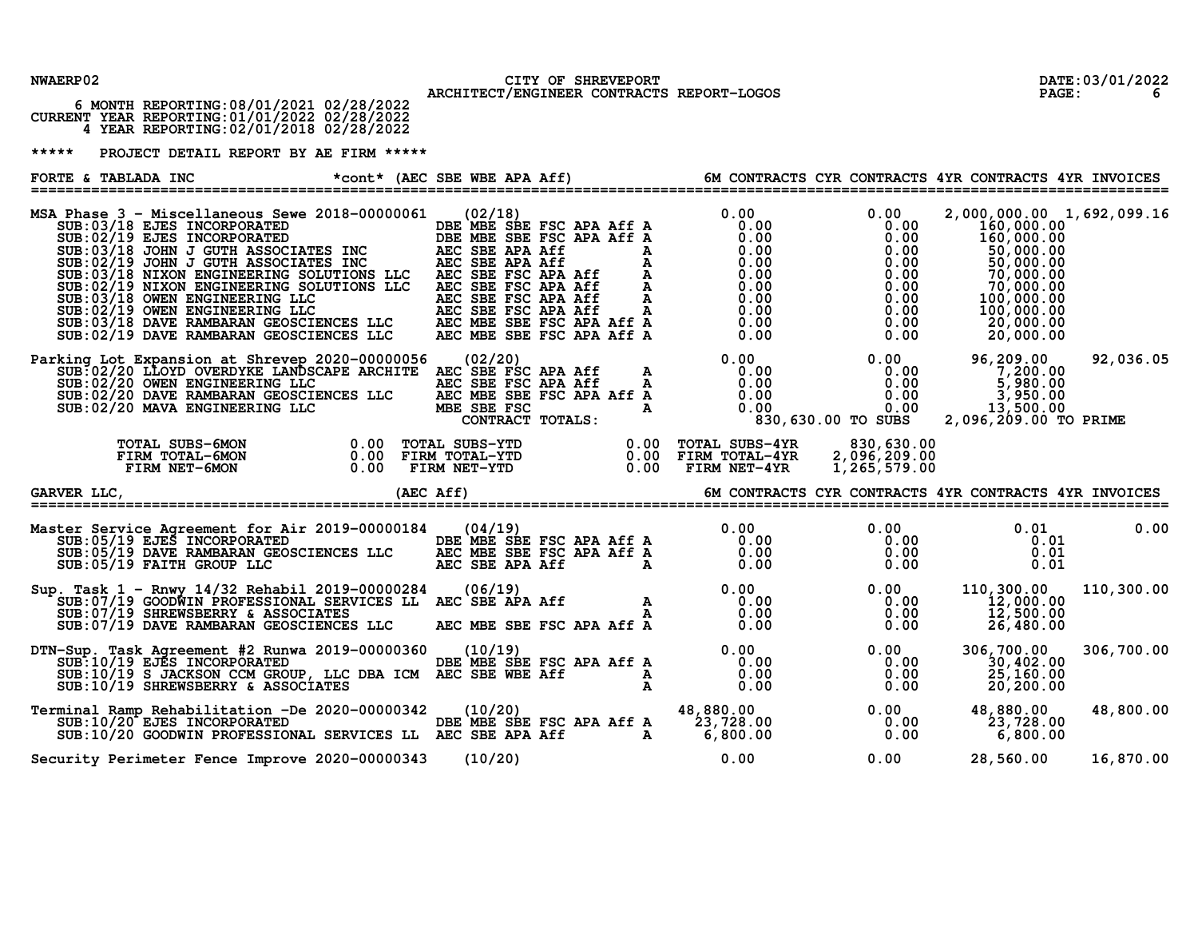NWAERP02 CITY OF SHREVEPORT DATE:03/01/2022
ARCHITECT/ENGINEER CONTRACTS REPORT-LOGOS

6 MONTH REPORTING:08/01/2021 02/28/2022
CURRENT YEAR REPORTING:01/01/2022 02/28/2022
4 YEAR REPORTING:02/01/2018 02/28/2022

***** PROJECT DETAIL REPORT BY AE FIRM *****

| FORTE & TABLADA INC *cont* (AEC SBE WBE APA Aff) | | | 6M CONTRACTS | CYR CONTRACTS | 4YR CONTRACTS | 4YR INVOICES |
|---|---|---|---|---|---|---|
| MSA Phase 3 - Miscellaneous Sewe 2018-00000061 | (02/18) | | 0.00 | 0.00 | 2,000,000.00 | 1,692,099.16 |
| SUB:03/18 EJES INCORPORATED | DBE MBE SBE FSC APA Aff | A | 0.00 | 0.00 | 160,000.00 | |
| SUB:02/19 EJES INCORPORATED | DBE MBE SBE FSC APA Aff | A | 0.00 | 0.00 | 160,000.00 | |
| SUB:03/18 JOHN J GUTH ASSOCIATES INC | AEC SBE APA Aff | A | 0.00 | 0.00 | 50,000.00 | |
| SUB:02/19 JOHN J GUTH ASSOCIATES INC | AEC SBE APA Aff | A | 0.00 | 0.00 | 50,000.00 | |
| SUB:03/18 NIXON ENGINEERING SOLUTIONS LLC | AEC SBE FSC APA Aff | A | 0.00 | 0.00 | 70,000.00 | |
| SUB:02/19 NIXON ENGINEERING SOLUTIONS LLC | AEC SBE FSC APA Aff | A | 0.00 | 0.00 | 70,000.00 | |
| SUB:03/18 OWEN ENGINEERING LLC | AEC SBE FSC APA Aff | A | 0.00 | 0.00 | 100,000.00 | |
| SUB:02/19 OWEN ENGINEERING LLC | AEC SBE FSC APA Aff | A | 0.00 | 0.00 | 100,000.00 | |
| SUB:03/18 DAVE RAMBARAN GEOSCIENCES LLC | AEC MBE SBE FSC APA Aff | A | 0.00 | 0.00 | 20,000.00 | |
| SUB:02/19 DAVE RAMBARAN GEOSCIENCES LLC | AEC MBE SBE FSC APA Aff | A | 0.00 | 0.00 | 20,000.00 | |
| Parking Lot Expansion at Shrevep 2020-00000056 | (02/20) | | 0.00 | 0.00 | 96,209.00 | 92,036.05 |
| SUB:02/20 LLOYD OVERDYKE LANDSCAPE ARCHITE | AEC SBE FSC APA Aff | A | 0.00 | 0.00 | 7,200.00 | |
| SUB:02/20 OWEN ENGINEERING LLC | AEC SBE FSC APA Aff | A | 0.00 | 0.00 | 5,980.00 | |
| SUB:02/20 DAVE RAMBARAN GEOSCIENCES LLC | AEC MBE SBE FSC APA Aff | A | 0.00 | 0.00 | 3,950.00 | |
| SUB:02/20 MAVA ENGINEERING LLC | MBE SBE FSC | A | 0.00 | 0.00 | 13,500.00 | |
| | CONTRACT TOTALS: | | | 830,630.00 TO SUBS | 2,096,209.00 TO PRIME | |

| | | | | | |
|---|---|---|---|---|---|
| TOTAL SUBS-6MON | 0.00 | TOTAL SUBS-YTD | 0.00 | TOTAL SUBS-4YR | 830,630.00 |
| FIRM TOTAL-6MON | 0.00 | FIRM TOTAL-YTD | 0.00 | FIRM TOTAL-4YR | 2,096,209.00 |
| FIRM NET-6MON | 0.00 | FIRM NET-YTD | 0.00 | FIRM NET-4YR | 1,265,579.00 |

| GARVER LLC, (AEC Aff) | | | 6M CONTRACTS | CYR CONTRACTS | 4YR CONTRACTS | 4YR INVOICES |
|---|---|---|---|---|---|---|
| Master Service Agreement for Air 2019-00000184 | (04/19) | | 0.00 | 0.00 | 0.01 | 0.00 |
| SUB:05/19 EJES INCORPORATED | DBE MBE SBE FSC APA Aff | A | 0.00 | 0.00 | 0.01 | |
| SUB:05/19 DAVE RAMBARAN GEOSCIENCES LLC | AEC MBE SBE FSC APA Aff | A | 0.00 | 0.00 | 0.01 | |
| SUB:05/19 FAITH GROUP LLC | AEC SBE APA Aff | A | 0.00 | 0.00 | 0.01 | |
| Sup. Task 1 - Rnwy 14/32 Rehabil 2019-00000284 | (06/19) | | 0.00 | 0.00 | 110,300.00 | 110,300.00 |
| SUB:07/19 GOODWIN PROFESSIONAL SERVICES LL | AEC SBE APA Aff | A | 0.00 | 0.00 | 12,000.00 | |
| SUB:07/19 SHREWSBERRY & ASSOCIATES | | A | 0.00 | 0.00 | 12,500.00 | |
| SUB:07/19 DAVE RAMBARAN GEOSCIENCES LLC | AEC MBE SBE FSC APA Aff | A | 0.00 | 0.00 | 26,480.00 | |
| DTN-Sup. Task Agreement #2 Runwa 2019-00000360 | (10/19) | | 0.00 | 0.00 | 306,700.00 | 306,700.00 |
| SUB:10/19 EJES INCORPORATED | DBE MBE SBE FSC APA Aff | A | 0.00 | 0.00 | 30,402.00 | |
| SUB:10/19 S JACKSON CCM GROUP, LLC DBA ICM | AEC SBE WBE Aff | A | 0.00 | 0.00 | 25,160.00 | |
| SUB:10/19 SHREWSBERRY & ASSOCIATES | | A | 0.00 | 0.00 | 20,200.00 | |
| Terminal Ramp Rehabilitation -De 2020-00000342 | (10/20) | | 48,880.00 | 0.00 | 48,880.00 | 48,800.00 |
| SUB:10/20 EJES INCORPORATED | DBE MBE SBE FSC APA Aff | A | 23,728.00 | 0.00 | 23,728.00 | |
| SUB:10/20 GOODWIN PROFESSIONAL SERVICES LL | AEC SBE APA Aff | A | 6,800.00 | 0.00 | 6,800.00 | |
| Security Perimeter Fence Improve 2020-00000343 | (10/20) | | 0.00 | 0.00 | 28,560.00 | 16,870.00 |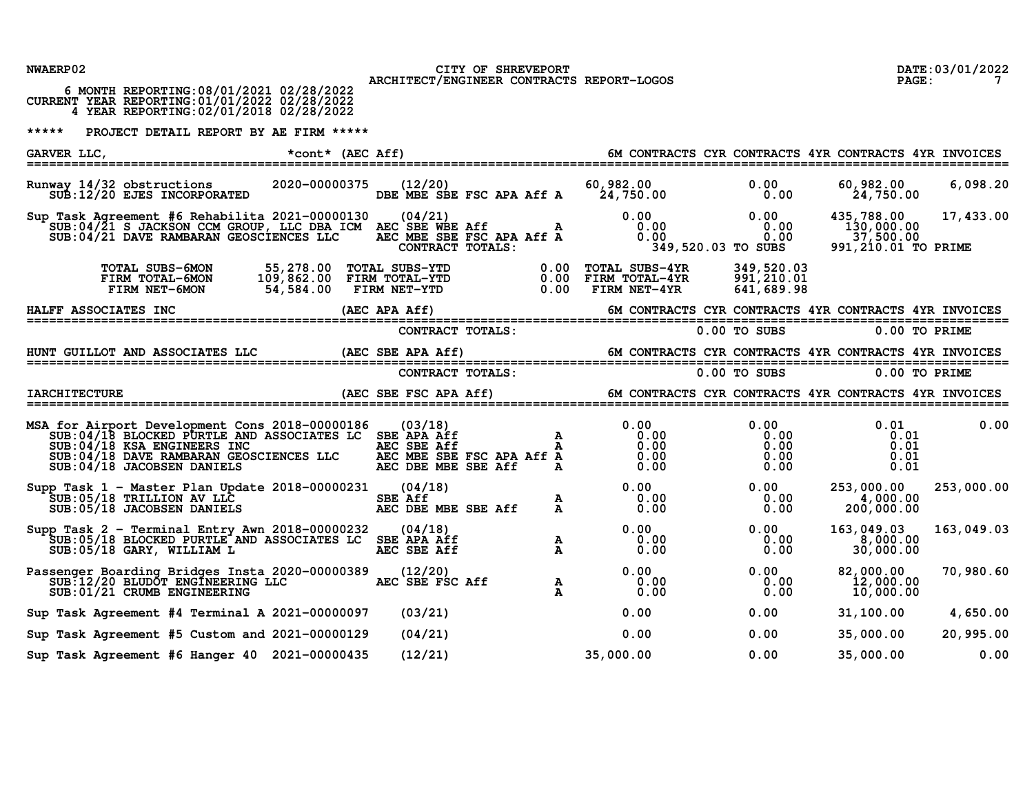NWAERP02

# CITY OF SHREVEPORT
## ARCHITECT/ENGINEER CONTRACTS REPORT-LOGOS

DATE:03/01/2022
PAGE: 7

6 MONTH REPORTING:08/01/2021 02/28/2022
CURRENT YEAR REPORTING:01/01/2022 02/28/2022
4 YEAR REPORTING:02/01/2018 02/28/2022

***** PROJECT DETAIL REPORT BY AE FIRM *****

### GARVER LLC, *cont* (AEC Aff)

| Project / Sub | Contract No. | Date / Certifications | | 6M CONTRACTS | CYR CONTRACTS | 4YR CONTRACTS | 4YR INVOICES |
|---|---|---|---|---|---|---|---|
| Runway 14/32 obstructions | 2020-00000375 | (12/20) | | 60,982.00 | 0.00 | 60,982.00 | 6,098.20 |
| SUB:12/20 EJES INCORPORATED | | DBE MBE SBE FSC APA Aff | A | 24,750.00 | 0.00 | 24,750.00 | |
| Sup Task Agreement #6 Rehabilita | 2021-00000130 | (04/21) | | 0.00 | 0.00 | 435,788.00 | 17,433.00 |
| SUB:04/21 S JACKSON CCM GROUP, LLC DBA ICM | | AEC SBE WBE Aff | A | 0.00 | 0.00 | 130,000.00 | |
| SUB:04/21 DAVE RAMBARAN GEOSCIENCES LLC | | AEC MBE SBE FSC APA Aff | A | 0.00 | 0.00 | 37,500.00 | |
| | | CONTRACT TOTALS: | | | 349,520.03 TO SUBS | 991,210.01 TO PRIME | |

| | | | | | |
|---|---|---|---|---|---|
| TOTAL SUBS-6MON | 55,278.00 | TOTAL SUBS-YTD | 0.00 | TOTAL SUBS-4YR | 349,520.03 |
| FIRM TOTAL-6MON | 109,862.00 | FIRM TOTAL-YTD | 0.00 | FIRM TOTAL-4YR | 991,210.01 |
| FIRM NET-6MON | 54,584.00 | FIRM NET-YTD | 0.00 | FIRM NET-4YR | 641,689.98 |

### HALFF ASSOCIATES INC (AEC APA Aff)

6M CONTRACTS CYR CONTRACTS 4YR CONTRACTS 4YR INVOICES

CONTRACT TOTALS: 0.00 TO SUBS 0.00 TO PRIME

### HUNT GUILLOT AND ASSOCIATES LLC (AEC SBE APA Aff)

6M CONTRACTS CYR CONTRACTS 4YR CONTRACTS 4YR INVOICES

CONTRACT TOTALS: 0.00 TO SUBS 0.00 TO PRIME

### IARCHITECTURE (AEC SBE FSC APA Aff)

| Project / Sub | Contract No. | Date / Certifications | | 6M CONTRACTS | CYR CONTRACTS | 4YR CONTRACTS | 4YR INVOICES |
|---|---|---|---|---|---|---|---|
| MSA for Airport Development Cons | 2018-00000186 | (03/18) | | 0.00 | 0.00 | 0.01 | 0.00 |
| SUB:04/18 BLOCKED PURTLE AND ASSOCIATES LC | | SBE APA Aff | A | 0.00 | 0.00 | 0.01 | |
| SUB:04/18 KSA ENGINEERS INC | | AEC SBE Aff | A | 0.00 | 0.00 | 0.01 | |
| SUB:04/18 DAVE RAMBARAN GEOSCIENCES LLC | | AEC MBE SBE FSC APA Aff | A | 0.00 | 0.00 | 0.01 | |
| SUB:04/18 JACOBSEN DANIELS | | AEC DBE MBE SBE Aff | A | 0.00 | 0.00 | 0.01 | |
| Supp Task 1 - Master Plan Update | 2018-00000231 | (04/18) | | 0.00 | 0.00 | 253,000.00 | 253,000.00 |
| SUB:05/18 TRILLION AV LLC | | SBE Aff | A | 0.00 | 0.00 | 4,000.00 | |
| SUB:05/18 JACOBSEN DANIELS | | AEC DBE MBE SBE Aff | A | 0.00 | 0.00 | 200,000.00 | |
| Supp Task 2 - Terminal Entry Awn | 2018-00000232 | (04/18) | | 0.00 | 0.00 | 163,049.03 | 163,049.03 |
| SUB:05/18 BLOCKED PURTLE AND ASSOCIATES LC | | SBE APA Aff | A | 0.00 | 0.00 | 8,000.00 | |
| SUB:05/18 GARY, WILLIAM L | | AEC SBE Aff | A | 0.00 | 0.00 | 30,000.00 | |
| Passenger Boarding Bridges Insta | 2020-00000389 | (12/20) | | 0.00 | 0.00 | 82,000.00 | 70,980.60 |
| SUB:12/20 BLUDOT ENGINEERING LLC | | AEC SBE FSC Aff | A | 0.00 | 0.00 | 12,000.00 | |
| SUB:01/21 CRUMB ENGINEERING | | | A | 0.00 | 0.00 | 10,000.00 | |
| Sup Task Agreement #4 Terminal A | 2021-00000097 | (03/21) | | 0.00 | 0.00 | 31,100.00 | 4,650.00 |
| Sup Task Agreement #5 Custom and | 2021-00000129 | (04/21) | | 0.00 | 0.00 | 35,000.00 | 20,995.00 |
| Sup Task Agreement #6 Hanger 40 | 2021-00000435 | (12/21) | | 35,000.00 | 0.00 | 35,000.00 | 0.00 |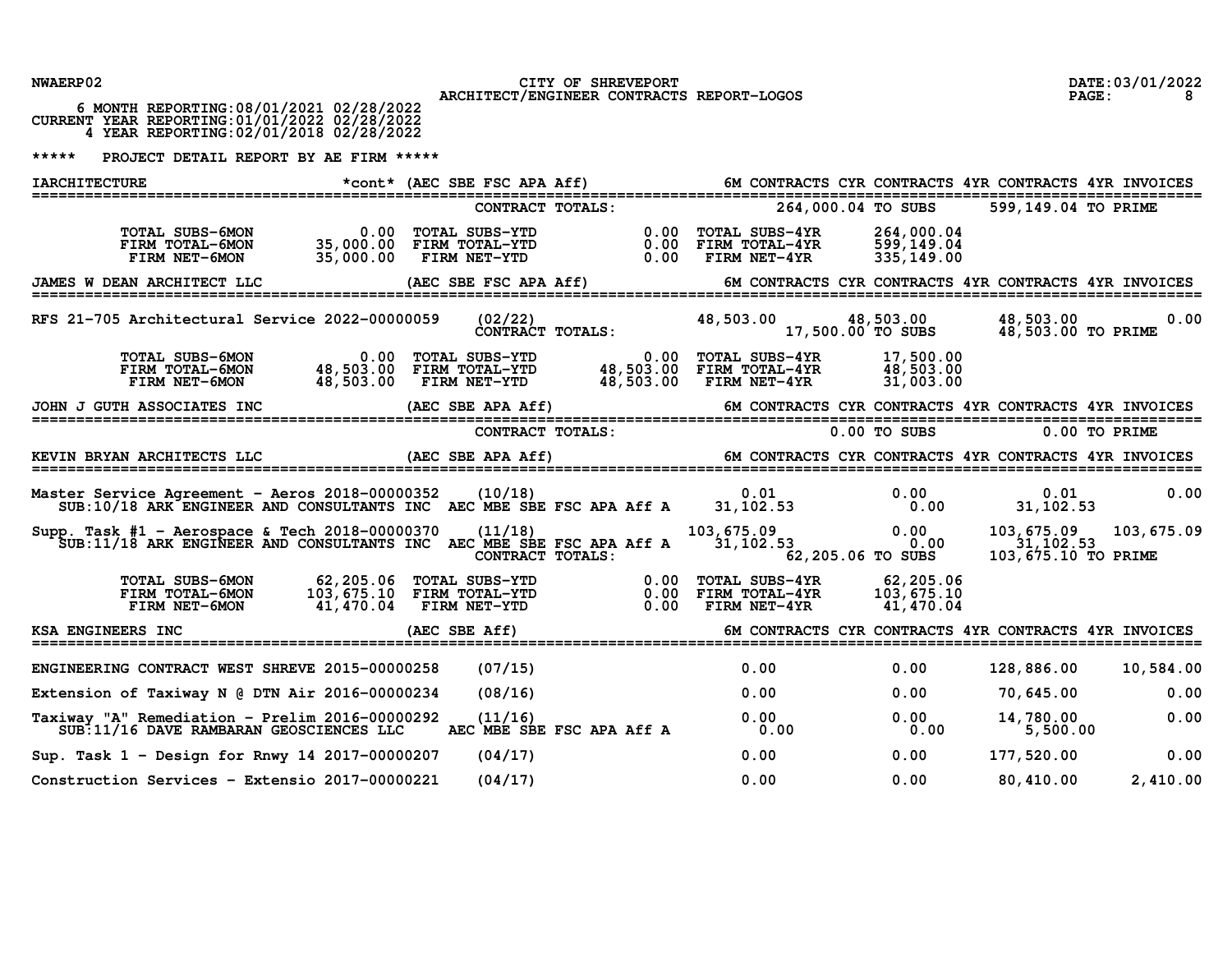NWAERP02 CITY OF SHREVEPORT DATE:03/01/2022

ARCHITECT/ENGINEER CONTRACTS REPORT-LOGOS

6 MONTH REPORTING:08/01/2021 02/28/2022
CURRENT YEAR REPORTING:01/01/2022 02/28/2022
4 YEAR REPORTING:02/01/2018 02/28/2022

***** PROJECT DETAIL REPORT BY AE FIRM *****

## IARCHITECTURE *cont* (AEC SBE FSC APA Aff)

| | | 6M CONTRACTS | CYR CONTRACTS | 4YR CONTRACTS | 4YR INVOICES |
|---|---|---|---|---|---|
| | CONTRACT TOTALS: | | 264,000.04 TO SUBS | 599,149.04 TO PRIME | |

| | | | | | |
|---|---|---|---|---|---|
| TOTAL SUBS-6MON | 0.00 | TOTAL SUBS-YTD | 0.00 | TOTAL SUBS-4YR | 264,000.04 |
| FIRM TOTAL-6MON | 35,000.00 | FIRM TOTAL-YTD | 0.00 | FIRM TOTAL-4YR | 599,149.04 |
| FIRM NET-6MON | 35,000.00 | FIRM NET-YTD | 0.00 | FIRM NET-4YR | 335,149.00 |

## JAMES W DEAN ARCHITECT LLC (AEC SBE FSC APA Aff)

| | | 6M CONTRACTS | CYR CONTRACTS | 4YR CONTRACTS | 4YR INVOICES |
|---|---|---|---|---|---|
| RFS 21-705 Architectural Service 2022-00000059 | (02/22) | 48,503.00 | 48,503.00 | 48,503.00 | 0.00 |
| | CONTRACT TOTALS: | | 17,500.00 TO SUBS | 48,503.00 TO PRIME | |

| | | | | | |
|---|---|---|---|---|---|
| TOTAL SUBS-6MON | 0.00 | TOTAL SUBS-YTD | 0.00 | TOTAL SUBS-4YR | 17,500.00 |
| FIRM TOTAL-6MON | 48,503.00 | FIRM TOTAL-YTD | 48,503.00 | FIRM TOTAL-4YR | 48,503.00 |
| FIRM NET-6MON | 48,503.00 | FIRM NET-YTD | 48,503.00 | FIRM NET-4YR | 31,003.00 |

## JOHN J GUTH ASSOCIATES INC (AEC SBE APA Aff)

| | | 6M CONTRACTS | CYR CONTRACTS | 4YR CONTRACTS | 4YR INVOICES |
|---|---|---|---|---|---|
| | CONTRACT TOTALS: | | 0.00 TO SUBS | 0.00 TO PRIME | |

## KEVIN BRYAN ARCHITECTS LLC (AEC SBE APA Aff)

| | | 6M CONTRACTS | CYR CONTRACTS | 4YR CONTRACTS | 4YR INVOICES |
|---|---|---|---|---|---|
| Master Service Agreement - Aeros 2018-00000352 | (10/18) | 0.01 | 0.00 | 0.01 | 0.00 |
| SUB:10/18 ARK ENGINEER AND CONSULTANTS INC | AEC MBE SBE FSC APA Aff A | 31,102.53 | 0.00 | 31,102.53 | |
| Supp. Task #1 - Aerospace & Tech 2018-00000370 | (11/18) | 103,675.09 | 0.00 | 103,675.09 | 103,675.09 |
| SUB:11/18 ARK ENGINEER AND CONSULTANTS INC | AEC MBE SBE FSC APA Aff A | 31,102.53 | 0.00 | 31,102.53 | |
| | CONTRACT TOTALS: | | 62,205.06 TO SUBS | 103,675.10 TO PRIME | |

| | | | | | |
|---|---|---|---|---|---|
| TOTAL SUBS-6MON | 62,205.06 | TOTAL SUBS-YTD | 0.00 | TOTAL SUBS-4YR | 62,205.06 |
| FIRM TOTAL-6MON | 103,675.10 | FIRM TOTAL-YTD | 0.00 | FIRM TOTAL-4YR | 103,675.10 |
| FIRM NET-6MON | 41,470.04 | FIRM NET-YTD | 0.00 | FIRM NET-4YR | 41,470.04 |

## KSA ENGINEERS INC (AEC SBE Aff)

| | | 6M CONTRACTS | CYR CONTRACTS | 4YR CONTRACTS | 4YR INVOICES |
|---|---|---|---|---|---|
| ENGINEERING CONTRACT WEST SHREVE 2015-00000258 | (07/15) | 0.00 | 0.00 | 128,886.00 | 10,584.00 |
| Extension of Taxiway N @ DTN Air 2016-00000234 | (08/16) | 0.00 | 0.00 | 70,645.00 | 0.00 |
| Taxiway "A" Remediation - Prelim 2016-00000292 | (11/16) | 0.00 | 0.00 | 14,780.00 | 0.00 |
| SUB:11/16 DAVE RAMBARAN GEOSCIENCES LLC | AEC MBE SBE FSC APA Aff A | 0.00 | 0.00 | 5,500.00 | |
| Sup. Task 1 - Design for Rnwy 14 2017-00000207 | (04/17) | 0.00 | 0.00 | 177,520.00 | 0.00 |
| Construction Services - Extensio 2017-00000221 | (04/17) | 0.00 | 0.00 | 80,410.00 | 2,410.00 |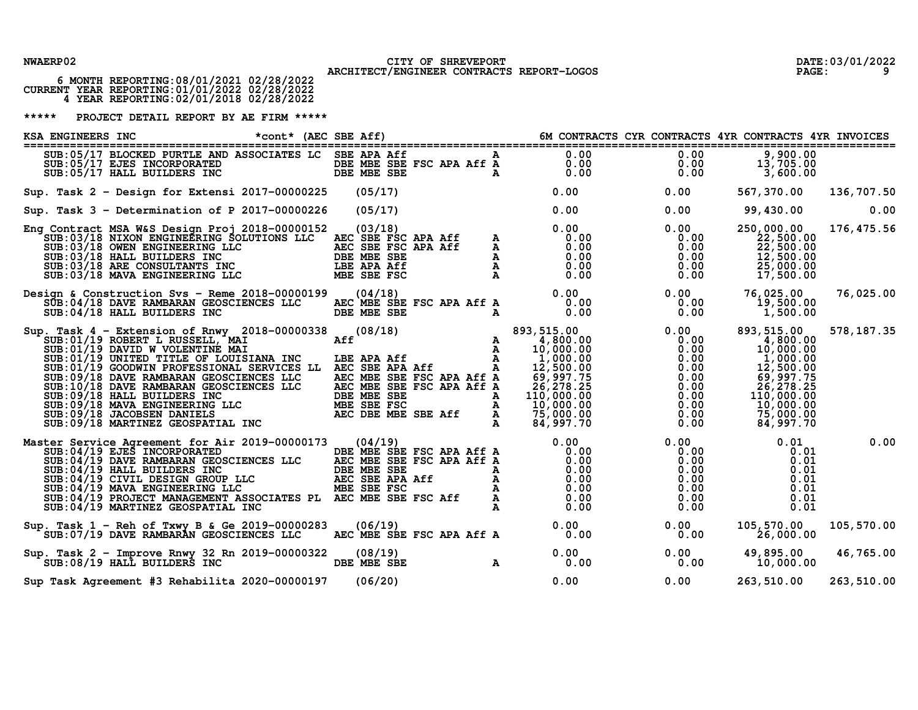NWAERP02 CITY OF SHREVEPORT DATE:03/01/2022

ARCHITECT/ENGINEER CONTRACTS REPORT-LOGOS

6 MONTH REPORTING:08/01/2021 02/28/2022
CURRENT YEAR REPORTING:01/01/2022 02/28/2022
4 YEAR REPORTING:02/01/2018 02/28/2022

***** PROJECT DETAIL REPORT BY AE FIRM *****

| KSA ENGINEERS INC *cont* (AEC SBE Aff) | | | | 6M CONTRACTS | CYR CONTRACTS | 4YR CONTRACTS | 4YR INVOICES |
|---|---|---|---|---|---|---|---|
| SUB:05/17 BLOCKED PURTLE AND ASSOCIATES LC | | SBE APA Aff | A | 0.00 | 0.00 | 9,900.00 | |
| SUB:05/17 EJES INCORPORATED | | DBE MBE SBE FSC APA Aff | A | 0.00 | 0.00 | 13,705.00 | |
| SUB:05/17 HALL BUILDERS INC | | DBE MBE SBE | A | 0.00 | 0.00 | 3,600.00 | |
| Sup. Task 2 - Design for Extensi 2017-00000225 | (05/17) | | | 0.00 | 0.00 | 567,370.00 | 136,707.50 |
| Sup. Task 3 - Determination of P 2017-00000226 | (05/17) | | | 0.00 | 0.00 | 99,430.00 | 0.00 |
| Eng Contract MSA W&S Design Proj 2018-00000152 | (03/18) | | | 0.00 | 0.00 | 250,000.00 | 176,475.56 |
| SUB:03/18 NIXON ENGINEERING SOLUTIONS LLC | | AEC SBE FSC APA Aff | A | 0.00 | 0.00 | 22,500.00 | |
| SUB:03/18 OWEN ENGINEERING LLC | | AEC SBE FSC APA Aff | A | 0.00 | 0.00 | 22,500.00 | |
| SUB:03/18 HALL BUILDERS INC | | DBE MBE SBE | A | 0.00 | 0.00 | 12,500.00 | |
| SUB:03/18 ARE CONSULTANTS INC | | LBE APA Aff | A | 0.00 | 0.00 | 25,000.00 | |
| SUB:03/18 MAVA ENGINEERING LLC | | MBE SBE FSC | A | 0.00 | 0.00 | 17,500.00 | |
| Design & Construction Svs - Reme 2018-00000199 | (04/18) | | | 0.00 | 0.00 | 76,025.00 | 76,025.00 |
| SUB:04/18 DAVE RAMBARAN GEOSCIENCES LLC | | AEC MBE SBE FSC APA Aff | A | 0.00 | 0.00 | 19,500.00 | |
| SUB:04/18 HALL BUILDERS INC | | DBE MBE SBE | A | 0.00 | 0.00 | 1,500.00 | |
| Sup. Task 4 - Extension of Rnwy 2018-00000338 | (08/18) | | | 893,515.00 | 0.00 | 893,515.00 | 578,187.35 |
| SUB:01/19 ROBERT L RUSSELL, MAI | | Aff | A | 4,800.00 | 0.00 | 4,800.00 | |
| SUB:01/19 DAVID W VOLENTINE MAI | | | A | 10,000.00 | 0.00 | 10,000.00 | |
| SUB:01/19 UNITED TITLE OF LOUISIANA INC | | LBE APA Aff | A | 1,000.00 | 0.00 | 1,000.00 | |
| SUB:01/19 GOODWIN PROFESSIONAL SERVICES LL | | AEC SBE APA Aff | A | 12,500.00 | 0.00 | 12,500.00 | |
| SUB:09/18 DAVE RAMBARAN GEOSCIENCES LLC | | AEC MBE SBE FSC APA Aff | A | 69,997.75 | 0.00 | 69,997.75 | |
| SUB:10/18 DAVE RAMBARAN GEOSCIENCES LLC | | AEC MBE SBE FSC APA Aff | A | 26,278.25 | 0.00 | 26,278.25 | |
| SUB:09/18 HALL BUILDERS INC | | DBE MBE SBE | A | 110,000.00 | 0.00 | 110,000.00 | |
| SUB:09/18 MAVA ENGINEERING LLC | | MBE SBE FSC | A | 10,000.00 | 0.00 | 10,000.00 | |
| SUB:09/18 JACOBSEN DANIELS | | AEC DBE MBE SBE Aff | A | 75,000.00 | 0.00 | 75,000.00 | |
| SUB:09/18 MARTINEZ GEOSPATIAL INC | | | A | 84,997.70 | 0.00 | 84,997.70 | |
| Master Service Agreement for Air 2019-00000173 | (04/19) | | | 0.00 | 0.00 | 0.01 | 0.00 |
| SUB:04/19 EJES INCORPORATED | | DBE MBE SBE FSC APA Aff | A | 0.00 | 0.00 | 0.01 | |
| SUB:04/19 DAVE RAMBARAN GEOSCIENCES LLC | | AEC MBE SBE FSC APA Aff | A | 0.00 | 0.00 | 0.01 | |
| SUB:04/19 HALL BUILDERS INC | | DBE MBE SBE | A | 0.00 | 0.00 | 0.01 | |
| SUB:04/19 CIVIL DESIGN GROUP LLC | | AEC SBE APA Aff | A | 0.00 | 0.00 | 0.01 | |
| SUB:04/19 MAVA ENGINEERING LLC | | MBE SBE FSC | A | 0.00 | 0.00 | 0.01 | |
| SUB:04/19 PROJECT MANAGEMENT ASSOCIATES PL | | AEC MBE SBE FSC Aff | A | 0.00 | 0.00 | 0.01 | |
| SUB:04/19 MARTINEZ GEOSPATIAL INC | | | A | 0.00 | 0.00 | 0.01 | |
| Sup. Task 1 - Reh of Txwy B & Ge 2019-00000283 | (06/19) | | | 0.00 | 0.00 | 105,570.00 | 105,570.00 |
| SUB:07/19 DAVE RAMBARAN GEOSCIENCES LLC | | AEC MBE SBE FSC APA Aff | A | 0.00 | 0.00 | 26,000.00 | |
| Sup. Task 2 - Improve Rnwy 32 Rn 2019-00000322 | (08/19) | | | 0.00 | 0.00 | 49,895.00 | 46,765.00 |
| SUB:08/19 HALL BUILDERS INC | | DBE MBE SBE | A | 0.00 | 0.00 | 10,000.00 | |
| Sup Task Agreement #3 Rehabilita 2020-00000197 | (06/20) | | | 0.00 | 0.00 | 263,510.00 | 263,510.00 |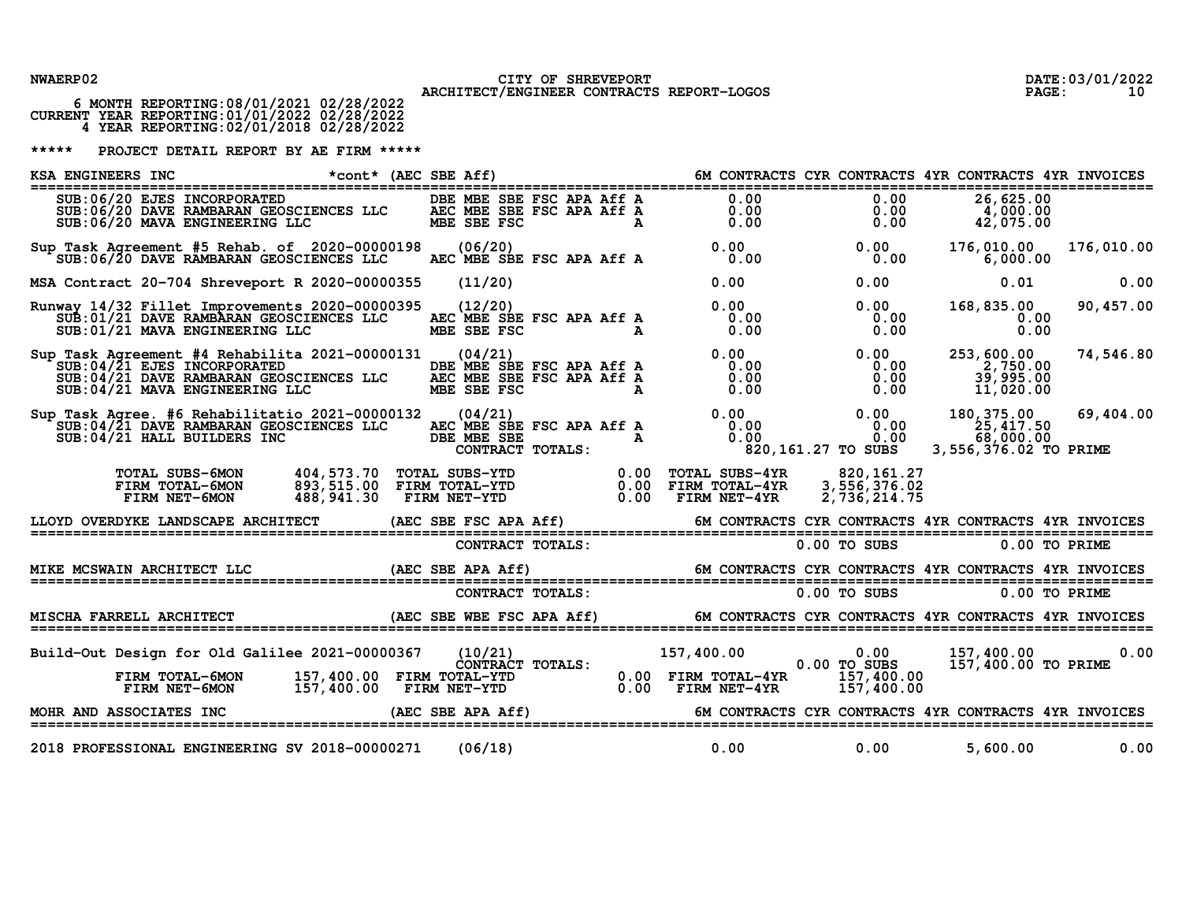NWAERP02 — CITY OF SHREVEPORT — ARCHITECT/ENGINEER CONTRACTS REPORT-LOGOS — DATE:03/01/2022

6 MONTH REPORTING:08/01/2021 02/28/2022
CURRENT YEAR REPORTING:01/01/2022 02/28/2022
4 YEAR REPORTING:02/01/2018 02/28/2022

## ***** PROJECT DETAIL REPORT BY AE FIRM *****

### KSA ENGINEERS INC *cont* (AEC SBE Aff)

| Project / Sub | Contract No. | Date / Certifications | 6M CONTRACTS | CYR CONTRACTS | 4YR CONTRACTS | 4YR INVOICES |
|---|---|---|---|---|---|---|
| SUB:06/20 EJES INCORPORATED | | DBE MBE SBE FSC APA Aff A | 0.00 | 0.00 | 26,625.00 | |
| SUB:06/20 DAVE RAMBARAN GEOSCIENCES LLC | | AEC MBE SBE FSC APA Aff A | 0.00 | 0.00 | 4,000.00 | |
| SUB:06/20 MAVA ENGINEERING LLC | | MBE SBE FSC A | 0.00 | 0.00 | 42,075.00 | |
| Sup Task Agreement #5 Rehab. of | 2020-00000198 | (06/20) | 0.00 | 0.00 | 176,010.00 | 176,010.00 |
| SUB:06/20 DAVE RAMBARAN GEOSCIENCES LLC | | AEC MBE SBE FSC APA Aff A | 0.00 | 0.00 | 6,000.00 | |
| MSA Contract 20-704 Shreveport R | 2020-00000355 | (11/20) | 0.00 | 0.00 | 0.01 | 0.00 |
| Runway 14/32 Fillet Improvements | 2020-00000395 | (12/20) | 0.00 | 0.00 | 168,835.00 | 90,457.00 |
| SUB:01/21 DAVE RAMBARAN GEOSCIENCES LLC | | AEC MBE SBE FSC APA Aff A | 0.00 | 0.00 | 0.00 | |
| SUB:01/21 MAVA ENGINEERING LLC | | MBE SBE FSC A | 0.00 | 0.00 | 0.00 | |
| Sup Task Agreement #4 Rehabilita | 2021-00000131 | (04/21) | 0.00 | 0.00 | 253,600.00 | 74,546.80 |
| SUB:04/21 EJES INCORPORATED | | DBE MBE SBE FSC APA Aff A | 0.00 | 0.00 | 2,750.00 | |
| SUB:04/21 DAVE RAMBARAN GEOSCIENCES LLC | | AEC MBE SBE FSC APA Aff A | 0.00 | 0.00 | 39,995.00 | |
| SUB:04/21 MAVA ENGINEERING LLC | | MBE SBE FSC A | 0.00 | 0.00 | 11,020.00 | |
| Sup Task Agree. #6 Rehabilitatio | 2021-00000132 | (04/21) | 0.00 | 0.00 | 180,375.00 | 69,404.00 |
| SUB:04/21 DAVE RAMBARAN GEOSCIENCES LLC | | AEC MBE SBE FSC APA Aff A | 0.00 | 0.00 | 25,417.50 | |
| SUB:04/21 HALL BUILDERS INC | | DBE MBE SBE A | 0.00 | 0.00 | 68,000.00 | |
| | | CONTRACT TOTALS: | | 820,161.27 TO SUBS | 3,556,376.02 TO PRIME | |

| | | | | | |
|---|---|---|---|---|---|
| TOTAL SUBS-6MON | 404,573.70 | TOTAL SUBS-YTD | 0.00 | TOTAL SUBS-4YR | 820,161.27 |
| FIRM TOTAL-6MON | 893,515.00 | FIRM TOTAL-YTD | 0.00 | FIRM TOTAL-4YR | 3,556,376.02 |
| FIRM NET-6MON | 488,941.30 | FIRM NET-YTD | 0.00 | FIRM NET-4YR | 2,736,214.75 |

### LLOYD OVERDYKE LANDSCAPE ARCHITECT (AEC SBE FSC APA Aff)

| | 6M CONTRACTS | CYR CONTRACTS | 4YR CONTRACTS | 4YR INVOICES |
|---|---|---|---|---|
| CONTRACT TOTALS: | | 0.00 TO SUBS | 0.00 TO PRIME | |

### MIKE MCSWAIN ARCHITECT LLC (AEC SBE APA Aff)

| | 6M CONTRACTS | CYR CONTRACTS | 4YR CONTRACTS | 4YR INVOICES |
|---|---|---|---|---|
| CONTRACT TOTALS: | | 0.00 TO SUBS | 0.00 TO PRIME | |

### MISCHA FARRELL ARCHITECT (AEC SBE WBE FSC APA Aff)

| Project | Contract No. | Date | 6M CONTRACTS | CYR CONTRACTS | 4YR CONTRACTS | 4YR INVOICES |
|---|---|---|---|---|---|---|
| Build-Out Design for Old Galilee | 2021-00000367 | (10/21) | 157,400.00 | 0.00 | 157,400.00 | 0.00 |
| | | CONTRACT TOTALS: | | 0.00 TO SUBS | 157,400.00 TO PRIME | |

| | | | | | |
|---|---|---|---|---|---|
| FIRM TOTAL-6MON | 157,400.00 | FIRM TOTAL-YTD | 0.00 | FIRM TOTAL-4YR | 157,400.00 |
| FIRM NET-6MON | 157,400.00 | FIRM NET-YTD | 0.00 | FIRM NET-4YR | 157,400.00 |

### MOHR AND ASSOCIATES INC (AEC SBE APA Aff)

| Project | Contract No. | Date | 6M CONTRACTS | CYR CONTRACTS | 4YR CONTRACTS | 4YR INVOICES |
|---|---|---|---|---|---|---|
| 2018 PROFESSIONAL ENGINEERING SV | 2018-00000271 | (06/18) | 0.00 | 0.00 | 5,600.00 | 0.00 |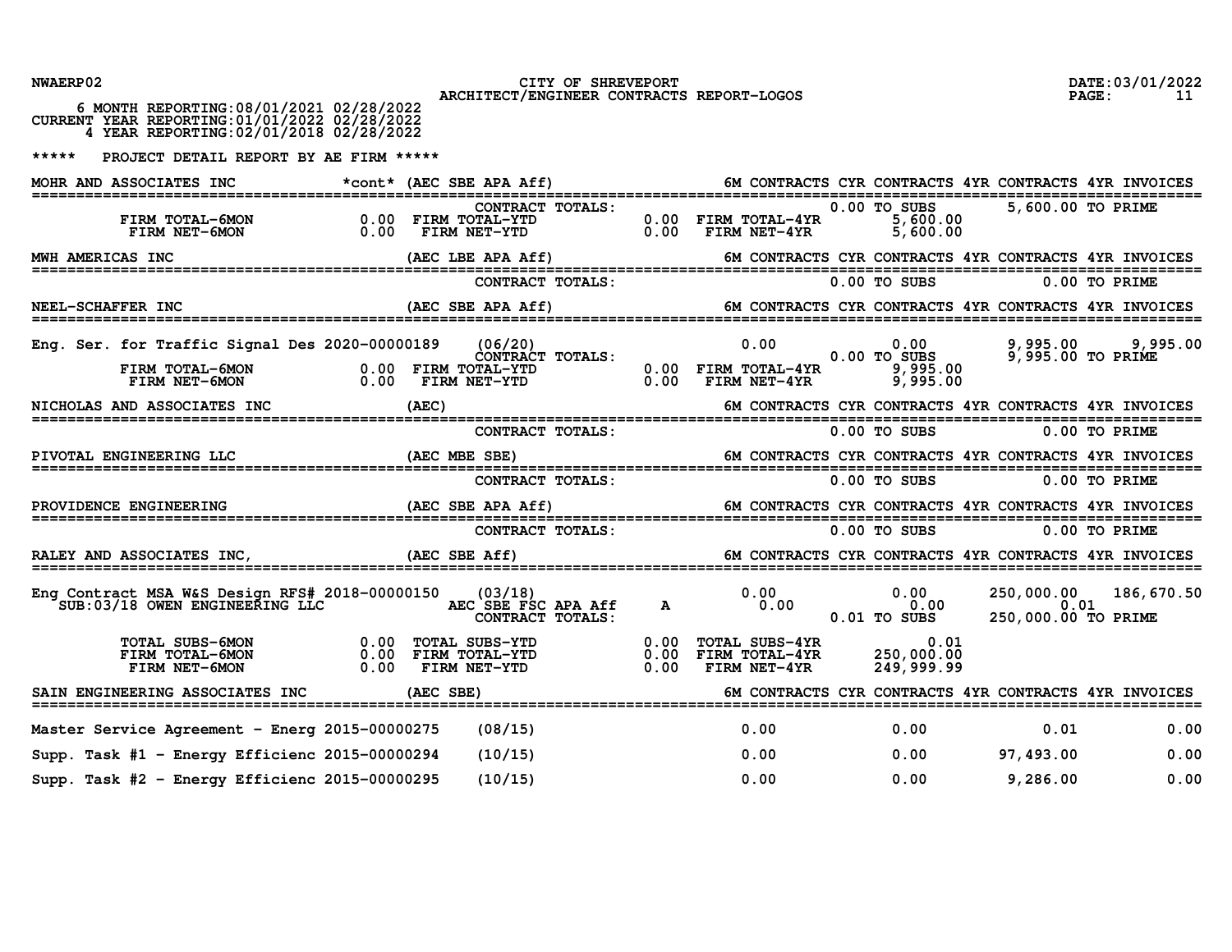CITY OF SHREVEPORT
ARCHITECT/ENGINEER CONTRACTS REPORT-LOGOS

6 MONTH REPORTING:08/01/2021 02/28/2022
CURRENT YEAR REPORTING:01/01/2022 02/28/2022
4 YEAR REPORTING:02/01/2018 02/28/2022

***** PROJECT DETAIL REPORT BY AE FIRM *****

```
MOHR AND ASSOCIATES INC          *cont* (AEC SBE APA Aff)              6M CONTRACTS CYR CONTRACTS 4YR CONTRACTS 4YR INVOICES
================================================================================================================================
                                              CONTRACT TOTALS:                            0.00 TO SUBS       5,600.00 TO PRIME
        FIRM TOTAL-6MON              0.00  FIRM TOTAL-YTD              0.00  FIRM TOTAL-4YR        5,600.00
        FIRM NET-6MON                0.00   FIRM NET-YTD               0.00   FIRM NET-4YR         5,600.00

MWH AMERICAS INC                        (AEC LBE APA Aff)              6M CONTRACTS CYR CONTRACTS 4YR CONTRACTS 4YR INVOICES
================================================================================================================================
                                              CONTRACT TOTALS:                            0.00 TO SUBS           0.00 TO PRIME

NEEL-SCHAFFER INC                       (AEC SBE APA Aff)              6M CONTRACTS CYR CONTRACTS 4YR CONTRACTS 4YR INVOICES
================================================================================================================================
Eng. Ser. for Traffic Signal Des 2020-00000189    (06/20)                    0.00          0.00       9,995.00      9,995.00
                                              CONTRACT TOTALS:                            0.00 TO SUBS       9,995.00 TO PRIME
        FIRM TOTAL-6MON              0.00  FIRM TOTAL-YTD              0.00  FIRM TOTAL-4YR        9,995.00
        FIRM NET-6MON                0.00   FIRM NET-YTD               0.00   FIRM NET-4YR         9,995.00

NICHOLAS AND ASSOCIATES INC             (AEC)                          6M CONTRACTS CYR CONTRACTS 4YR CONTRACTS 4YR INVOICES
================================================================================================================================
                                              CONTRACT TOTALS:                            0.00 TO SUBS           0.00 TO PRIME

PIVOTAL ENGINEERING LLC                 (AEC MBE SBE)                  6M CONTRACTS CYR CONTRACTS 4YR CONTRACTS 4YR INVOICES
================================================================================================================================
                                              CONTRACT TOTALS:                            0.00 TO SUBS           0.00 TO PRIME

PROVIDENCE ENGINEERING                  (AEC SBE APA Aff)              6M CONTRACTS CYR CONTRACTS 4YR CONTRACTS 4YR INVOICES
================================================================================================================================
                                              CONTRACT TOTALS:                            0.00 TO SUBS           0.00 TO PRIME

RALEY AND ASSOCIATES INC,               (AEC SBE Aff)                  6M CONTRACTS CYR CONTRACTS 4YR CONTRACTS 4YR INVOICES
================================================================================================================================
Eng Contract MSA W&S Design RFS# 2018-00000150    (03/18)                    0.00          0.00     250,000.00    186,670.50
   SUB:03/18 OWEN ENGINEERING LLC              AEC SBE FSC APA Aff   A       0.00          0.00           0.01
                                              CONTRACT TOTALS:                            0.01 TO SUBS     250,000.00 TO PRIME

        TOTAL SUBS-6MON              0.00  TOTAL SUBS-YTD              0.00  TOTAL SUBS-4YR            0.01
        FIRM TOTAL-6MON              0.00  FIRM TOTAL-YTD              0.00  FIRM TOTAL-4YR      250,000.00
        FIRM NET-6MON                0.00   FIRM NET-YTD               0.00   FIRM NET-4YR       249,999.99

SAIN ENGINEERING ASSOCIATES INC         (AEC SBE)                      6M CONTRACTS CYR CONTRACTS 4YR CONTRACTS 4YR INVOICES
================================================================================================================================
Master Service Agreement - Energ 2015-00000275    (08/15)                    0.00          0.00           0.01          0.00
Supp. Task #1 - Energy Efficienc 2015-00000294    (10/15)                    0.00          0.00      97,493.00          0.00
Supp. Task #2 - Energy Efficienc 2015-00000295    (10/15)                    0.00          0.00       9,286.00          0.00
```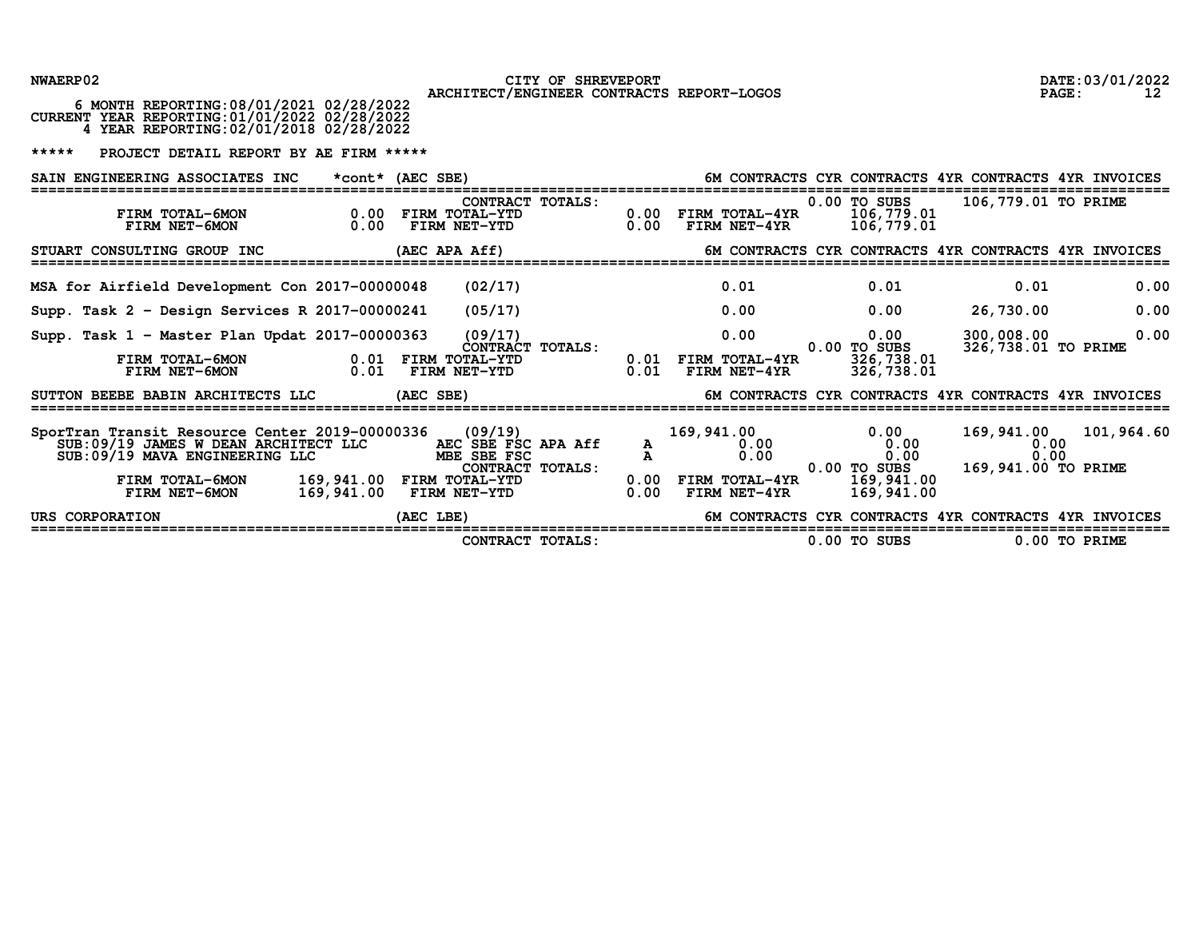NWAERP02 — CITY OF SHREVEPORT — ARCHITECT/ENGINEER CONTRACTS REPORT-LOGOS — DATE:03/01/2022

6 MONTH REPORTING:08/01/2021 02/28/2022
CURRENT YEAR REPORTING:01/01/2022 02/28/2022
4 YEAR REPORTING:02/01/2018 02/28/2022

***** PROJECT DETAIL REPORT BY AE FIRM *****

## SAIN ENGINEERING ASSOCIATES INC *cont* (AEC SBE)

| | | | 6M CONTRACTS | CYR CONTRACTS | 4YR CONTRACTS | 4YR INVOICES |
|---|---|---|---|---|---|---|
| CONTRACT TOTALS: | | | | 0.00 TO SUBS | 106,779.01 TO PRIME | |
| FIRM TOTAL-6MON 0.00 | FIRM TOTAL-YTD 0.00 | FIRM TOTAL-4YR 106,779.01 | | | | |
| FIRM NET-6MON 0.00 | FIRM NET-YTD 0.00 | FIRM NET-4YR 106,779.01 | | | | |

## STUART CONSULTING GROUP INC (AEC APA Aff)

| Project | Number | Date | 6M CONTRACTS | CYR CONTRACTS | 4YR CONTRACTS | 4YR INVOICES |
|---|---|---|---|---|---|---|
| MSA for Airfield Development Con | 2017-00000048 | (02/17) | 0.01 | 0.01 | 0.01 | 0.00 |
| Supp. Task 2 - Design Services R | 2017-00000241 | (05/17) | 0.00 | 0.00 | 26,730.00 | 0.00 |
| Supp. Task 1 - Master Plan Updat | 2017-00000363 | (09/17) | 0.00 | 0.00 | 300,008.00 | 0.00 |
| CONTRACT TOTALS: | | | | 0.00 TO SUBS | 326,738.01 TO PRIME | |
| FIRM TOTAL-6MON 0.01 | FIRM TOTAL-YTD 0.01 | FIRM TOTAL-4YR 326,738.01 | | | | |
| FIRM NET-6MON 0.01 | FIRM NET-YTD 0.01 | FIRM NET-4YR 326,738.01 | | | | |

## SUTTON BEEBE BABIN ARCHITECTS LLC (AEC SBE)

| Project | Number | Date / Certification | | 6M CONTRACTS | CYR CONTRACTS | 4YR CONTRACTS | 4YR INVOICES |
|---|---|---|---|---|---|---|---|
| SporTran Transit Resource Center | 2019-00000336 | (09/19) | | 169,941.00 | 0.00 | 169,941.00 | 101,964.60 |
| SUB:09/19 JAMES W DEAN ARCHITECT LLC | | AEC SBE FSC APA Aff | A | 0.00 | 0.00 | 0.00 | |
| SUB:09/19 MAVA ENGINEERING LLC | | MBE SBE FSC | A | 0.00 | 0.00 | 0.00 | |
| CONTRACT TOTALS: | | | | | 0.00 TO SUBS | 169,941.00 TO PRIME | |
| FIRM TOTAL-6MON 169,941.00 | FIRM TOTAL-YTD 0.00 | FIRM TOTAL-4YR 169,941.00 | | | | | |
| FIRM NET-6MON 169,941.00 | FIRM NET-YTD 0.00 | FIRM NET-4YR 169,941.00 | | | | | |

## URS CORPORATION (AEC LBE)

| | 6M CONTRACTS | CYR CONTRACTS | 4YR CONTRACTS | 4YR INVOICES |
|---|---|---|---|---|
| CONTRACT TOTALS: | | 0.00 TO SUBS | 0.00 TO PRIME | |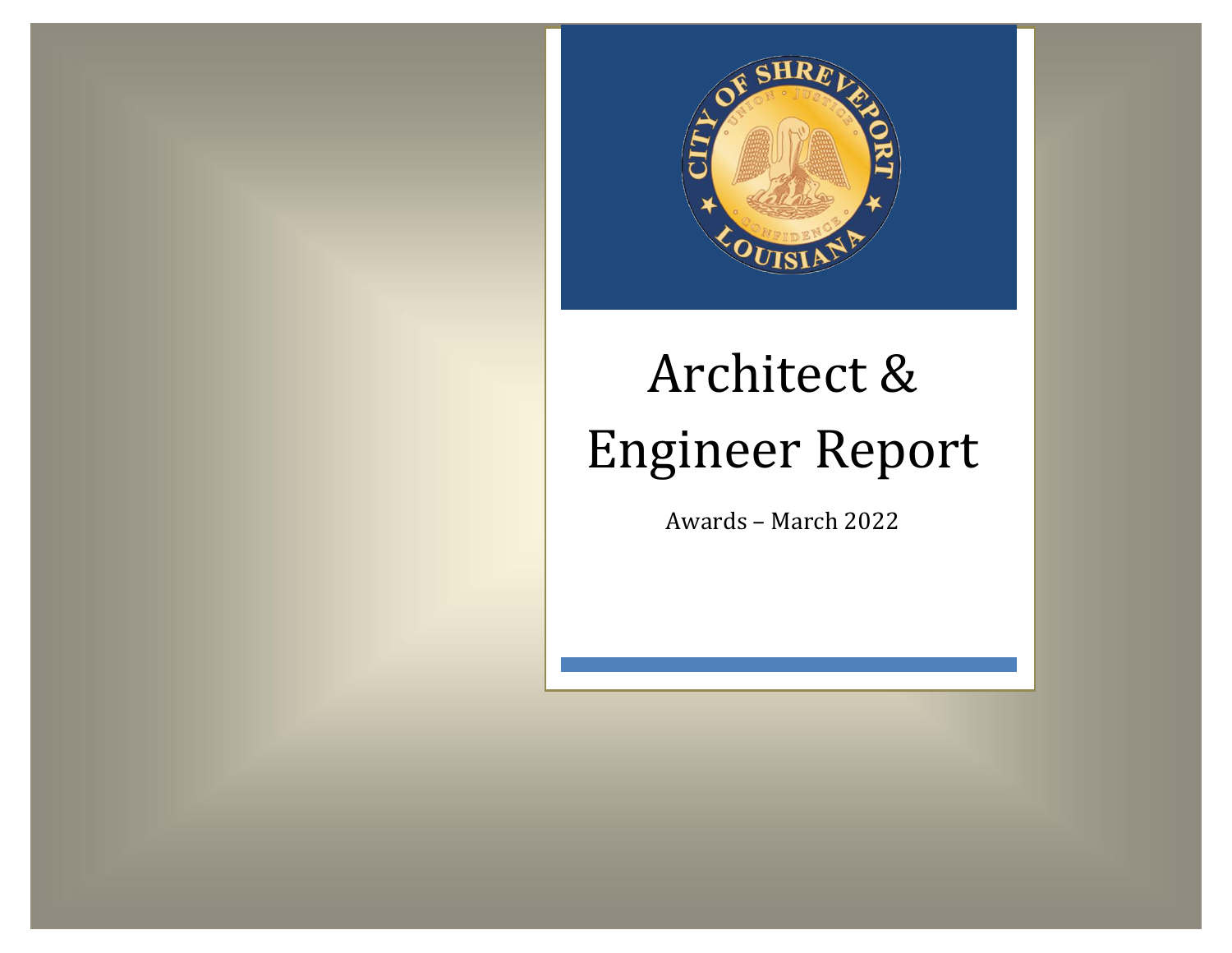# Architect & Engineer Report

Awards – March 2022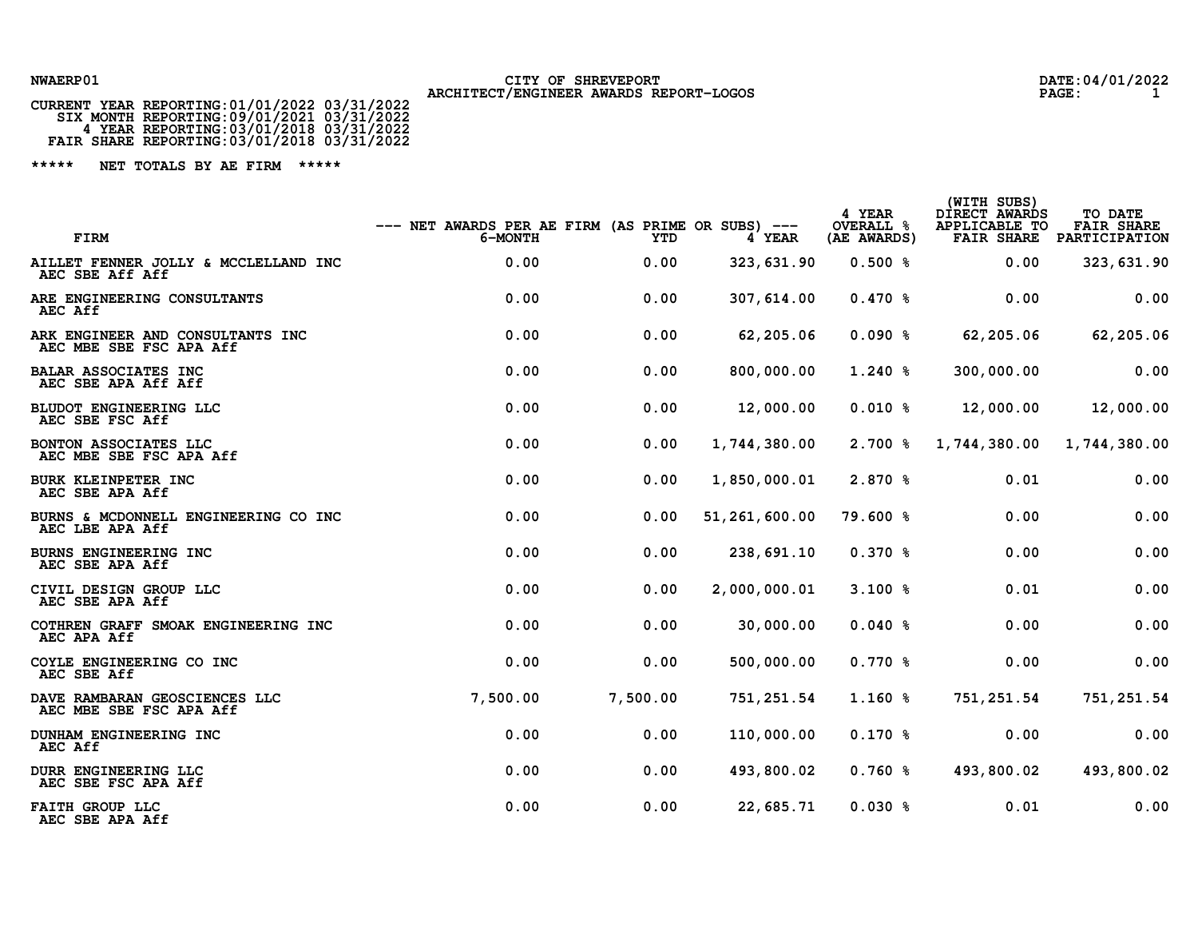NWAERP01

CITY OF SHREVEPORT
ARCHITECT/ENGINEER AWARDS REPORT-LOGOS

DATE:04/01/2022

CURRENT YEAR REPORTING:01/01/2022 03/31/2022
SIX MONTH REPORTING:09/01/2021 03/31/2022
4 YEAR REPORTING:03/01/2018 03/31/2022
FAIR SHARE REPORTING:03/01/2018 03/31/2022

***** NET TOTALS BY AE FIRM *****

| FIRM | --- NET AWARDS PER AE FIRM (AS PRIME OR SUBS) --- 6-MONTH | YTD | 4 YEAR | 4 YEAR OVERALL % (AE AWARDS) | (WITH SUBS) DIRECT AWARDS APPLICABLE TO FAIR SHARE | TO DATE FAIR SHARE PARTICIPATION |
|---|---|---|---|---|---|---|
| AILLET FENNER JOLLY & MCCLELLAND INC AEC SBE Aff Aff | 0.00 | 0.00 | 323,631.90 | 0.500 % | 0.00 | 323,631.90 |
| ARE ENGINEERING CONSULTANTS AEC Aff | 0.00 | 0.00 | 307,614.00 | 0.470 % | 0.00 | 0.00 |
| ARK ENGINEER AND CONSULTANTS INC AEC MBE SBE FSC APA Aff | 0.00 | 0.00 | 62,205.06 | 0.090 % | 62,205.06 | 62,205.06 |
| BALAR ASSOCIATES INC AEC SBE APA Aff Aff | 0.00 | 0.00 | 800,000.00 | 1.240 % | 300,000.00 | 0.00 |
| BLUDOT ENGINEERING LLC AEC SBE FSC Aff | 0.00 | 0.00 | 12,000.00 | 0.010 % | 12,000.00 | 12,000.00 |
| BONTON ASSOCIATES LLC AEC MBE SBE FSC APA Aff | 0.00 | 0.00 | 1,744,380.00 | 2.700 % | 1,744,380.00 | 1,744,380.00 |
| BURK KLEINPETER INC AEC SBE APA Aff | 0.00 | 0.00 | 1,850,000.01 | 2.870 % | 0.01 | 0.00 |
| BURNS & MCDONNELL ENGINEERING CO INC AEC LBE APA Aff | 0.00 | 0.00 | 51,261,600.00 | 79.600 % | 0.00 | 0.00 |
| BURNS ENGINEERING INC AEC SBE APA Aff | 0.00 | 0.00 | 238,691.10 | 0.370 % | 0.00 | 0.00 |
| CIVIL DESIGN GROUP LLC AEC SBE APA Aff | 0.00 | 0.00 | 2,000,000.01 | 3.100 % | 0.01 | 0.00 |
| COTHREN GRAFF SMOAK ENGINEERING INC AEC APA Aff | 0.00 | 0.00 | 30,000.00 | 0.040 % | 0.00 | 0.00 |
| COYLE ENGINEERING CO INC AEC SBE Aff | 0.00 | 0.00 | 500,000.00 | 0.770 % | 0.00 | 0.00 |
| DAVE RAMBARAN GEOSCIENCES LLC AEC MBE SBE FSC APA Aff | 7,500.00 | 7,500.00 | 751,251.54 | 1.160 % | 751,251.54 | 751,251.54 |
| DUNHAM ENGINEERING INC AEC Aff | 0.00 | 0.00 | 110,000.00 | 0.170 % | 0.00 | 0.00 |
| DURR ENGINEERING LLC AEC SBE FSC APA Aff | 0.00 | 0.00 | 493,800.02 | 0.760 % | 493,800.02 | 493,800.02 |
| FAITH GROUP LLC AEC SBE APA Aff | 0.00 | 0.00 | 22,685.71 | 0.030 % | 0.01 | 0.00 |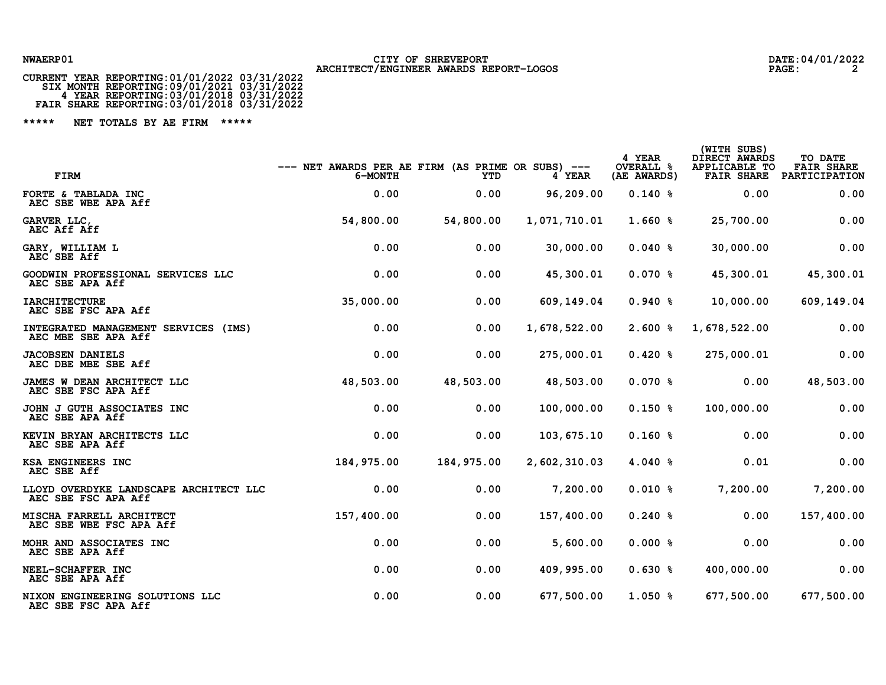NWAERP01

**CITY OF SHREVEPORT**
**ARCHITECT/ENGINEER AWARDS REPORT-LOGOS**

DATE:04/01/2022

CURRENT YEAR REPORTING:01/01/2022 03/31/2022
SIX MONTH REPORTING:09/01/2021 03/31/2022
4 YEAR REPORTING:03/01/2018 03/31/2022
FAIR SHARE REPORTING:03/01/2018 03/31/2022

***** NET TOTALS BY AE FIRM *****

| FIRM | --- NET AWARDS PER AE FIRM (AS PRIME OR SUBS) --- 6-MONTH | YTD | 4 YEAR | 4 YEAR OVERALL % (AE AWARDS) | (WITH SUBS) DIRECT AWARDS APPLICABLE TO FAIR SHARE | TO DATE FAIR SHARE PARTICIPATION |
|---|---|---|---|---|---|---|
| FORTE & TABLADA INC AEC SBE WBE APA Aff | 0.00 | 0.00 | 96,209.00 | 0.140 % | 0.00 | 0.00 |
| GARVER LLC, AEC Aff Aff | 54,800.00 | 54,800.00 | 1,071,710.01 | 1.660 % | 25,700.00 | 0.00 |
| GARY, WILLIAM L AEC SBE Aff | 0.00 | 0.00 | 30,000.00 | 0.040 % | 30,000.00 | 0.00 |
| GOODWIN PROFESSIONAL SERVICES LLC AEC SBE APA Aff | 0.00 | 0.00 | 45,300.01 | 0.070 % | 45,300.01 | 45,300.01 |
| IARCHITECTURE AEC SBE FSC APA Aff | 35,000.00 | 0.00 | 609,149.04 | 0.940 % | 10,000.00 | 609,149.04 |
| INTEGRATED MANAGEMENT SERVICES (IMS) AEC MBE SBE APA Aff | 0.00 | 0.00 | 1,678,522.00 | 2.600 % | 1,678,522.00 | 0.00 |
| JACOBSEN DANIELS AEC DBE MBE SBE Aff | 0.00 | 0.00 | 275,000.01 | 0.420 % | 275,000.01 | 0.00 |
| JAMES W DEAN ARCHITECT LLC AEC SBE FSC APA Aff | 48,503.00 | 48,503.00 | 48,503.00 | 0.070 % | 0.00 | 48,503.00 |
| JOHN J GUTH ASSOCIATES INC AEC SBE APA Aff | 0.00 | 0.00 | 100,000.00 | 0.150 % | 100,000.00 | 0.00 |
| KEVIN BRYAN ARCHITECTS LLC AEC SBE APA Aff | 0.00 | 0.00 | 103,675.10 | 0.160 % | 0.00 | 0.00 |
| KSA ENGINEERS INC AEC SBE Aff | 184,975.00 | 184,975.00 | 2,602,310.03 | 4.040 % | 0.01 | 0.00 |
| LLOYD OVERDYKE LANDSCAPE ARCHITECT LLC AEC SBE FSC APA Aff | 0.00 | 0.00 | 7,200.00 | 0.010 % | 7,200.00 | 7,200.00 |
| MISCHA FARRELL ARCHITECT AEC SBE WBE FSC APA Aff | 157,400.00 | 0.00 | 157,400.00 | 0.240 % | 0.00 | 157,400.00 |
| MOHR AND ASSOCIATES INC AEC SBE APA Aff | 0.00 | 0.00 | 5,600.00 | 0.000 % | 0.00 | 0.00 |
| NEEL-SCHAFFER INC AEC SBE APA Aff | 0.00 | 0.00 | 409,995.00 | 0.630 % | 400,000.00 | 0.00 |
| NIXON ENGINEERING SOLUTIONS LLC AEC SBE FSC APA Aff | 0.00 | 0.00 | 677,500.00 | 1.050 % | 677,500.00 | 677,500.00 |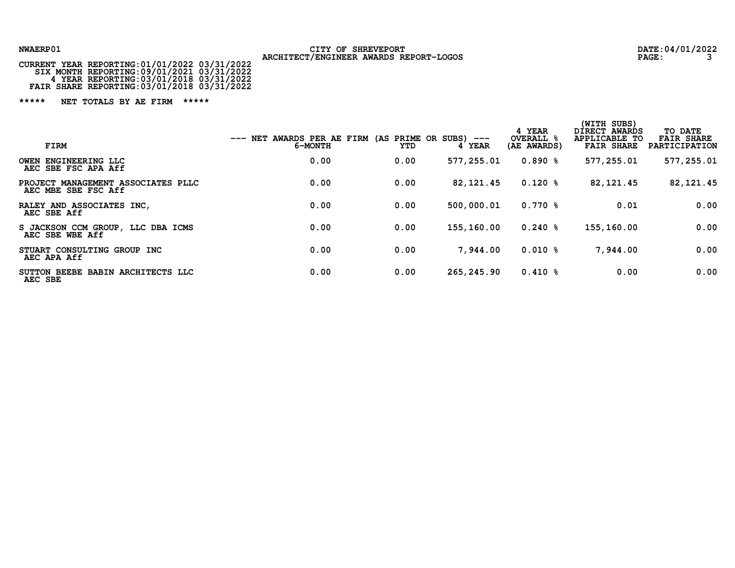NWAERP01

CITY OF SHREVEPORT
ARCHITECT/ENGINEER AWARDS REPORT-LOGOS

DATE:04/01/2022

CURRENT YEAR REPORTING:01/01/2022 03/31/2022
SIX MONTH REPORTING:09/01/2021 03/31/2022
4 YEAR REPORTING:03/01/2018 03/31/2022
FAIR SHARE REPORTING:03/01/2018 03/31/2022

***** NET TOTALS BY AE FIRM *****

| FIRM | --- NET AWARDS PER AE FIRM (AS PRIME OR SUBS) --- 6-MONTH | YTD | 4 YEAR | 4 YEAR OVERALL % (AE AWARDS) | (WITH SUBS) DIRECT AWARDS APPLICABLE TO FAIR SHARE | TO DATE FAIR SHARE PARTICIPATION |
|---|---|---|---|---|---|---|
| OWEN ENGINEERING LLC AEC SBE FSC APA Aff | 0.00 | 0.00 | 577,255.01 | 0.890 % | 577,255.01 | 577,255.01 |
| PROJECT MANAGEMENT ASSOCIATES PLLC AEC MBE SBE FSC Aff | 0.00 | 0.00 | 82,121.45 | 0.120 % | 82,121.45 | 82,121.45 |
| RALEY AND ASSOCIATES INC, AEC SBE Aff | 0.00 | 0.00 | 500,000.01 | 0.770 % | 0.01 | 0.00 |
| S JACKSON CCM GROUP, LLC DBA ICMS AEC SBE WBE Aff | 0.00 | 0.00 | 155,160.00 | 0.240 % | 155,160.00 | 0.00 |
| STUART CONSULTING GROUP INC AEC APA Aff | 0.00 | 0.00 | 7,944.00 | 0.010 % | 7,944.00 | 0.00 |
| SUTTON BEEBE BABIN ARCHITECTS LLC AEC SBE | 0.00 | 0.00 | 265,245.90 | 0.410 % | 0.00 | 0.00 |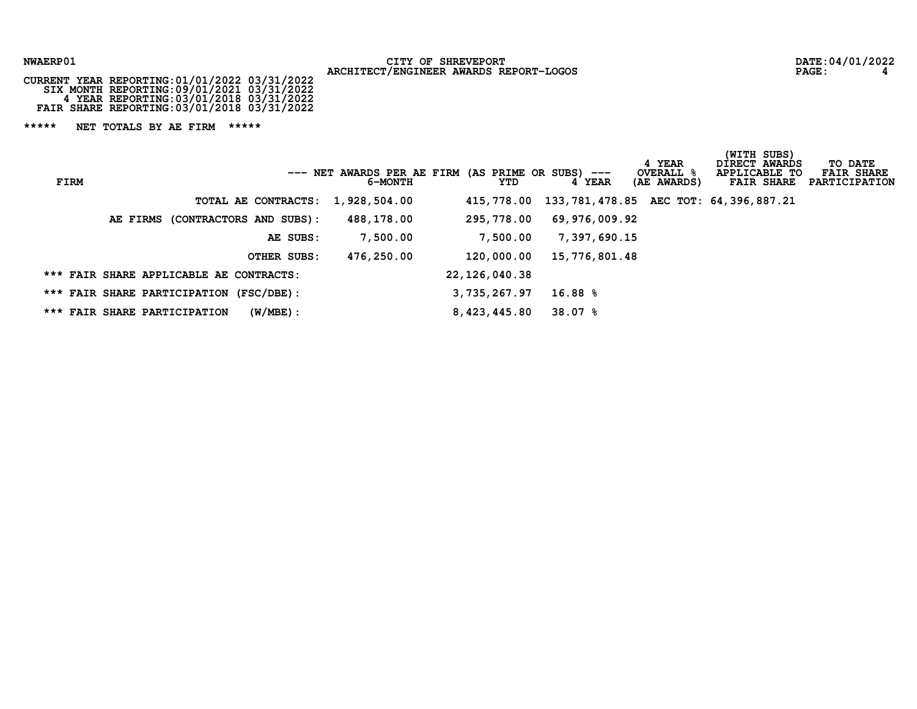CITY OF SHREVEPORT
ARCHITECT/ENGINEER AWARDS REPORT-LOGOS

NWAERP01

DATE:04/01/2022

CURRENT YEAR REPORTING:01/01/2022 03/31/2022
SIX MONTH REPORTING:09/01/2021 03/31/2022
4 YEAR REPORTING:03/01/2018 03/31/2022
FAIR SHARE REPORTING:03/01/2018 03/31/2022

***** NET TOTALS BY AE FIRM *****

| FIRM | --- NET AWARDS PER AE FIRM (AS PRIME OR SUBS) --- 6-MONTH | YTD | 4 YEAR | 4 YEAR OVERALL % (AE AWARDS) | (WITH SUBS) DIRECT AWARDS APPLICABLE TO FAIR SHARE | TO DATE FAIR SHARE PARTICIPATION |
|---|---|---|---|---|---|---|
| TOTAL AE CONTRACTS: | 1,928,504.00 | 415,778.00 | 133,781,478.85 | AEC TOT: | 64,396,887.21 | |
| AE FIRMS (CONTRACTORS AND SUBS): | 488,178.00 | 295,778.00 | 69,976,009.92 | | | |
| AE SUBS: | 7,500.00 | 7,500.00 | 7,397,690.15 | | | |
| OTHER SUBS: | 476,250.00 | 120,000.00 | 15,776,801.48 | | | |
| *** FAIR SHARE APPLICABLE AE CONTRACTS: | | 22,126,040.38 | | | | |
| *** FAIR SHARE PARTICIPATION (FSC/DBE): | | 3,735,267.97 | 16.88 % | | | |
| *** FAIR SHARE PARTICIPATION (W/MBE): | | 8,423,445.80 | 38.07 % | | | |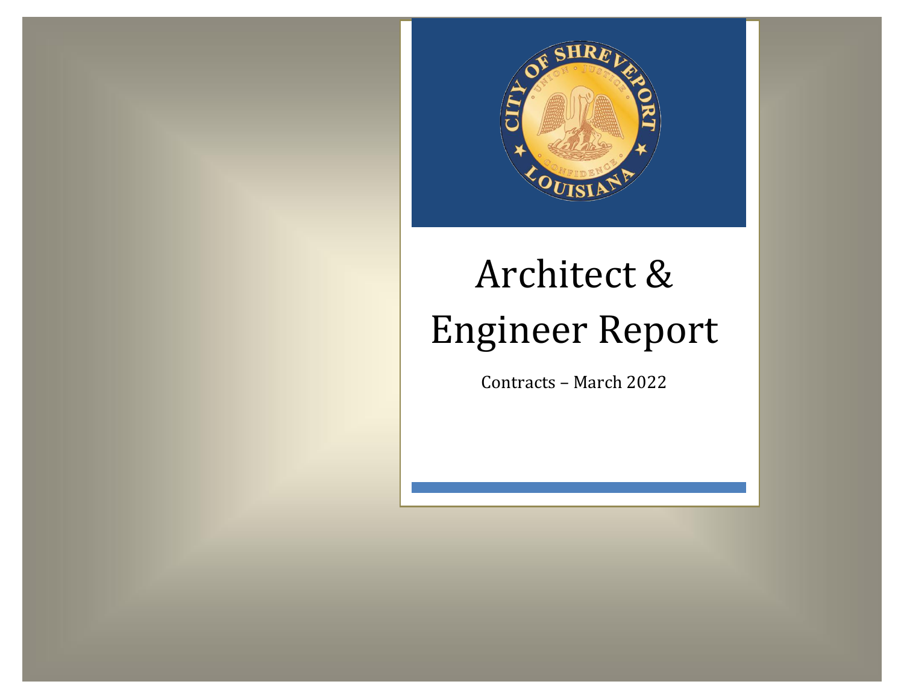# Architect & Engineer Report

Contracts – March 2022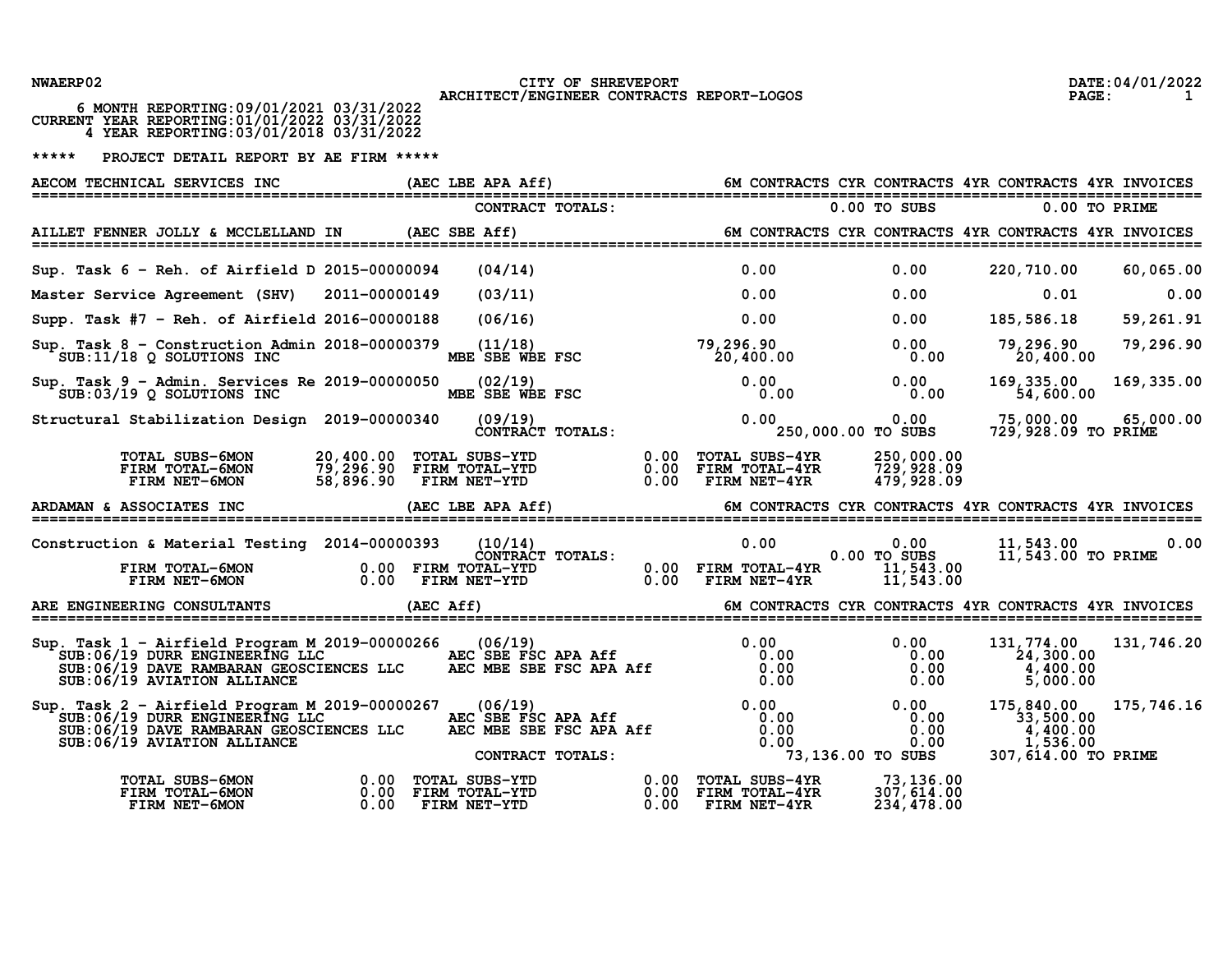NWAERP02 — CITY OF SHREVEPORT — ARCHITECT/ENGINEER CONTRACTS REPORT-LOGOS — DATE:04/01/2022

6 MONTH REPORTING:09/01/2021 03/31/2022
CURRENT YEAR REPORTING:01/01/2022 03/31/2022
4 YEAR REPORTING:03/01/2018 03/31/2022

***** PROJECT DETAIL REPORT BY AE FIRM *****

## AECOM TECHNICAL SERVICES INC (AEC LBE APA Aff)

| | | | 6M CONTRACTS | CYR CONTRACTS | 4YR CONTRACTS | 4YR INVOICES |
|---|---|---|---|---|---|---|
| | | CONTRACT TOTALS: | | 0.00 TO SUBS | 0.00 TO PRIME | |

## AILLET FENNER JOLLY & MCCLELLAND IN (AEC SBE Aff)

| Project | Contract No. | Date / Cert | 6M CONTRACTS | CYR CONTRACTS | 4YR CONTRACTS | 4YR INVOICES |
|---|---|---|---|---|---|---|
| Sup. Task 6 - Reh. of Airfield D | 2015-00000094 | (04/14) | 0.00 | 0.00 | 220,710.00 | 60,065.00 |
| Master Service Agreement (SHV) | 2011-00000149 | (03/11) | 0.00 | 0.00 | 0.01 | 0.00 |
| Supp. Task #7 - Reh. of Airfield | 2016-00000188 | (06/16) | 0.00 | 0.00 | 185,586.18 | 59,261.91 |
| Sup. Task 8 - Construction Admin | 2018-00000379 | (11/18) | 79,296.90 | 0.00 | 79,296.90 | 79,296.90 |
| SUB:11/18 Q SOLUTIONS INC | | MBE SBE WBE FSC | 20,400.00 | 0.00 | 20,400.00 | |
| Sup. Task 9 - Admin. Services Re | 2019-00000050 | (02/19) | 0.00 | 0.00 | 169,335.00 | 169,335.00 |
| SUB:03/19 Q SOLUTIONS INC | | MBE SBE WBE FSC | 0.00 | 0.00 | 54,600.00 | |
| Structural Stabilization Design | 2019-00000340 | (09/19) | 0.00 | 0.00 | 75,000.00 | 65,000.00 |
| | | CONTRACT TOTALS: | | 250,000.00 TO SUBS | 729,928.09 TO PRIME | |

| | | | | | |
|---|---|---|---|---|---|
| TOTAL SUBS-6MON | 20,400.00 | TOTAL SUBS-YTD | 0.00 | TOTAL SUBS-4YR | 250,000.00 |
| FIRM TOTAL-6MON | 79,296.90 | FIRM TOTAL-YTD | 0.00 | FIRM TOTAL-4YR | 729,928.09 |
| FIRM NET-6MON | 58,896.90 | FIRM NET-YTD | 0.00 | FIRM NET-4YR | 479,928.09 |

## ARDAMAN & ASSOCIATES INC (AEC LBE APA Aff)

| Project | Contract No. | Date / Cert | 6M CONTRACTS | CYR CONTRACTS | 4YR CONTRACTS | 4YR INVOICES |
|---|---|---|---|---|---|---|
| Construction & Material Testing | 2014-00000393 | (10/14) | 0.00 | 0.00 | 11,543.00 | 0.00 |
| | | CONTRACT TOTALS: | | 0.00 TO SUBS | 11,543.00 TO PRIME | |

| | | | | | |
|---|---|---|---|---|---|
| FIRM TOTAL-6MON | 0.00 | FIRM TOTAL-YTD | 0.00 | FIRM TOTAL-4YR | 11,543.00 |
| FIRM NET-6MON | 0.00 | FIRM NET-YTD | 0.00 | FIRM NET-4YR | 11,543.00 |

## ARE ENGINEERING CONSULTANTS (AEC Aff)

| Project | Contract No. | Date / Cert | 6M CONTRACTS | CYR CONTRACTS | 4YR CONTRACTS | 4YR INVOICES |
|---|---|---|---|---|---|---|
| Sup. Task 1 - Airfield Program M | 2019-00000266 | (06/19) | 0.00 | 0.00 | 131,774.00 | 131,746.20 |
| SUB:06/19 DURR ENGINEERING LLC | | AEC SBE FSC APA Aff | 0.00 | 0.00 | 24,300.00 | |
| SUB:06/19 DAVE RAMBARAN GEOSCIENCES LLC | | AEC MBE SBE FSC APA Aff | 0.00 | 0.00 | 4,400.00 | |
| SUB:06/19 AVIATION ALLIANCE | | | 0.00 | 0.00 | 5,000.00 | |
| Sup. Task 2 - Airfield Program M | 2019-00000267 | (06/19) | 0.00 | 0.00 | 175,840.00 | 175,746.16 |
| SUB:06/19 DURR ENGINEERING LLC | | AEC SBE FSC APA Aff | 0.00 | 0.00 | 33,500.00 | |
| SUB:06/19 DAVE RAMBARAN GEOSCIENCES LLC | | AEC MBE SBE FSC APA Aff | 0.00 | 0.00 | 4,400.00 | |
| SUB:06/19 AVIATION ALLIANCE | | | 0.00 | 0.00 | 1,536.00 | |
| | | CONTRACT TOTALS: | | 73,136.00 TO SUBS | 307,614.00 TO PRIME | |

| | | | | | |
|---|---|---|---|---|---|
| TOTAL SUBS-6MON | 0.00 | TOTAL SUBS-YTD | 0.00 | TOTAL SUBS-4YR | 73,136.00 |
| FIRM TOTAL-6MON | 0.00 | FIRM TOTAL-YTD | 0.00 | FIRM TOTAL-4YR | 307,614.00 |
| FIRM NET-6MON | 0.00 | FIRM NET-YTD | 0.00 | FIRM NET-4YR | 234,478.00 |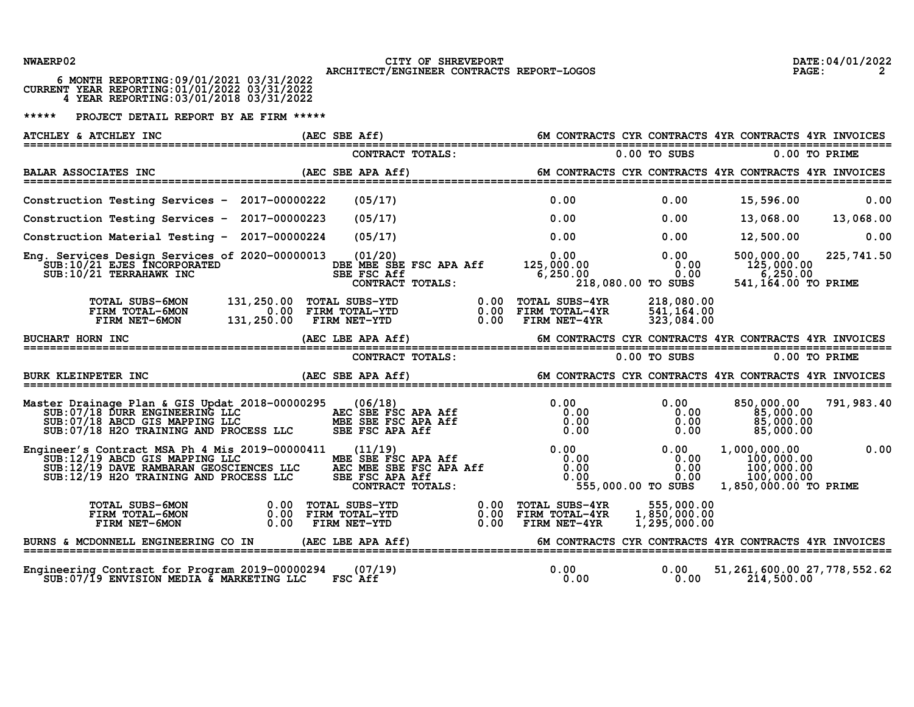CITY OF SHREVEPORT
ARCHITECT/ENGINEER CONTRACTS REPORT-LOGOS

6 MONTH REPORTING:09/01/2021 03/31/2022
CURRENT YEAR REPORTING:01/01/2022 03/31/2022
4 YEAR REPORTING:03/01/2018 03/31/2022

***** PROJECT DETAIL REPORT BY AE FIRM *****

## ATCHLEY & ATCHLEY INC (AEC SBE Aff)

| Project | Contract No. | Date / Designation | 6M CONTRACTS | CYR CONTRACTS | 4YR CONTRACTS | 4YR INVOICES |
|---|---|---|---|---|---|---|
| | | CONTRACT TOTALS: | | 0.00 TO SUBS | 0.00 TO PRIME | |

## BALAR ASSOCIATES INC (AEC SBE APA Aff)

| Project | Contract No. | Date / Designation | 6M CONTRACTS | CYR CONTRACTS | 4YR CONTRACTS | 4YR INVOICES |
|---|---|---|---|---|---|---|
| Construction Testing Services - | 2017-00000222 | (05/17) | 0.00 | 0.00 | 15,596.00 | 0.00 |
| Construction Testing Services - | 2017-00000223 | (05/17) | 0.00 | 0.00 | 13,068.00 | 13,068.00 |
| Construction Material Testing - | 2017-00000224 | (05/17) | 0.00 | 0.00 | 12,500.00 | 0.00 |
| Eng. Services Design Services of | 2020-00000013 | (01/20) | 0.00 | 0.00 | 500,000.00 | 225,741.50 |
| SUB:10/21 EJES INCORPORATED | | DBE MBE SBE FSC APA Aff | 125,000.00 | 0.00 | 125,000.00 | |
| SUB:10/21 TERRAHAWK INC | | SBE FSC Aff | 6,250.00 | 0.00 | 6,250.00 | |
| | | CONTRACT TOTALS: | | 218,080.00 TO SUBS | 541,164.00 TO PRIME | |

| | | | | | |
|---|---|---|---|---|---|
| TOTAL SUBS-6MON | 131,250.00 | TOTAL SUBS-YTD | 0.00 | TOTAL SUBS-4YR | 218,080.00 |
| FIRM TOTAL-6MON | 0.00 | FIRM TOTAL-YTD | 0.00 | FIRM TOTAL-4YR | 541,164.00 |
| FIRM NET-6MON | 131,250.00 | FIRM NET-YTD | 0.00 | FIRM NET-4YR | 323,084.00 |

## BUCHART HORN INC (AEC LBE APA Aff)

| Project | Contract No. | Date / Designation | 6M CONTRACTS | CYR CONTRACTS | 4YR CONTRACTS | 4YR INVOICES |
|---|---|---|---|---|---|---|
| | | CONTRACT TOTALS: | | 0.00 TO SUBS | 0.00 TO PRIME | |

## BURK KLEINPETER INC (AEC SBE APA Aff)

| Project | Contract No. | Date / Designation | 6M CONTRACTS | CYR CONTRACTS | 4YR CONTRACTS | 4YR INVOICES |
|---|---|---|---|---|---|---|
| Master Drainage Plan & GIS Updat | 2018-00000295 | (06/18) | 0.00 | 0.00 | 850,000.00 | 791,983.40 |
| SUB:07/18 DURR ENGINEERING LLC | | AEC SBE FSC APA Aff | 0.00 | 0.00 | 85,000.00 | |
| SUB:07/18 ABCD GIS MAPPING LLC | | MBE SBE FSC APA Aff | 0.00 | 0.00 | 85,000.00 | |
| SUB:07/18 H2O TRAINING AND PROCESS LLC | | SBE FSC APA Aff | 0.00 | 0.00 | 85,000.00 | |
| Engineer's Contract MSA Ph 4 Mis | 2019-00000411 | (11/19) | 0.00 | 0.00 | 1,000,000.00 | 0.00 |
| SUB:12/19 ABCD GIS MAPPING LLC | | MBE SBE FSC APA Aff | 0.00 | 0.00 | 100,000.00 | |
| SUB:12/19 DAVE RAMBARAN GEOSCIENCES LLC | | AEC MBE SBE FSC APA Aff | 0.00 | 0.00 | 100,000.00 | |
| SUB:12/19 H2O TRAINING AND PROCESS LLC | | SBE FSC APA Aff | 0.00 | 0.00 | 100,000.00 | |
| | | CONTRACT TOTALS: | | 555,000.00 TO SUBS | 1,850,000.00 TO PRIME | |

| | | | | | |
|---|---|---|---|---|---|
| TOTAL SUBS-6MON | 0.00 | TOTAL SUBS-YTD | 0.00 | TOTAL SUBS-4YR | 555,000.00 |
| FIRM TOTAL-6MON | 0.00 | FIRM TOTAL-YTD | 0.00 | FIRM TOTAL-4YR | 1,850,000.00 |
| FIRM NET-6MON | 0.00 | FIRM NET-YTD | 0.00 | FIRM NET-4YR | 1,295,000.00 |

## BURNS & MCDONNELL ENGINEERING CO IN (AEC LBE APA Aff)

| Project | Contract No. | Date / Designation | 6M CONTRACTS | CYR CONTRACTS | 4YR CONTRACTS | 4YR INVOICES |
|---|---|---|---|---|---|---|
| Engineering Contract for Program | 2019-00000294 | (07/19) | 0.00 | 0.00 | 51,261,600.00 | 27,778,552.62 |
| SUB:07/19 ENVISION MEDIA & MARKETING LLC | | FSC Aff | 0.00 | 0.00 | 214,500.00 | |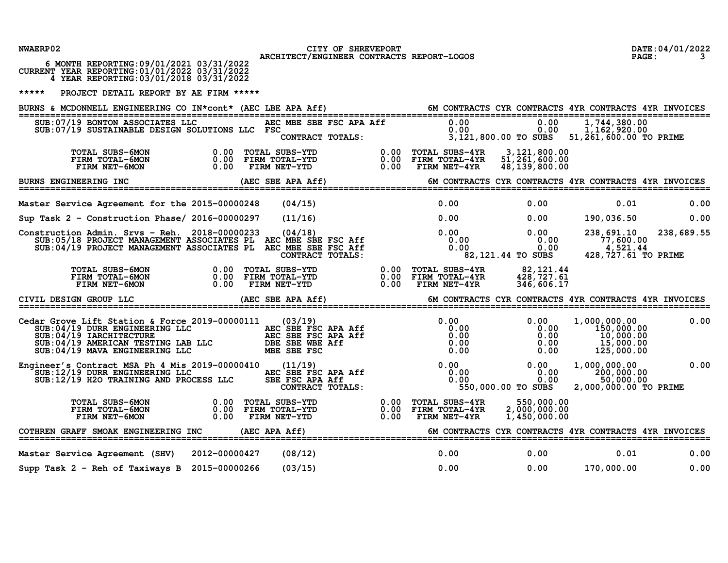NWAERP02 CITY OF SHREVEPORT DATE:04/01/2022
ARCHITECT/ENGINEER CONTRACTS REPORT-LOGOS

6 MONTH REPORTING:09/01/2021 03/31/2022
CURRENT YEAR REPORTING:01/01/2022 03/31/2022
4 YEAR REPORTING:03/01/2018 03/31/2022

***** PROJECT DETAIL REPORT BY AE FIRM *****

## BURNS & MCDONNELL ENGINEERING CO IN*cont* (AEC LBE APA Aff)

| Project | | Date / Certifications | 6M CONTRACTS | CYR CONTRACTS | 4YR CONTRACTS | 4YR INVOICES |
|---|---|---|---|---|---|---|
| SUB:07/19 BONTON ASSOCIATES LLC | | AEC MBE SBE FSC APA Aff | 0.00 | 0.00 | 1,744,380.00 | |
| SUB:07/19 SUSTAINABLE DESIGN SOLUTIONS LLC | | FSC | 0.00 | 0.00 | 1,162,920.00 | |
| | | CONTRACT TOTALS: | 3,121,800.00 TO SUBS | | 51,261,600.00 TO PRIME | |

| | | | | | |
|---|---|---|---|---|---|
| TOTAL SUBS-6MON | 0.00 | TOTAL SUBS-YTD | 0.00 | TOTAL SUBS-4YR | 3,121,800.00 |
| FIRM TOTAL-6MON | 0.00 | FIRM TOTAL-YTD | 0.00 | FIRM TOTAL-4YR | 51,261,600.00 |
| FIRM NET-6MON | 0.00 | FIRM NET-YTD | 0.00 | FIRM NET-4YR | 48,139,800.00 |

## BURNS ENGINEERING INC (AEC SBE APA Aff)

| Project | | Date / Certifications | 6M CONTRACTS | CYR CONTRACTS | 4YR CONTRACTS | 4YR INVOICES |
|---|---|---|---|---|---|---|
| Master Service Agreement for the | 2015-00000248 | (04/15) | 0.00 | 0.00 | 0.01 | 0.00 |
| Sup Task 2 - Construction Phase/ | 2016-00000297 | (11/16) | 0.00 | 0.00 | 190,036.50 | 0.00 |
| Construction Admin. Srvs - Reh. | 2018-00000233 | (04/18) | 0.00 | 0.00 | 238,691.10 | 238,689.55 |
| SUB:05/18 PROJECT MANAGEMENT ASSOCIATES PL | | AEC MBE SBE FSC Aff | 0.00 | 0.00 | 77,600.00 | |
| SUB:04/19 PROJECT MANAGEMENT ASSOCIATES PL | | AEC MBE SBE FSC Aff | 0.00 | 0.00 | 4,521.44 | |
| | | CONTRACT TOTALS: | 82,121.44 TO SUBS | | 428,727.61 TO PRIME | |

| | | | | | |
|---|---|---|---|---|---|
| TOTAL SUBS-6MON | 0.00 | TOTAL SUBS-YTD | 0.00 | TOTAL SUBS-4YR | 82,121.44 |
| FIRM TOTAL-6MON | 0.00 | FIRM TOTAL-YTD | 0.00 | FIRM TOTAL-4YR | 428,727.61 |
| FIRM NET-6MON | 0.00 | FIRM NET-YTD | 0.00 | FIRM NET-4YR | 346,606.17 |

## CIVIL DESIGN GROUP LLC (AEC SBE APA Aff)

| Project | | Date / Certifications | 6M CONTRACTS | CYR CONTRACTS | 4YR CONTRACTS | 4YR INVOICES |
|---|---|---|---|---|---|---|
| Cedar Grove Lift Station & Force | 2019-00000111 | (03/19) | 0.00 | 0.00 | 1,000,000.00 | 0.00 |
| SUB:04/19 DURR ENGINEERING LLC | | AEC SBE FSC APA Aff | 0.00 | 0.00 | 150,000.00 | |
| SUB:04/19 IARCHITECTURE | | AEC SBE FSC APA Aff | 0.00 | 0.00 | 10,000.00 | |
| SUB:04/19 AMERICAN TESTING LAB LLC | | DBE SBE WBE Aff | 0.00 | 0.00 | 15,000.00 | |
| SUB:04/19 MAVA ENGINEERING LLC | | MBE SBE FSC | 0.00 | 0.00 | 125,000.00 | |
| Engineer's Contract MSA Ph 4 Mis | 2019-00000410 | (11/19) | 0.00 | 0.00 | 1,000,000.00 | 0.00 |
| SUB:12/19 DURR ENGINEERING LLC | | AEC SBE FSC APA Aff | 0.00 | 0.00 | 200,000.00 | |
| SUB:12/19 H2O TRAINING AND PROCESS LLC | | SBE FSC APA Aff | 0.00 | 0.00 | 50,000.00 | |
| | | CONTRACT TOTALS: | 550,000.00 TO SUBS | | 2,000,000.00 TO PRIME | |

| | | | | | |
|---|---|---|---|---|---|
| TOTAL SUBS-6MON | 0.00 | TOTAL SUBS-YTD | 0.00 | TOTAL SUBS-4YR | 550,000.00 |
| FIRM TOTAL-6MON | 0.00 | FIRM TOTAL-YTD | 0.00 | FIRM TOTAL-4YR | 2,000,000.00 |
| FIRM NET-6MON | 0.00 | FIRM NET-YTD | 0.00 | FIRM NET-4YR | 1,450,000.00 |

## COTHREN GRAFF SMOAK ENGINEERING INC (AEC APA Aff)

| Project | | Date / Certifications | 6M CONTRACTS | CYR CONTRACTS | 4YR CONTRACTS | 4YR INVOICES |
|---|---|---|---|---|---|---|
| Master Service Agreement (SHV) | 2012-00000427 | (08/12) | 0.00 | 0.00 | 0.01 | 0.00 |
| Supp Task 2 - Reh of Taxiways B | 2015-00000266 | (03/15) | 0.00 | 0.00 | 170,000.00 | 0.00 |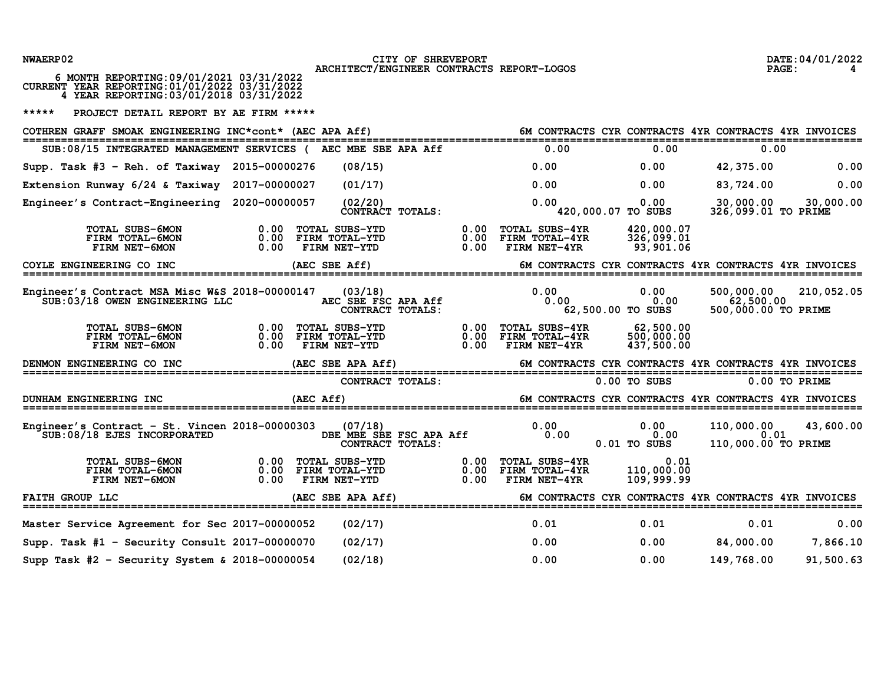6 MONTH REPORTING:09/01/2021 03/31/2022
CURRENT YEAR REPORTING:01/01/2022 03/31/2022
4 YEAR REPORTING:03/01/2018 03/31/2022

CITY OF SHREVEPORT
ARCHITECT/ENGINEER CONTRACTS REPORT-LOGOS

DATE:04/01/2022

***** PROJECT DETAIL REPORT BY AE FIRM *****

## COTHREN GRAFF SMOAK ENGINEERING INC*cont* (AEC APA Aff)

| Project | Contract No. | Date | 6M CONTRACTS | CYR CONTRACTS | 4YR CONTRACTS | 4YR INVOICES |
|---|---|---|---|---|---|---|
| SUB:08/15 INTEGRATED MANAGEMENT SERVICES ( AEC MBE SBE APA Aff | | | 0.00 | 0.00 | 0.00 | |
| Supp. Task #3 - Reh. of Taxiway | 2015-00000276 | (08/15) | 0.00 | 0.00 | 42,375.00 | 0.00 |
| Extension Runway 6/24 & Taxiway | 2017-00000027 | (01/17) | 0.00 | 0.00 | 83,724.00 | 0.00 |
| Engineer's Contract-Engineering | 2020-00000057 | (02/20) | 0.00 | 0.00 | 30,000.00 | 30,000.00 |
| CONTRACT TOTALS: | | | | 420,000.07 TO SUBS | 326,099.01 TO PRIME | |

| | | | | | |
|---|---|---|---|---|---|
| TOTAL SUBS-6MON | 0.00 | TOTAL SUBS-YTD | 0.00 | TOTAL SUBS-4YR | 420,000.07 |
| FIRM TOTAL-6MON | 0.00 | FIRM TOTAL-YTD | 0.00 | FIRM TOTAL-4YR | 326,099.01 |
| FIRM NET-6MON | 0.00 | FIRM NET-YTD | 0.00 | FIRM NET-4YR | 93,901.06 |

## COYLE ENGINEERING CO INC (AEC SBE Aff)

| Project | Contract No. | Date | 6M CONTRACTS | CYR CONTRACTS | 4YR CONTRACTS | 4YR INVOICES |
|---|---|---|---|---|---|---|
| Engineer's Contract MSA Misc W&S | 2018-00000147 | (03/18) | 0.00 | 0.00 | 500,000.00 | 210,052.05 |
| SUB:03/18 OWEN ENGINEERING LLC | | AEC SBE FSC APA Aff | 0.00 | 0.00 | 62,500.00 | |
| CONTRACT TOTALS: | | | | 62,500.00 TO SUBS | 500,000.00 TO PRIME | |

| | | | | | |
|---|---|---|---|---|---|
| TOTAL SUBS-6MON | 0.00 | TOTAL SUBS-YTD | 0.00 | TOTAL SUBS-4YR | 62,500.00 |
| FIRM TOTAL-6MON | 0.00 | FIRM TOTAL-YTD | 0.00 | FIRM TOTAL-4YR | 500,000.00 |
| FIRM NET-6MON | 0.00 | FIRM NET-YTD | 0.00 | FIRM NET-4YR | 437,500.00 |

## DENMON ENGINEERING CO INC (AEC SBE APA Aff)

| Project | Contract No. | Date | 6M CONTRACTS | CYR CONTRACTS | 4YR CONTRACTS | 4YR INVOICES |
|---|---|---|---|---|---|---|
| CONTRACT TOTALS: | | | | 0.00 TO SUBS | 0.00 TO PRIME | |

## DUNHAM ENGINEERING INC (AEC Aff)

| Project | Contract No. | Date | 6M CONTRACTS | CYR CONTRACTS | 4YR CONTRACTS | 4YR INVOICES |
|---|---|---|---|---|---|---|
| Engineer's Contract - St. Vincen | 2018-00000303 | (07/18) | 0.00 | 0.00 | 110,000.00 | 43,600.00 |
| SUB:08/18 EJES INCORPORATED | | DBE MBE SBE FSC APA Aff | 0.00 | 0.00 | 0.01 | |
| CONTRACT TOTALS: | | | | 0.01 TO SUBS | 110,000.00 TO PRIME | |

| | | | | | |
|---|---|---|---|---|---|
| TOTAL SUBS-6MON | 0.00 | TOTAL SUBS-YTD | 0.00 | TOTAL SUBS-4YR | 0.01 |
| FIRM TOTAL-6MON | 0.00 | FIRM TOTAL-YTD | 0.00 | FIRM TOTAL-4YR | 110,000.00 |
| FIRM NET-6MON | 0.00 | FIRM NET-YTD | 0.00 | FIRM NET-4YR | 109,999.99 |

## FAITH GROUP LLC (AEC SBE APA Aff)

| Project | Contract No. | Date | 6M CONTRACTS | CYR CONTRACTS | 4YR CONTRACTS | 4YR INVOICES |
|---|---|---|---|---|---|---|
| Master Service Agreement for Sec | 2017-00000052 | (02/17) | 0.01 | 0.01 | 0.01 | 0.00 |
| Supp. Task #1 - Security Consult | 2017-00000070 | (02/17) | 0.00 | 0.00 | 84,000.00 | 7,866.10 |
| Supp Task #2 - Security System & | 2018-00000054 | (02/18) | 0.00 | 0.00 | 149,768.00 | 91,500.63 |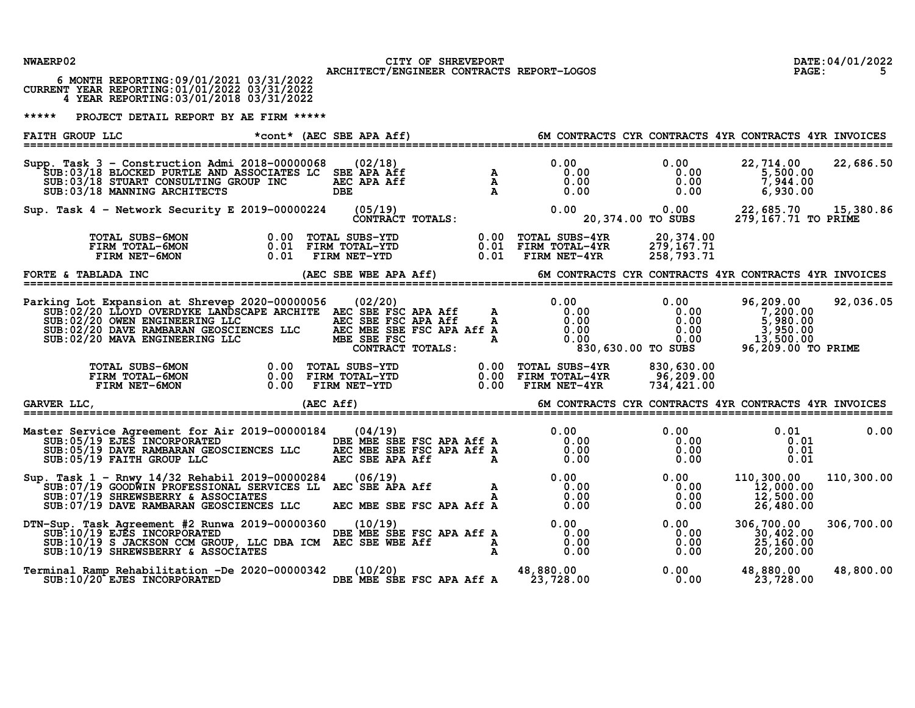NWAERP02

CITY OF SHREVEPORT
ARCHITECT/ENGINEER CONTRACTS REPORT-LOGOS

DATE:04/01/2022

6 MONTH REPORTING:09/01/2021 03/31/2022
CURRENT YEAR REPORTING:01/01/2022 03/31/2022
4 YEAR REPORTING:03/01/2018 03/31/2022

***** PROJECT DETAIL REPORT BY AE FIRM *****

## FAITH GROUP LLC *cont* (AEC SBE APA Aff)

| Project / Sub | Contract No. / Cert | Date | | 6M CONTRACTS | CYR CONTRACTS | 4YR CONTRACTS | 4YR INVOICES |
|---|---|---|---|---|---|---|---|
| Supp. Task 3 - Construction Admi | 2018-00000068 | (02/18) | | 0.00 | 0.00 | 22,714.00 | 22,686.50 |
| SUB:03/18 BLOCKED PURTLE AND ASSOCIATES LC | SBE APA Aff | | A | 0.00 | 0.00 | 5,500.00 | |
| SUB:03/18 STUART CONSULTING GROUP INC | AEC APA Aff | | A | 0.00 | 0.00 | 7,944.00 | |
| SUB:03/18 MANNING ARCHITECTS | DBE | | A | 0.00 | 0.00 | 6,930.00 | |
| Sup. Task 4 - Network Security E | 2019-00000224 | (05/19) | | 0.00 | 0.00 | 22,685.70 | 15,380.86 |
| | | CONTRACT TOTALS: | | | 20,374.00 TO SUBS | 279,167.71 TO PRIME | |

| | | | | | |
|---|---|---|---|---|---|
| TOTAL SUBS-6MON | 0.00 | TOTAL SUBS-YTD | 0.00 | TOTAL SUBS-4YR | 20,374.00 |
| FIRM TOTAL-6MON | 0.01 | FIRM TOTAL-YTD | 0.01 | FIRM TOTAL-4YR | 279,167.71 |
| FIRM NET-6MON | 0.01 | FIRM NET-YTD | 0.01 | FIRM NET-4YR | 258,793.71 |

## FORTE & TABLADA INC (AEC SBE WBE APA Aff)

| Project / Sub | Contract No. / Cert | Date | | 6M CONTRACTS | CYR CONTRACTS | 4YR CONTRACTS | 4YR INVOICES |
|---|---|---|---|---|---|---|---|
| Parking Lot Expansion at Shrevep | 2020-00000056 | (02/20) | | 0.00 | 0.00 | 96,209.00 | 92,036.05 |
| SUB:02/20 LLOYD OVERDYKE LANDSCAPE ARCHITE | AEC SBE FSC APA Aff | | A | 0.00 | 0.00 | 7,200.00 | |
| SUB:02/20 OWEN ENGINEERING LLC | AEC SBE FSC APA Aff | | A | 0.00 | 0.00 | 5,980.00 | |
| SUB:02/20 DAVE RAMBARAN GEOSCIENCES LLC | AEC MBE SBE FSC APA Aff | | A | 0.00 | 0.00 | 3,950.00 | |
| SUB:02/20 MAVA ENGINEERING LLC | MBE SBE FSC | | A | 0.00 | 0.00 | 13,500.00 | |
| | | CONTRACT TOTALS: | | | 830,630.00 TO SUBS | 96,209.00 TO PRIME | |

| | | | | | |
|---|---|---|---|---|---|
| TOTAL SUBS-6MON | 0.00 | TOTAL SUBS-YTD | 0.00 | TOTAL SUBS-4YR | 830,630.00 |
| FIRM TOTAL-6MON | 0.00 | FIRM TOTAL-YTD | 0.00 | FIRM TOTAL-4YR | 96,209.00 |
| FIRM NET-6MON | 0.00 | FIRM NET-YTD | 0.00 | FIRM NET-4YR | 734,421.00 |

## GARVER LLC, (AEC Aff)

| Project / Sub | Contract No. / Cert | Date | | 6M CONTRACTS | CYR CONTRACTS | 4YR CONTRACTS | 4YR INVOICES |
|---|---|---|---|---|---|---|---|
| Master Service Agreement for Air | 2019-00000184 | (04/19) | | 0.00 | 0.00 | 0.01 | 0.00 |
| SUB:05/19 EJES INCORPORATED | DBE MBE SBE FSC APA Aff | | A | 0.00 | 0.00 | 0.01 | |
| SUB:05/19 DAVE RAMBARAN GEOSCIENCES LLC | AEC MBE SBE FSC APA Aff | | A | 0.00 | 0.00 | 0.01 | |
| SUB:05/19 FAITH GROUP LLC | AEC SBE APA Aff | | A | 0.00 | 0.00 | 0.01 | |
| Sup. Task 1 - Rnwy 14/32 Rehabil | 2019-00000284 | (06/19) | | 0.00 | 0.00 | 110,300.00 | 110,300.00 |
| SUB:07/19 GOODWIN PROFESSIONAL SERVICES LL | AEC SBE APA Aff | | A | 0.00 | 0.00 | 12,000.00 | |
| SUB:07/19 SHREWSBERRY & ASSOCIATES | | | A | 0.00 | 0.00 | 12,500.00 | |
| SUB:07/19 DAVE RAMBARAN GEOSCIENCES LLC | AEC MBE SBE FSC APA Aff | | A | 0.00 | 0.00 | 26,480.00 | |
| DTN-Sup. Task Agreement #2 Runwa | 2019-00000360 | (10/19) | | 0.00 | 0.00 | 306,700.00 | 306,700.00 |
| SUB:10/19 EJES INCORPORATED | DBE MBE SBE FSC APA Aff | | A | 0.00 | 0.00 | 30,402.00 | |
| SUB:10/19 S JACKSON CCM GROUP, LLC DBA ICM | AEC SBE WBE Aff | | A | 0.00 | 0.00 | 25,160.00 | |
| SUB:10/19 SHREWSBERRY & ASSOCIATES | | | A | 0.00 | 0.00 | 20,200.00 | |
| Terminal Ramp Rehabilitation -De | 2020-00000342 | (10/20) | | 48,880.00 | 0.00 | 48,880.00 | 48,800.00 |
| SUB:10/20 EJES INCORPORATED | DBE MBE SBE FSC APA Aff | | A | 23,728.00 | 0.00 | 23,728.00 | |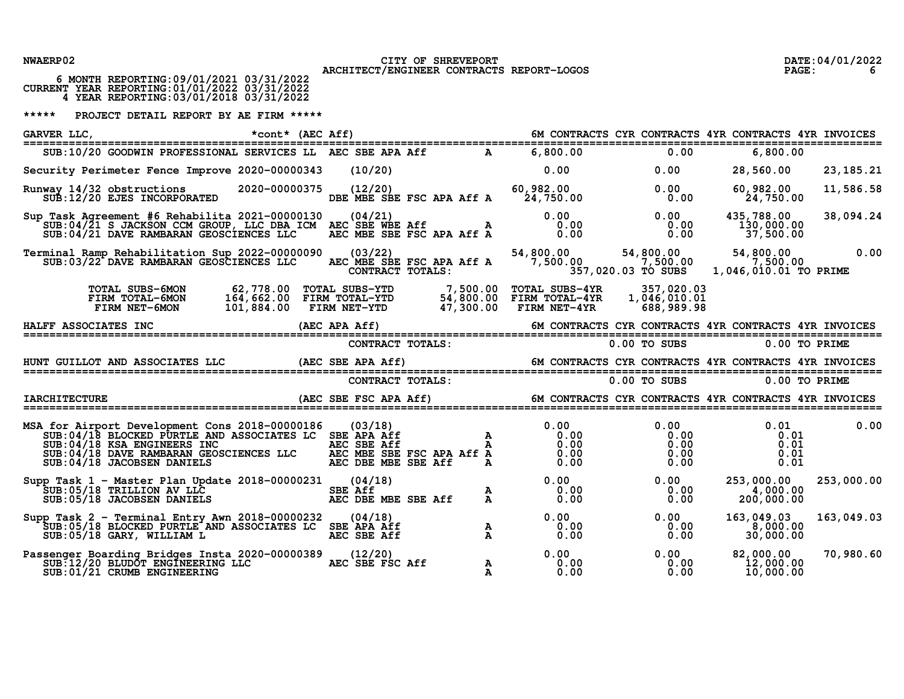CITY OF SHREVEPORT
ARCHITECT/ENGINEER CONTRACTS REPORT-LOGOS

6 MONTH REPORTING:09/01/2021 03/31/2022
CURRENT YEAR REPORTING:01/01/2022 03/31/2022
4 YEAR REPORTING:03/01/2018 03/31/2022

***** PROJECT DETAIL REPORT BY AE FIRM *****

## GARVER LLC, *cont* (AEC Aff)

| Project / Sub | Contract No. | Date / Certifications | | 6M CONTRACTS | CYR CONTRACTS | 4YR CONTRACTS | 4YR INVOICES |
|---|---|---|---|---|---|---|---|
| SUB:10/20 GOODWIN PROFESSIONAL SERVICES LL | | AEC SBE APA Aff | A | 6,800.00 | 0.00 | 6,800.00 | |
| Security Perimeter Fence Improve | 2020-00000343 | (10/20) | | 0.00 | 0.00 | 28,560.00 | 23,185.21 |
| Runway 14/32 obstructions | 2020-00000375 | (12/20) | | 60,982.00 | 0.00 | 60,982.00 | 11,586.58 |
| SUB:12/20 EJES INCORPORATED | | DBE MBE SBE FSC APA Aff | A | 24,750.00 | 0.00 | 24,750.00 | |
| Sup Task Agreement #6 Rehabilita | 2021-00000130 | (04/21) | | 0.00 | 0.00 | 435,788.00 | 38,094.24 |
| SUB:04/21 S JACKSON CCM GROUP, LLC DBA ICM | | AEC SBE WBE Aff | A | 0.00 | 0.00 | 130,000.00 | |
| SUB:04/21 DAVE RAMBARAN GEOSCIENCES LLC | | AEC MBE SBE FSC APA Aff | A | 0.00 | 0.00 | 37,500.00 | |
| Terminal Ramp Rehabilitation Sup | 2022-00000090 | (03/22) | | 54,800.00 | 54,800.00 | 54,800.00 | 0.00 |
| SUB:03/22 DAVE RAMBARAN GEOSCIENCES LLC | | AEC MBE SBE FSC APA Aff | A | 7,500.00 | 7,500.00 | 7,500.00 | |
| | | CONTRACT TOTALS: | | | 357,020.03 TO SUBS | 1,046,010.01 TO PRIME | |

| | | | | | |
|---|---|---|---|---|---|
| TOTAL SUBS-6MON | 62,778.00 | TOTAL SUBS-YTD | 7,500.00 | TOTAL SUBS-4YR | 357,020.03 |
| FIRM TOTAL-6MON | 164,662.00 | FIRM TOTAL-YTD | 54,800.00 | FIRM TOTAL-4YR | 1,046,010.01 |
| FIRM NET-6MON | 101,884.00 | FIRM NET-YTD | 47,300.00 | FIRM NET-4YR | 688,989.98 |

## HALFF ASSOCIATES INC (AEC APA Aff)

| | 6M CONTRACTS | CYR CONTRACTS | 4YR CONTRACTS | 4YR INVOICES |
|---|---|---|---|---|
| CONTRACT TOTALS: | | 0.00 TO SUBS | 0.00 TO PRIME | |

## HUNT GUILLOT AND ASSOCIATES LLC (AEC SBE APA Aff)

| | 6M CONTRACTS | CYR CONTRACTS | 4YR CONTRACTS | 4YR INVOICES |
|---|---|---|---|---|
| CONTRACT TOTALS: | | 0.00 TO SUBS | 0.00 TO PRIME | |

## IARCHITECTURE (AEC SBE FSC APA Aff)

| Project / Sub | Contract No. | Date / Certifications | | 6M CONTRACTS | CYR CONTRACTS | 4YR CONTRACTS | 4YR INVOICES |
|---|---|---|---|---|---|---|---|
| MSA for Airport Development Cons | 2018-00000186 | (03/18) | | 0.00 | 0.00 | 0.01 | 0.00 |
| SUB:04/18 BLOCKED PURTLE AND ASSOCIATES LC | | SBE APA Aff | A | 0.00 | 0.00 | 0.01 | |
| SUB:04/18 KSA ENGINEERS INC | | AEC SBE Aff | A | 0.00 | 0.00 | 0.01 | |
| SUB:04/18 DAVE RAMBARAN GEOSCIENCES LLC | | AEC MBE SBE FSC APA Aff | A | 0.00 | 0.00 | 0.01 | |
| SUB:04/18 JACOBSEN DANIELS | | AEC DBE MBE SBE Aff | A | 0.00 | 0.00 | 0.01 | |
| Supp Task 1 - Master Plan Update | 2018-00000231 | (04/18) | | 0.00 | 0.00 | 253,000.00 | 253,000.00 |
| SUB:05/18 TRILLION AV LLC | | SBE Aff | A | 0.00 | 0.00 | 4,000.00 | |
| SUB:05/18 JACOBSEN DANIELS | | AEC DBE MBE SBE Aff | A | 0.00 | 0.00 | 200,000.00 | |
| Supp Task 2 - Terminal Entry Awn | 2018-00000232 | (04/18) | | 0.00 | 0.00 | 163,049.03 | 163,049.03 |
| SUB:05/18 BLOCKED PURTLE AND ASSOCIATES LC | | SBE APA Aff | A | 0.00 | 0.00 | 8,000.00 | |
| SUB:05/18 GARY, WILLIAM L | | AEC SBE Aff | A | 0.00 | 0.00 | 30,000.00 | |
| Passenger Boarding Bridges Insta | 2020-00000389 | (12/20) | | 0.00 | 0.00 | 82,000.00 | 70,980.60 |
| SUB:12/20 BLUDOT ENGINEERING LLC | | AEC SBE FSC Aff | A | 0.00 | 0.00 | 12,000.00 | |
| SUB:01/21 CRUMB ENGINEERING | | | A | 0.00 | 0.00 | 10,000.00 | |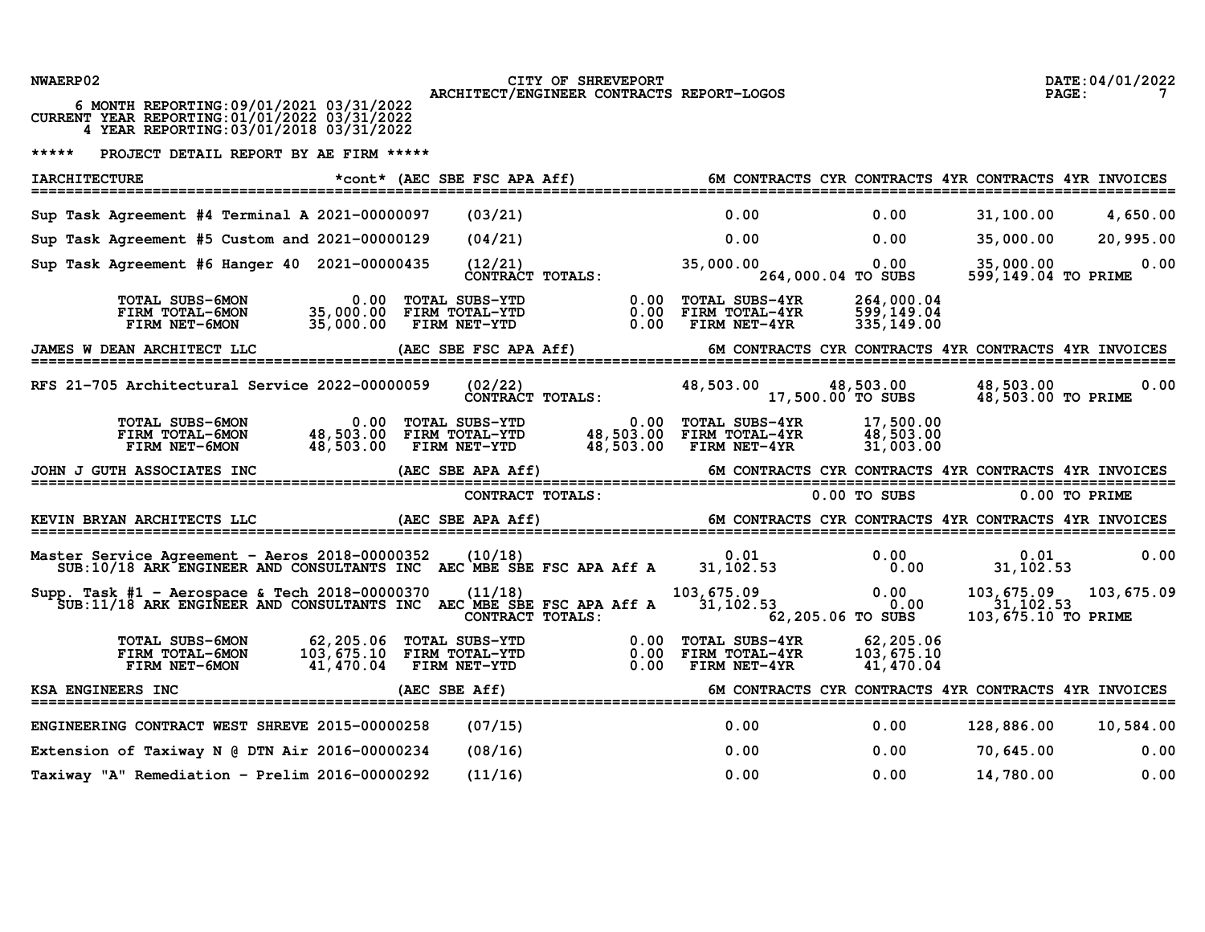NWAERP02 CITY OF SHREVEPORT DATE:04/01/2022
ARCHITECT/ENGINEER CONTRACTS REPORT-LOGOS

6 MONTH REPORTING:09/01/2021 03/31/2022
CURRENT YEAR REPORTING:01/01/2022 03/31/2022
4 YEAR REPORTING:03/01/2018 03/31/2022

***** PROJECT DETAIL REPORT BY AE FIRM *****

## IARCHITECTURE *cont* (AEC SBE FSC APA Aff)

| Project | Number | Date | | 6M CONTRACTS | CYR CONTRACTS | 4YR CONTRACTS | 4YR INVOICES |
|---|---|---|---|---|---|---|---|
| Sup Task Agreement #4 Terminal A | 2021-00000097 | (03/21) | | 0.00 | 0.00 | 31,100.00 | 4,650.00 |
| Sup Task Agreement #5 Custom and | 2021-00000129 | (04/21) | | 0.00 | 0.00 | 35,000.00 | 20,995.00 |
| Sup Task Agreement #6 Hanger 40 | 2021-00000435 | (12/21) | | 35,000.00 | 0.00 | 35,000.00 | 0.00 |
| | | CONTRACT TOTALS: | | | 264,000.04 TO SUBS | 599,149.04 TO PRIME | |

| | | | | | |
|---|---|---|---|---|---|
| TOTAL SUBS-6MON | 0.00 | TOTAL SUBS-YTD | 0.00 | TOTAL SUBS-4YR | 264,000.04 |
| FIRM TOTAL-6MON | 35,000.00 | FIRM TOTAL-YTD | 0.00 | FIRM TOTAL-4YR | 599,149.04 |
| FIRM NET-6MON | 35,000.00 | FIRM NET-YTD | 0.00 | FIRM NET-4YR | 335,149.00 |

## JAMES W DEAN ARCHITECT LLC (AEC SBE FSC APA Aff)

| Project | Number | Date | | 6M CONTRACTS | CYR CONTRACTS | 4YR CONTRACTS | 4YR INVOICES |
|---|---|---|---|---|---|---|---|
| RFS 21-705 Architectural Service | 2022-00000059 | (02/22) | | 48,503.00 | 48,503.00 | 48,503.00 | 0.00 |
| | | CONTRACT TOTALS: | | | 17,500.00 TO SUBS | 48,503.00 TO PRIME | |

| | | | | | |
|---|---|---|---|---|---|
| TOTAL SUBS-6MON | 0.00 | TOTAL SUBS-YTD | 0.00 | TOTAL SUBS-4YR | 17,500.00 |
| FIRM TOTAL-6MON | 48,503.00 | FIRM TOTAL-YTD | 48,503.00 | FIRM TOTAL-4YR | 48,503.00 |
| FIRM NET-6MON | 48,503.00 | FIRM NET-YTD | 48,503.00 | FIRM NET-4YR | 31,003.00 |

## JOHN J GUTH ASSOCIATES INC (AEC SBE APA Aff)

| Project | Number | Date | | 6M CONTRACTS | CYR CONTRACTS | 4YR CONTRACTS | 4YR INVOICES |
|---|---|---|---|---|---|---|---|
| | | CONTRACT TOTALS: | | | 0.00 TO SUBS | 0.00 TO PRIME | |

## KEVIN BRYAN ARCHITECTS LLC (AEC SBE APA Aff)

| Project | Number | Date | | 6M CONTRACTS | CYR CONTRACTS | 4YR CONTRACTS | 4YR INVOICES |
|---|---|---|---|---|---|---|---|
| Master Service Agreement - Aeros | 2018-00000352 | (10/18) | | 0.01 | 0.00 | 0.01 | 0.00 |
| SUB:10/18 ARK ENGINEER AND CONSULTANTS INC | | | AEC MBE SBE FSC APA Aff A | 31,102.53 | 0.00 | 31,102.53 | |
| Supp. Task #1 - Aerospace & Tech | 2018-00000370 | (11/18) | | 103,675.09 | 0.00 | 103,675.09 | 103,675.09 |
| SUB:11/18 ARK ENGINEER AND CONSULTANTS INC | | | AEC MBE SBE FSC APA Aff A | 31,102.53 | 0.00 | 31,102.53 | |
| | | CONTRACT TOTALS: | | | 62,205.06 TO SUBS | 103,675.10 TO PRIME | |

| | | | | | |
|---|---|---|---|---|---|
| TOTAL SUBS-6MON | 62,205.06 | TOTAL SUBS-YTD | 0.00 | TOTAL SUBS-4YR | 62,205.06 |
| FIRM TOTAL-6MON | 103,675.10 | FIRM TOTAL-YTD | 0.00 | FIRM TOTAL-4YR | 103,675.10 |
| FIRM NET-6MON | 41,470.04 | FIRM NET-YTD | 0.00 | FIRM NET-4YR | 41,470.04 |

## KSA ENGINEERS INC (AEC SBE Aff)

| Project | Number | Date | | 6M CONTRACTS | CYR CONTRACTS | 4YR CONTRACTS | 4YR INVOICES |
|---|---|---|---|---|---|---|---|
| ENGINEERING CONTRACT WEST SHREVE | 2015-00000258 | (07/15) | | 0.00 | 0.00 | 128,886.00 | 10,584.00 |
| Extension of Taxiway N @ DTN Air | 2016-00000234 | (08/16) | | 0.00 | 0.00 | 70,645.00 | 0.00 |
| Taxiway "A" Remediation - Prelim | 2016-00000292 | (11/16) | | 0.00 | 0.00 | 14,780.00 | 0.00 |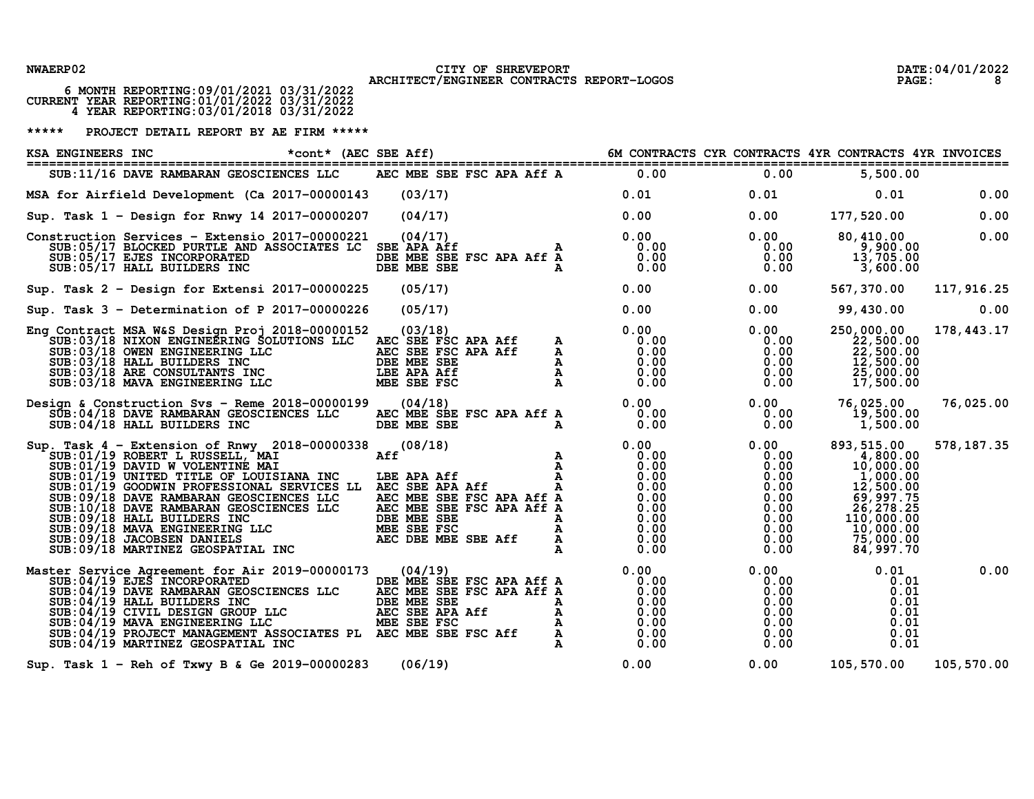NWAERP02

CITY OF SHREVEPORT
ARCHITECT/ENGINEER CONTRACTS REPORT-LOGOS

DATE:04/01/2022

6 MONTH REPORTING:09/01/2021 03/31/2022
CURRENT YEAR REPORTING:01/01/2022 03/31/2022
4 YEAR REPORTING:03/01/2018 03/31/2022

***** PROJECT DETAIL REPORT BY AE FIRM *****

| KSA ENGINEERS INC *cont* (AEC SBE Aff) | | | | 6M CONTRACTS | CYR CONTRACTS | 4YR CONTRACTS | 4YR INVOICES |
|---|---|---|---|---|---|---|---|
| SUB:11/16 DAVE RAMBARAN GEOSCIENCES LLC | | AEC MBE SBE FSC APA Aff | A | 0.00 | 0.00 | 5,500.00 | |
| MSA for Airfield Development (Ca | 2017-00000143 | (03/17) | | 0.01 | 0.01 | 0.01 | 0.00 |
| Sup. Task 1 - Design for Rnwy 14 | 2017-00000207 | (04/17) | | 0.00 | 0.00 | 177,520.00 | 0.00 |
| Construction Services - Extensio | 2017-00000221 | (04/17) | | 0.00 | 0.00 | 80,410.00 | 0.00 |
| SUB:05/17 BLOCKED PURTLE AND ASSOCIATES LC | | SBE APA Aff | A | 0.00 | 0.00 | 9,900.00 | |
| SUB:05/17 EJES INCORPORATED | | DBE MBE SBE FSC APA Aff | A | 0.00 | 0.00 | 13,705.00 | |
| SUB:05/17 HALL BUILDERS INC | | DBE MBE SBE | A | 0.00 | 0.00 | 3,600.00 | |
| Sup. Task 2 - Design for Extensi | 2017-00000225 | (05/17) | | 0.00 | 0.00 | 567,370.00 | 117,916.25 |
| Sup. Task 3 - Determination of P | 2017-00000226 | (05/17) | | 0.00 | 0.00 | 99,430.00 | 0.00 |
| Eng Contract MSA W&S Design Proj | 2018-00000152 | (03/18) | | 0.00 | 0.00 | 250,000.00 | 178,443.17 |
| SUB:03/18 NIXON ENGINEERING SOLUTIONS LLC | | AEC SBE FSC APA Aff | A | 0.00 | 0.00 | 22,500.00 | |
| SUB:03/18 OWEN ENGINEERING LLC | | AEC SBE FSC APA Aff | A | 0.00 | 0.00 | 22,500.00 | |
| SUB:03/18 HALL BUILDERS INC | | DBE MBE SBE | A | 0.00 | 0.00 | 12,500.00 | |
| SUB:03/18 ARE CONSULTANTS INC | | LBE APA Aff | A | 0.00 | 0.00 | 25,000.00 | |
| SUB:03/18 MAVA ENGINEERING LLC | | MBE SBE FSC | A | 0.00 | 0.00 | 17,500.00 | |
| Design & Construction Svs - Reme | 2018-00000199 | (04/18) | | 0.00 | 0.00 | 76,025.00 | 76,025.00 |
| SUB:04/18 DAVE RAMBARAN GEOSCIENCES LLC | | AEC MBE SBE FSC APA Aff | A | 0.00 | 0.00 | 19,500.00 | |
| SUB:04/18 HALL BUILDERS INC | | DBE MBE SBE | A | 0.00 | 0.00 | 1,500.00 | |
| Sup. Task 4 - Extension of Rnwy | 2018-00000338 | (08/18) | | 0.00 | 0.00 | 893,515.00 | 578,187.35 |
| SUB:01/19 ROBERT L RUSSELL, MAI | | Aff | A | 0.00 | 0.00 | 4,800.00 | |
| SUB:01/19 DAVID W VOLENTINE MAI | | | A | 0.00 | 0.00 | 10,000.00 | |
| SUB:01/19 UNITED TITLE OF LOUISIANA INC | | LBE APA Aff | A | 0.00 | 0.00 | 1,000.00 | |
| SUB:01/19 GOODWIN PROFESSIONAL SERVICES LL | | AEC SBE APA Aff | A | 0.00 | 0.00 | 12,500.00 | |
| SUB:09/18 DAVE RAMBARAN GEOSCIENCES LLC | | AEC MBE SBE FSC APA Aff | A | 0.00 | 0.00 | 69,997.75 | |
| SUB:10/18 DAVE RAMBARAN GEOSCIENCES LLC | | AEC MBE SBE FSC APA Aff | A | 0.00 | 0.00 | 26,278.25 | |
| SUB:09/18 HALL BUILDERS INC | | DBE MBE SBE | A | 0.00 | 0.00 | 110,000.00 | |
| SUB:09/18 MAVA ENGINEERING LLC | | MBE SBE FSC | A | 0.00 | 0.00 | 10,000.00 | |
| SUB:09/18 JACOBSEN DANIELS | | AEC DBE MBE SBE Aff | A | 0.00 | 0.00 | 75,000.00 | |
| SUB:09/18 MARTINEZ GEOSPATIAL INC | | | A | 0.00 | 0.00 | 84,997.70 | |
| Master Service Agreement for Air | 2019-00000173 | (04/19) | | 0.00 | 0.00 | 0.01 | 0.00 |
| SUB:04/19 EJES INCORPORATED | | DBE MBE SBE FSC APA Aff | A | 0.00 | 0.00 | 0.01 | |
| SUB:04/19 DAVE RAMBARAN GEOSCIENCES LLC | | AEC MBE SBE FSC APA Aff | A | 0.00 | 0.00 | 0.01 | |
| SUB:04/19 HALL BUILDERS INC | | DBE MBE SBE | A | 0.00 | 0.00 | 0.01 | |
| SUB:04/19 CIVIL DESIGN GROUP LLC | | AEC SBE APA Aff | A | 0.00 | 0.00 | 0.01 | |
| SUB:04/19 MAVA ENGINEERING LLC | | MBE SBE FSC | A | 0.00 | 0.00 | 0.01 | |
| SUB:04/19 PROJECT MANAGEMENT ASSOCIATES PL | | AEC MBE SBE FSC Aff | A | 0.00 | 0.00 | 0.01 | |
| SUB:04/19 MARTINEZ GEOSPATIAL INC | | | A | 0.00 | 0.00 | 0.01 | |
| Sup. Task 1 - Reh of Txwy B & Ge | 2019-00000283 | (06/19) | | 0.00 | 0.00 | 105,570.00 | 105,570.00 |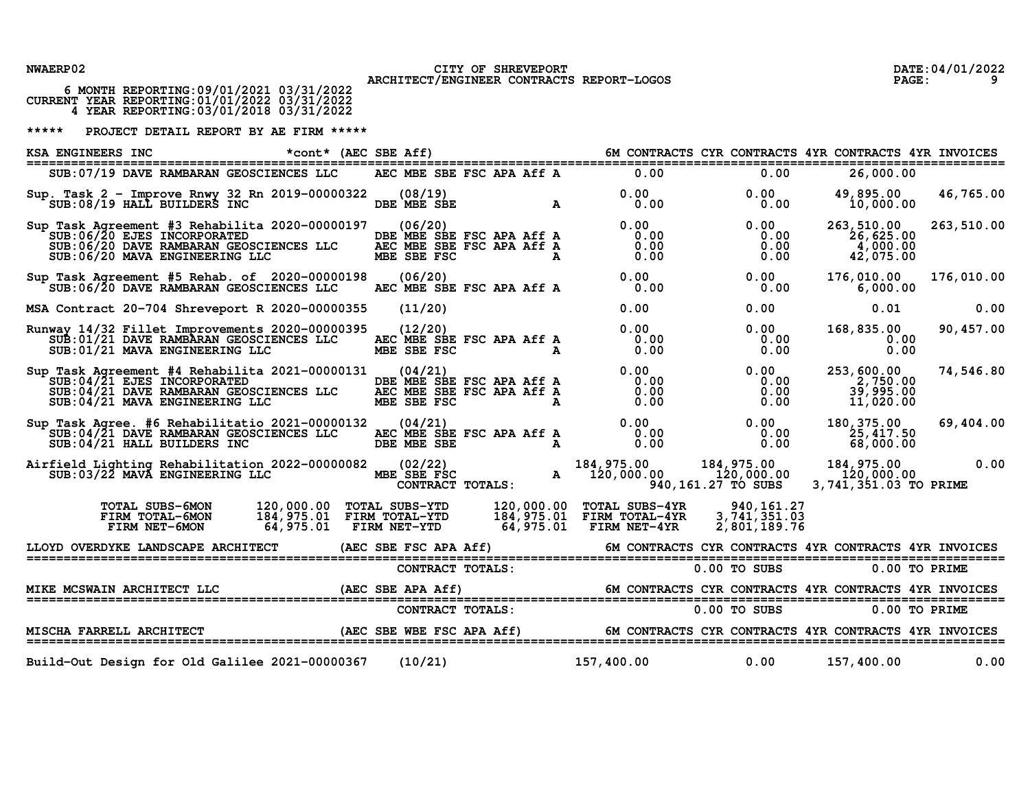NWAERP02 — CITY OF SHREVEPORT — ARCHITECT/ENGINEER CONTRACTS REPORT-LOGOS — DATE:04/01/2022

6 MONTH REPORTING:09/01/2021 03/31/2022
CURRENT YEAR REPORTING:01/01/2022 03/31/2022
4 YEAR REPORTING:03/01/2018 03/31/2022

***** PROJECT DETAIL REPORT BY AE FIRM *****

**KSA ENGINEERS INC** *cont* (AEC SBE Aff)

| Project / Sub | Date | Certifications | 6M CONTRACTS | CYR CONTRACTS | 4YR CONTRACTS | 4YR INVOICES |
|---|---|---|---|---|---|---|
| SUB:07/19 DAVE RAMBARAN GEOSCIENCES LLC | | AEC MBE SBE FSC APA Aff A | 0.00 | 0.00 | 26,000.00 | |
| Sup. Task 2 - Improve Rnwy 32 Rn 2019-00000322 | (08/19) | | 0.00 | 0.00 | 49,895.00 | 46,765.00 |
| SUB:08/19 HALL BUILDERS INC | | DBE MBE SBE A | 0.00 | 0.00 | 10,000.00 | |
| Sup Task Agreement #3 Rehabilita 2020-00000197 | (06/20) | | 0.00 | 0.00 | 263,510.00 | 263,510.00 |
| SUB:06/20 EJES INCORPORATED | | DBE MBE SBE FSC APA Aff A | 0.00 | 0.00 | 26,625.00 | |
| SUB:06/20 DAVE RAMBARAN GEOSCIENCES LLC | | AEC MBE SBE FSC APA Aff A | 0.00 | 0.00 | 4,000.00 | |
| SUB:06/20 MAVA ENGINEERING LLC | | MBE SBE FSC A | 0.00 | 0.00 | 42,075.00 | |
| Sup Task Agreement #5 Rehab. of 2020-00000198 | (06/20) | | 0.00 | 0.00 | 176,010.00 | 176,010.00 |
| SUB:06/20 DAVE RAMBARAN GEOSCIENCES LLC | | AEC MBE SBE FSC APA Aff A | 0.00 | 0.00 | 6,000.00 | |
| MSA Contract 20-704 Shreveport R 2020-00000355 | (11/20) | | 0.00 | 0.00 | 0.01 | 0.00 |
| Runway 14/32 Fillet Improvements 2020-00000395 | (12/20) | | 0.00 | 0.00 | 168,835.00 | 90,457.00 |
| SUB:01/21 DAVE RAMBARAN GEOSCIENCES LLC | | AEC MBE SBE FSC APA Aff A | 0.00 | 0.00 | 0.00 | |
| SUB:01/21 MAVA ENGINEERING LLC | | MBE SBE FSC A | 0.00 | 0.00 | 0.00 | |
| Sup Task Agreement #4 Rehabilita 2021-00000131 | (04/21) | | 0.00 | 0.00 | 253,600.00 | 74,546.80 |
| SUB:04/21 EJES INCORPORATED | | DBE MBE SBE FSC APA Aff A | 0.00 | 0.00 | 2,750.00 | |
| SUB:04/21 DAVE RAMBARAN GEOSCIENCES LLC | | AEC MBE SBE FSC APA Aff A | 0.00 | 0.00 | 39,995.00 | |
| SUB:04/21 MAVA ENGINEERING LLC | | MBE SBE FSC A | 0.00 | 0.00 | 11,020.00 | |
| Sup Task Agree. #6 Rehabilitatio 2021-00000132 | (04/21) | | 0.00 | 0.00 | 180,375.00 | 69,404.00 |
| SUB:04/21 DAVE RAMBARAN GEOSCIENCES LLC | | AEC MBE SBE FSC APA Aff A | 0.00 | 0.00 | 25,417.50 | |
| SUB:04/21 HALL BUILDERS INC | | DBE MBE SBE A | 0.00 | 0.00 | 68,000.00 | |
| Airfield Lighting Rehabilitation 2022-00000082 | (02/22) | | 184,975.00 | 184,975.00 | 184,975.00 | 0.00 |
| SUB:03/22 MAVA ENGINEERING LLC | | MBE SBE FSC A | 120,000.00 | 120,000.00 | 120,000.00 | |
| CONTRACT TOTALS: | | | | 940,161.27 TO SUBS | 3,741,351.03 TO PRIME | |

| | | | | | |
|---|---|---|---|---|---|
| TOTAL SUBS-6MON | 120,000.00 | TOTAL SUBS-YTD | 120,000.00 | TOTAL SUBS-4YR | 940,161.27 |
| FIRM TOTAL-6MON | 184,975.01 | FIRM TOTAL-YTD | 184,975.01 | FIRM TOTAL-4YR | 3,741,351.03 |
| FIRM NET-6MON | 64,975.01 | FIRM NET-YTD | 64,975.01 | FIRM NET-4YR | 2,801,189.76 |

**LLOYD OVERDYKE LANDSCAPE ARCHITECT** (AEC SBE FSC APA Aff) — 6M CONTRACTS CYR CONTRACTS 4YR CONTRACTS 4YR INVOICES

CONTRACT TOTALS: 0.00 TO SUBS 0.00 TO PRIME

**MIKE MCSWAIN ARCHITECT LLC** (AEC SBE APA Aff) — 6M CONTRACTS CYR CONTRACTS 4YR CONTRACTS 4YR INVOICES

CONTRACT TOTALS: 0.00 TO SUBS 0.00 TO PRIME

**MISCHA FARRELL ARCHITECT** (AEC SBE WBE FSC APA Aff)

| Project | Date | 6M CONTRACTS | CYR CONTRACTS | 4YR CONTRACTS | 4YR INVOICES |
|---|---|---|---|---|---|
| Build-Out Design for Old Galilee 2021-00000367 | (10/21) | 157,400.00 | 0.00 | 157,400.00 | 0.00 |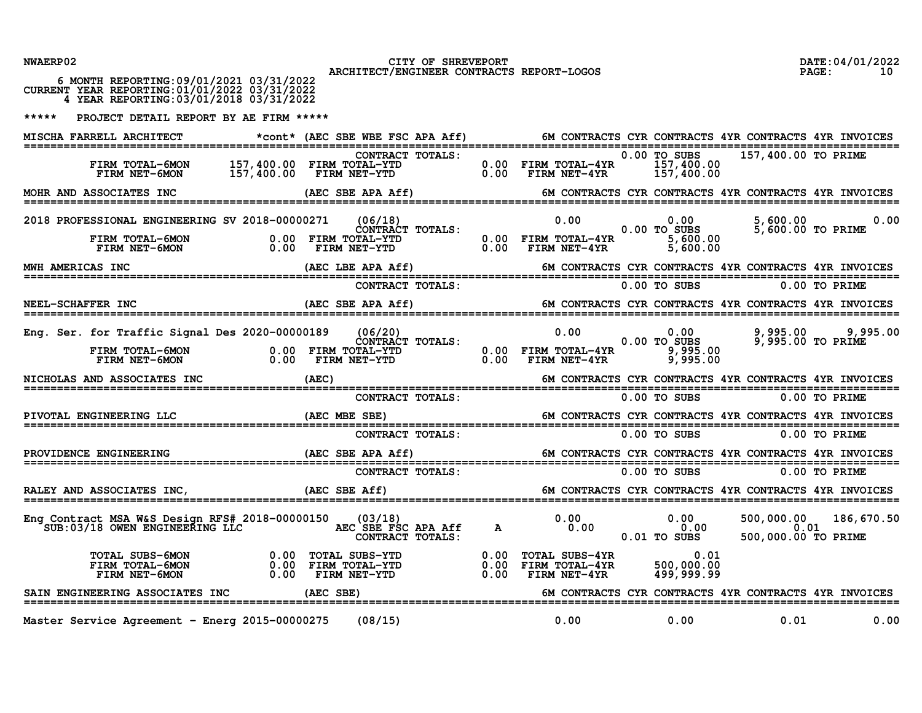CITY OF SHREVEPORT
ARCHITECT/ENGINEER CONTRACTS REPORT-LOGOS

NWAERP02 DATE:04/01/2022

6 MONTH REPORTING:09/01/2021 03/31/2022
CURRENT YEAR REPORTING:01/01/2022 03/31/2022
4 YEAR REPORTING:03/01/2018 03/31/2022

***** PROJECT DETAIL REPORT BY AE FIRM *****

**MISCHA FARRELL ARCHITECT** *cont* (AEC SBE WBE FSC APA Aff) — 6M CONTRACTS | CYR CONTRACTS | 4YR CONTRACTS | 4YR INVOICES

CONTRACT TOTALS: 0.00 TO SUBS 157,400.00 TO PRIME

| | | | | | |
|---|---|---|---|---|---|
| FIRM TOTAL-6MON | 157,400.00 | FIRM TOTAL-YTD | 0.00 | FIRM TOTAL-4YR | 157,400.00 |
| FIRM NET-6MON | 157,400.00 | FIRM NET-YTD | 0.00 | FIRM NET-4YR | 157,400.00 |

**MOHR AND ASSOCIATES INC** (AEC SBE APA Aff)

| Project | Number | Date | 6M CONTRACTS | CYR CONTRACTS | 4YR CONTRACTS | 4YR INVOICES |
|---|---|---|---|---|---|---|
| 2018 PROFESSIONAL ENGINEERING SV | 2018-00000271 | (06/18) | 0.00 | 0.00 | 5,600.00 | 0.00 |

CONTRACT TOTALS: 0.00 TO SUBS 5,600.00 TO PRIME

| | | | | | |
|---|---|---|---|---|---|
| FIRM TOTAL-6MON | 0.00 | FIRM TOTAL-YTD | 0.00 | FIRM TOTAL-4YR | 5,600.00 |
| FIRM NET-6MON | 0.00 | FIRM NET-YTD | 0.00 | FIRM NET-4YR | 5,600.00 |

**MWH AMERICAS INC** (AEC LBE APA Aff) — 6M CONTRACTS | CYR CONTRACTS | 4YR CONTRACTS | 4YR INVOICES

CONTRACT TOTALS: 0.00 TO SUBS 0.00 TO PRIME

**NEEL-SCHAFFER INC** (AEC SBE APA Aff)

| Project | Number | Date | 6M CONTRACTS | CYR CONTRACTS | 4YR CONTRACTS | 4YR INVOICES |
|---|---|---|---|---|---|---|
| Eng. Ser. for Traffic Signal Des | 2020-00000189 | (06/20) | 0.00 | 0.00 | 9,995.00 | 9,995.00 |

CONTRACT TOTALS: 0.00 TO SUBS 9,995.00 TO PRIME

| | | | | | |
|---|---|---|---|---|---|
| FIRM TOTAL-6MON | 0.00 | FIRM TOTAL-YTD | 0.00 | FIRM TOTAL-4YR | 9,995.00 |
| FIRM NET-6MON | 0.00 | FIRM NET-YTD | 0.00 | FIRM NET-4YR | 9,995.00 |

**NICHOLAS AND ASSOCIATES INC** (AEC) — 6M CONTRACTS | CYR CONTRACTS | 4YR CONTRACTS | 4YR INVOICES

CONTRACT TOTALS: 0.00 TO SUBS 0.00 TO PRIME

**PIVOTAL ENGINEERING LLC** (AEC MBE SBE) — 6M CONTRACTS | CYR CONTRACTS | 4YR CONTRACTS | 4YR INVOICES

CONTRACT TOTALS: 0.00 TO SUBS 0.00 TO PRIME

**PROVIDENCE ENGINEERING** (AEC SBE APA Aff) — 6M CONTRACTS | CYR CONTRACTS | 4YR CONTRACTS | 4YR INVOICES

CONTRACT TOTALS: 0.00 TO SUBS 0.00 TO PRIME

**RALEY AND ASSOCIATES INC,** (AEC SBE Aff)

| Project | Number | Date | Type | 6M CONTRACTS | CYR CONTRACTS | 4YR CONTRACTS | 4YR INVOICES |
|---|---|---|---|---|---|---|---|
| Eng Contract MSA W&S Design RFS# | 2018-00000150 | (03/18) | | 0.00 | 0.00 | 500,000.00 | 186,670.50 |
| SUB:03/18 OWEN ENGINEERING LLC | | AEC SBE FSC APA Aff | A | 0.00 | 0.00 | 0.01 | |

CONTRACT TOTALS: 0.01 TO SUBS 500,000.00 TO PRIME

| | | | | | |
|---|---|---|---|---|---|
| TOTAL SUBS-6MON | 0.00 | TOTAL SUBS-YTD | 0.00 | TOTAL SUBS-4YR | 0.01 |
| FIRM TOTAL-6MON | 0.00 | FIRM TOTAL-YTD | 0.00 | FIRM TOTAL-4YR | 500,000.00 |
| FIRM NET-6MON | 0.00 | FIRM NET-YTD | 0.00 | FIRM NET-4YR | 499,999.99 |

**SAIN ENGINEERING ASSOCIATES INC** (AEC SBE)

| Project | Number | Date | 6M CONTRACTS | CYR CONTRACTS | 4YR CONTRACTS | 4YR INVOICES |
|---|---|---|---|---|---|---|
| Master Service Agreement - Energ | 2015-00000275 | (08/15) | 0.00 | 0.00 | 0.01 | 0.00 |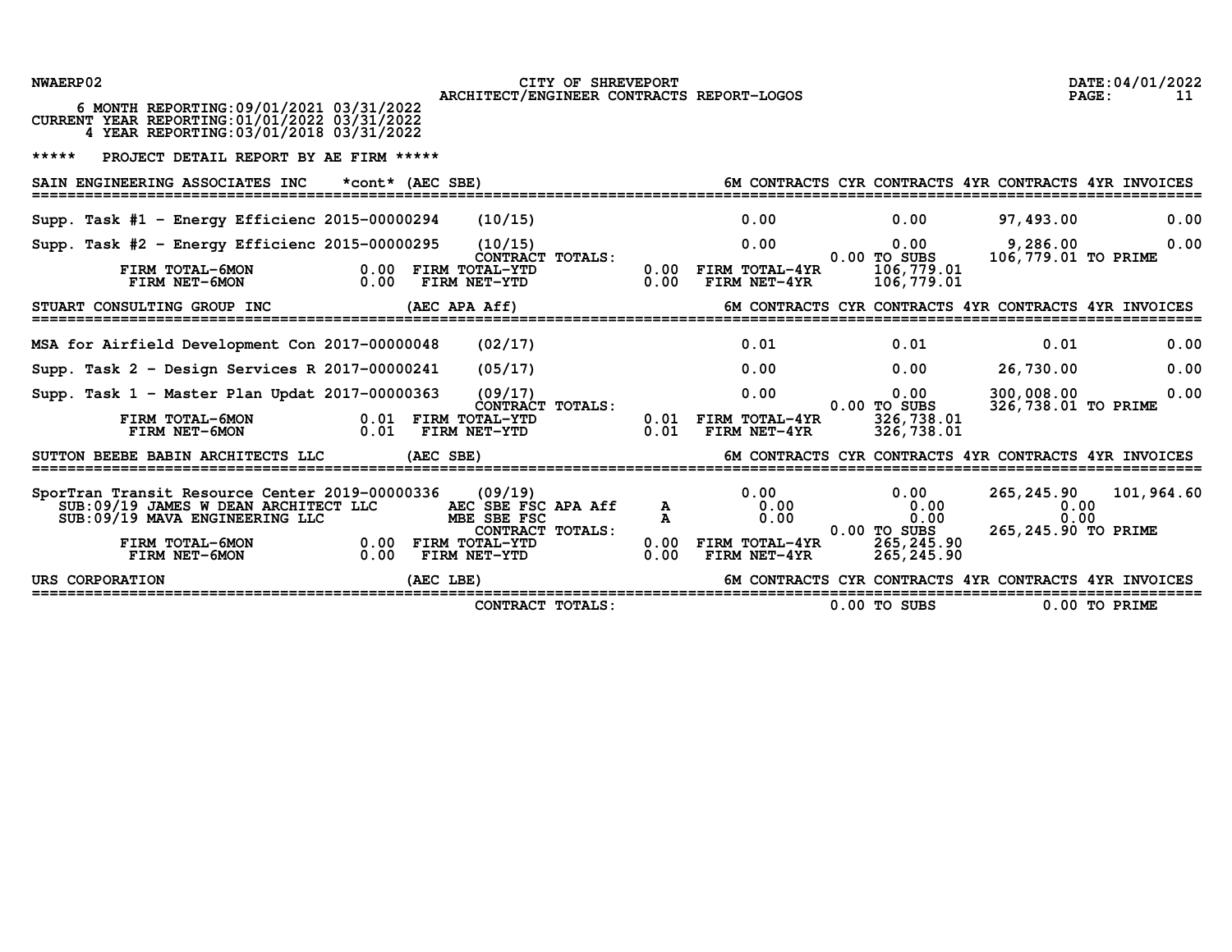NWAERP02 CITY OF SHREVEPORT DATE:04/01/2022

ARCHITECT/ENGINEER CONTRACTS REPORT-LOGOS PAGE: 11

6 MONTH REPORTING:09/01/2021 03/31/2022
CURRENT YEAR REPORTING:01/01/2022 03/31/2022
4 YEAR REPORTING:03/01/2018 03/31/2022

***** PROJECT DETAIL REPORT BY AE FIRM *****

## SAIN ENGINEERING ASSOCIATES INC *cont* (AEC SBE)

| Project | Number | Date | | 6M CONTRACTS | CYR CONTRACTS | 4YR CONTRACTS | 4YR INVOICES |
|---|---|---|---|---|---|---|---|
| Supp. Task #1 - Energy Efficienc | 2015-00000294 | (10/15) | | 0.00 | 0.00 | 97,493.00 | 0.00 |
| Supp. Task #2 - Energy Efficienc | 2015-00000295 | (10/15) | | 0.00 | 0.00 | 9,286.00 | 0.00 |
| | | CONTRACT TOTALS: | | | 0.00 TO SUBS | 106,779.01 TO PRIME | |

FIRM TOTAL-6MON 0.00 FIRM TOTAL-YTD 0.00 FIRM TOTAL-4YR 106,779.01
FIRM NET-6MON 0.00 FIRM NET-YTD 0.00 FIRM NET-4YR 106,779.01

## STUART CONSULTING GROUP INC (AEC APA Aff)

| Project | Number | Date | | 6M CONTRACTS | CYR CONTRACTS | 4YR CONTRACTS | 4YR INVOICES |
|---|---|---|---|---|---|---|---|
| MSA for Airfield Development Con | 2017-00000048 | (02/17) | | 0.01 | 0.01 | 0.01 | 0.00 |
| Supp. Task 2 - Design Services R | 2017-00000241 | (05/17) | | 0.00 | 0.00 | 26,730.00 | 0.00 |
| Supp. Task 1 - Master Plan Updat | 2017-00000363 | (09/17) | | 0.00 | 0.00 | 300,008.00 | 0.00 |
| | | CONTRACT TOTALS: | | | 0.00 TO SUBS | 326,738.01 TO PRIME | |

FIRM TOTAL-6MON 0.01 FIRM TOTAL-YTD 0.01 FIRM TOTAL-4YR 326,738.01
FIRM NET-6MON 0.01 FIRM NET-YTD 0.01 FIRM NET-4YR 326,738.01

## SUTTON BEEBE BABIN ARCHITECTS LLC (AEC SBE)

| Project | Number | Date | | 6M CONTRACTS | CYR CONTRACTS | 4YR CONTRACTS | 4YR INVOICES |
|---|---|---|---|---|---|---|---|
| SporTran Transit Resource Center | 2019-00000336 | (09/19) | | 0.00 | 0.00 | 265,245.90 | 101,964.60 |
| SUB:09/19 JAMES W DEAN ARCHITECT LLC | | AEC SBE FSC APA Aff | A | 0.00 | 0.00 | 0.00 | |
| SUB:09/19 MAVA ENGINEERING LLC | | MBE SBE FSC | A | 0.00 | 0.00 | 0.00 | |
| | | CONTRACT TOTALS: | | | 0.00 TO SUBS | 265,245.90 TO PRIME | |

FIRM TOTAL-6MON 0.00 FIRM TOTAL-YTD 0.00 FIRM TOTAL-4YR 265,245.90
FIRM NET-6MON 0.00 FIRM NET-YTD 0.00 FIRM NET-4YR 265,245.90

## URS CORPORATION (AEC LBE)

| | 6M CONTRACTS | CYR CONTRACTS | 4YR CONTRACTS | 4YR INVOICES |
|---|---|---|---|---|
| CONTRACT TOTALS: | | 0.00 TO SUBS | 0.00 TO PRIME | |